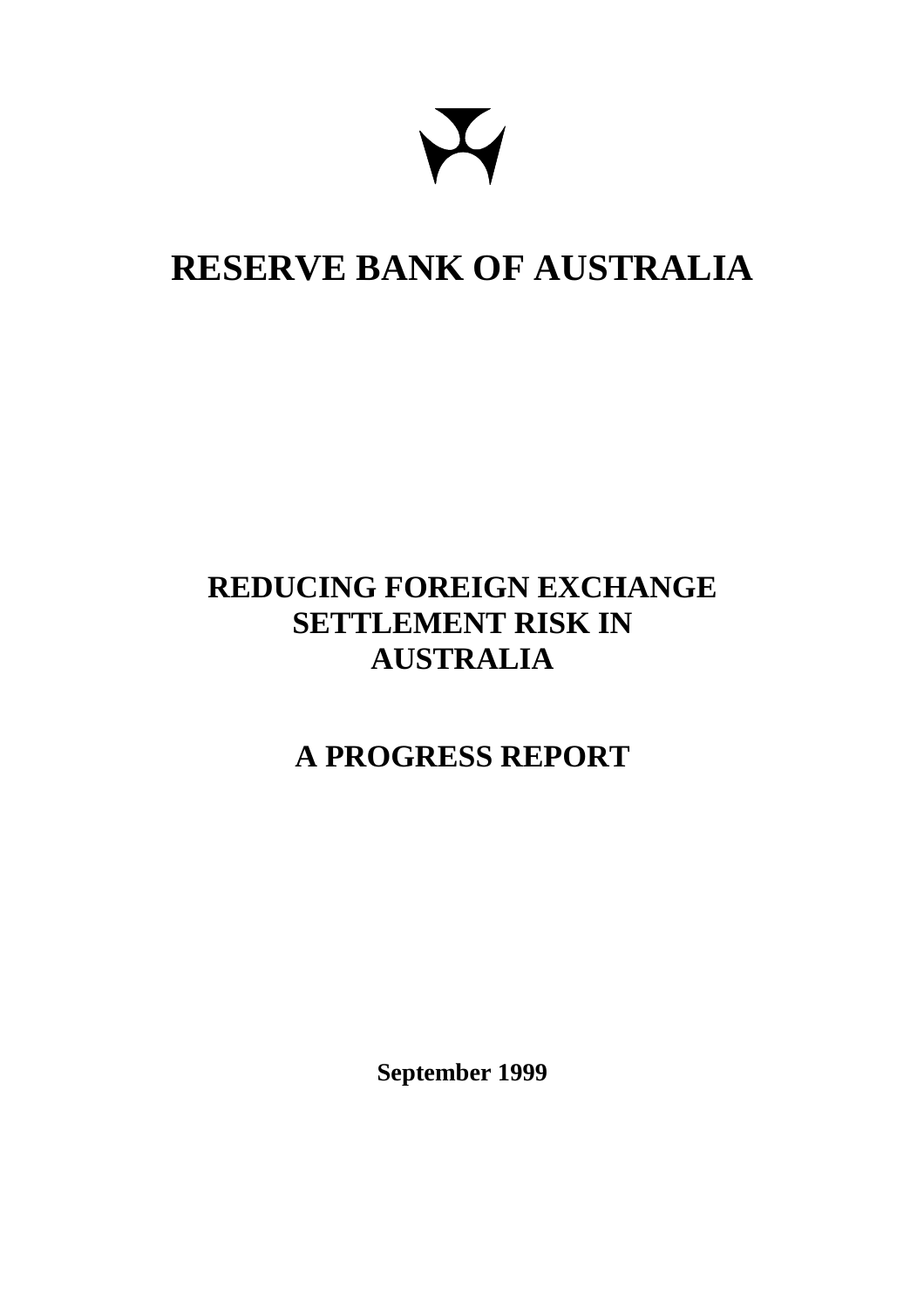# RESERVE BANK OF AUSTRALIA

## REDUCING FOREIGN EXCHANGE SETTLEMENT RISK IN AUSTRALIA

## A PROGRESS REPORT

**September 1999**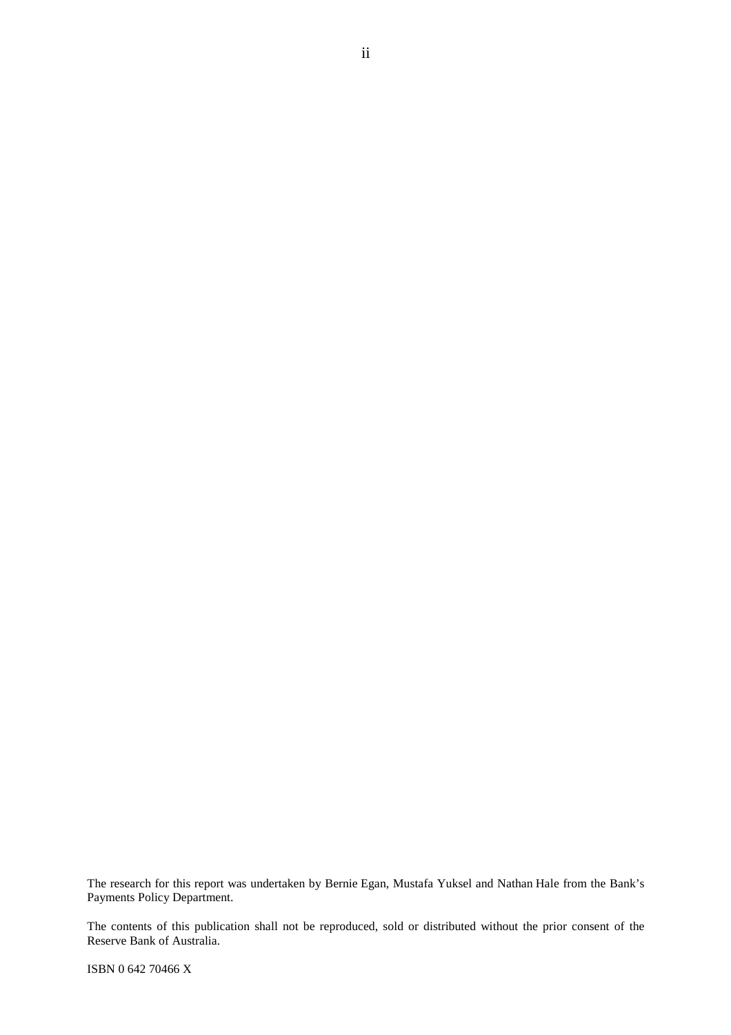The research for this report was undertaken by Bernie Egan, Mustafa Yuksel and Nathan Hale from the Bank's Payments Policy Department.

The contents of this publication shall not be reproduced, sold or distributed without the prior consent of the Reserve Bank of Australia.

ISBN 0 642 70466 X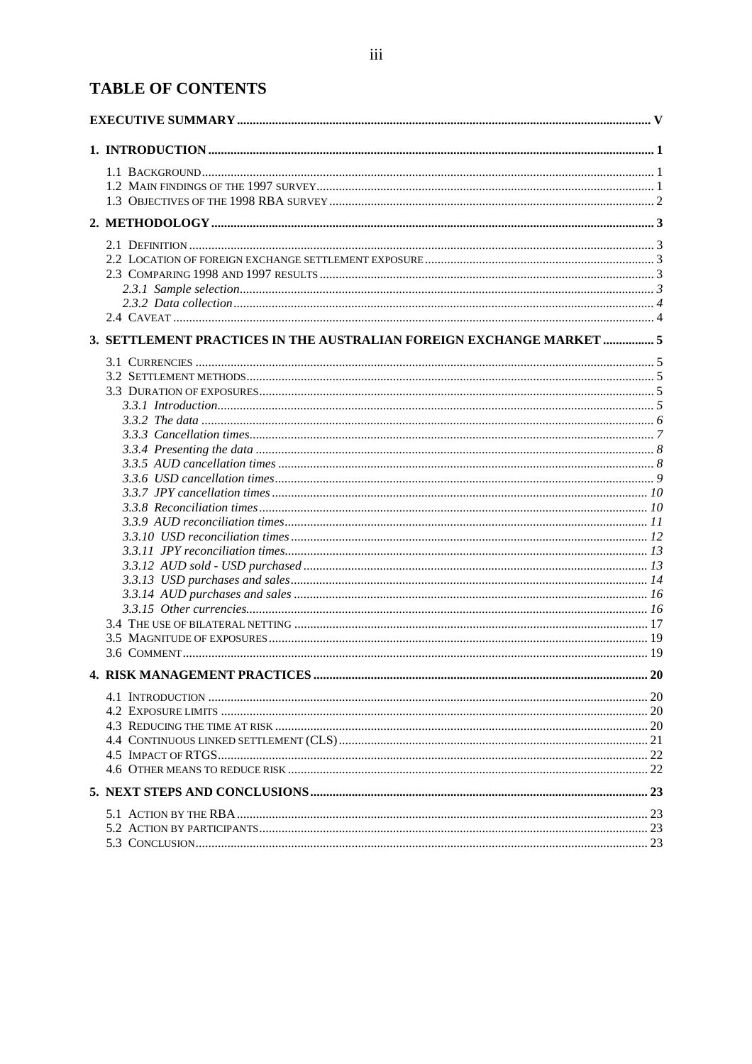# TABLE OF CONTENTS

**EXECUTIVE SUMMARY** ..... V

**1. INTRODUCTION** ..... 1

- 1.1 Background ..... 1
- 1.2 Main findings of the 1997 survey ..... 1
- 1.3 Objectives of the 1998 RBA survey ..... 2

**2. METHODOLOGY** ..... 3

- 2.1 Definition ..... 3
- 2.2 Location of foreign exchange settlement exposure ..... 3
- 2.3 Comparing 1998 and 1997 results ..... 3
  - *2.3.1 Sample selection* ..... 3
  - *2.3.2 Data collection* ..... 4
- 2.4 Caveat ..... 4

**3. SETTLEMENT PRACTICES IN THE AUSTRALIAN FOREIGN EXCHANGE MARKET** ..... 5

- 3.1 Currencies ..... 5
- 3.2 Settlement methods ..... 5
- 3.3 Duration of exposures ..... 5
  - *3.3.1 Introduction* ..... 5
  - *3.3.2 The data* ..... 6
  - *3.3.3 Cancellation times* ..... 7
  - *3.3.4 Presenting the data* ..... 8
  - *3.3.5 AUD cancellation times* ..... 8
  - *3.3.6 USD cancellation times* ..... 9
  - *3.3.7 JPY cancellation times* ..... 10
  - *3.3.8 Reconciliation times* ..... 10
  - *3.3.9 AUD reconciliation times* ..... 11
  - *3.3.10 USD reconciliation times* ..... 12
  - *3.3.11 JPY reconciliation times* ..... 13
  - *3.3.12 AUD sold - USD purchased* ..... 13
  - *3.3.13 USD purchases and sales* ..... 14
  - *3.3.14 AUD purchases and sales* ..... 16
  - *3.3.15 Other currencies* ..... 16
- 3.4 The use of bilateral netting ..... 17
- 3.5 Magnitude of exposures ..... 19
- 3.6 Comment ..... 19

**4. RISK MANAGEMENT PRACTICES** ..... 20

- 4.1 Introduction ..... 20
- 4.2 Exposure limits ..... 20
- 4.3 Reducing the time at risk ..... 20
- 4.4 Continuous linked settlement (CLS) ..... 21
- 4.5 Impact of RTGS ..... 22
- 4.6 Other means to reduce risk ..... 22

**5. NEXT STEPS AND CONCLUSIONS** ..... 23

- 5.1 Action by the RBA ..... 23
- 5.2 Action by participants ..... 23
- 5.3 Conclusion ..... 23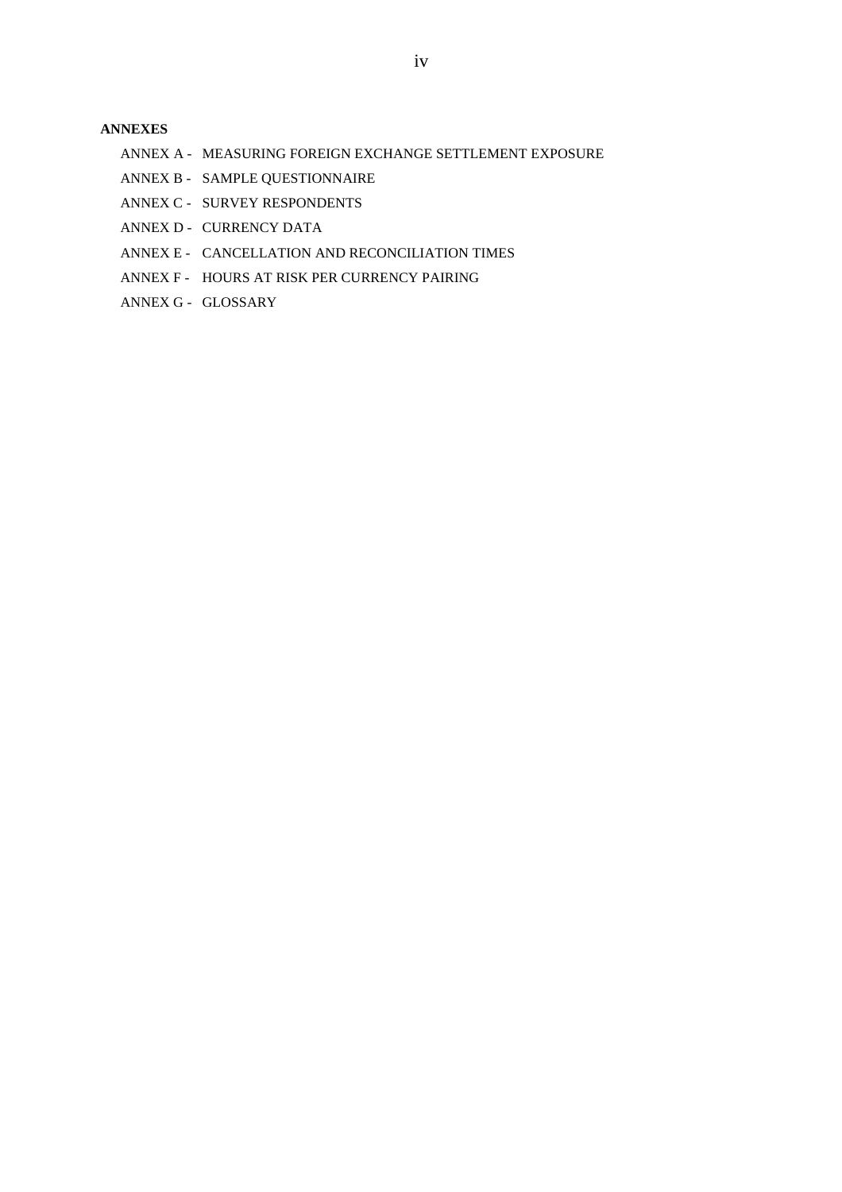**ANNEXES**

ANNEX A - MEASURING FOREIGN EXCHANGE SETTLEMENT EXPOSURE

ANNEX B - SAMPLE QUESTIONNAIRE

ANNEX C - SURVEY RESPONDENTS

ANNEX D - CURRENCY DATA

ANNEX E - CANCELLATION AND RECONCILIATION TIMES

ANNEX F - HOURS AT RISK PER CURRENCY PAIRING

ANNEX G - GLOSSARY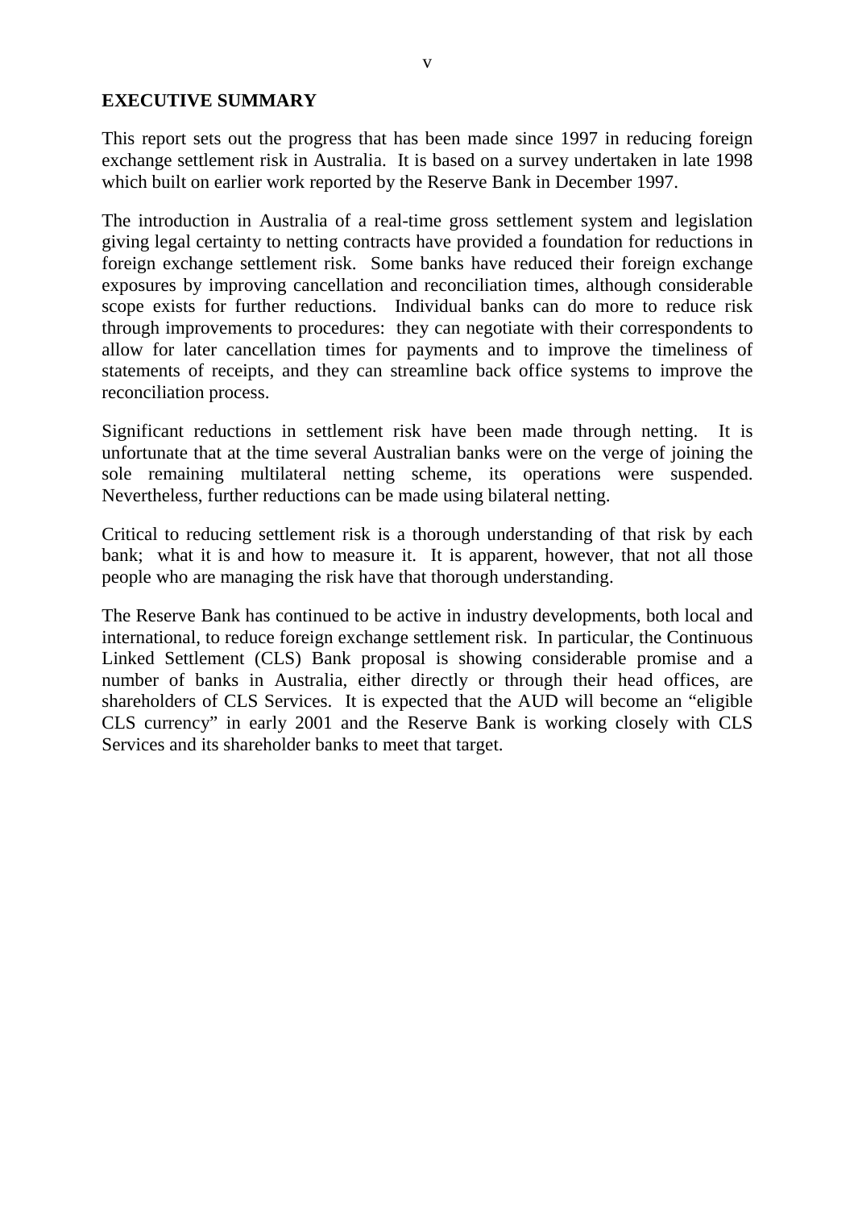## EXECUTIVE SUMMARY

This report sets out the progress that has been made since 1997 in reducing foreign exchange settlement risk in Australia. It is based on a survey undertaken in late 1998 which built on earlier work reported by the Reserve Bank in December 1997.

The introduction in Australia of a real-time gross settlement system and legislation giving legal certainty to netting contracts have provided a foundation for reductions in foreign exchange settlement risk. Some banks have reduced their foreign exchange exposures by improving cancellation and reconciliation times, although considerable scope exists for further reductions. Individual banks can do more to reduce risk through improvements to procedures: they can negotiate with their correspondents to allow for later cancellation times for payments and to improve the timeliness of statements of receipts, and they can streamline back office systems to improve the reconciliation process.

Significant reductions in settlement risk have been made through netting. It is unfortunate that at the time several Australian banks were on the verge of joining the sole remaining multilateral netting scheme, its operations were suspended. Nevertheless, further reductions can be made using bilateral netting.

Critical to reducing settlement risk is a thorough understanding of that risk by each bank; what it is and how to measure it. It is apparent, however, that not all those people who are managing the risk have that thorough understanding.

The Reserve Bank has continued to be active in industry developments, both local and international, to reduce foreign exchange settlement risk. In particular, the Continuous Linked Settlement (CLS) Bank proposal is showing considerable promise and a number of banks in Australia, either directly or through their head offices, are shareholders of CLS Services. It is expected that the AUD will become an "eligible CLS currency" in early 2001 and the Reserve Bank is working closely with CLS Services and its shareholder banks to meet that target.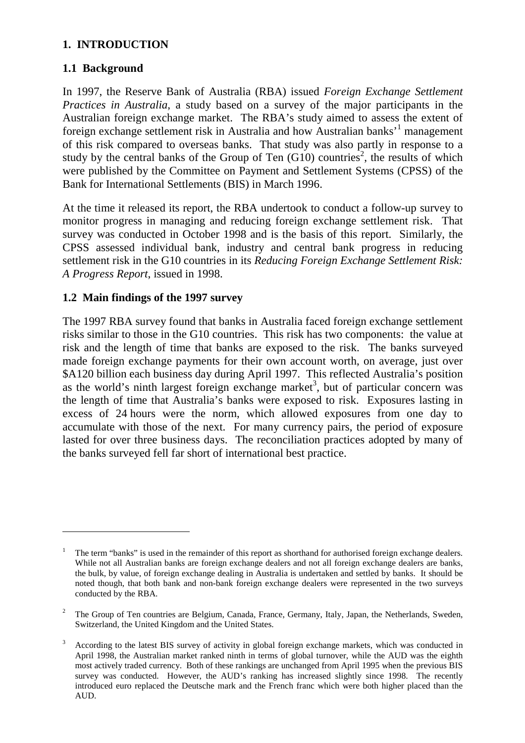## 1. INTRODUCTION

### 1.1 Background

In 1997, the Reserve Bank of Australia (RBA) issued *Foreign Exchange Settlement Practices in Australia*, a study based on a survey of the major participants in the Australian foreign exchange market. The RBA's study aimed to assess the extent of foreign exchange settlement risk in Australia and how Australian banks'[1] management of this risk compared to overseas banks. That study was also partly in response to a study by the central banks of the Group of Ten (G10) countries[2], the results of which were published by the Committee on Payment and Settlement Systems (CPSS) of the Bank for International Settlements (BIS) in March 1996.

At the time it released its report, the RBA undertook to conduct a follow-up survey to monitor progress in managing and reducing foreign exchange settlement risk. That survey was conducted in October 1998 and is the basis of this report. Similarly, the CPSS assessed individual bank, industry and central bank progress in reducing settlement risk in the G10 countries in its *Reducing Foreign Exchange Settlement Risk: A Progress Report*, issued in 1998.

### 1.2 Main findings of the 1997 survey

The 1997 RBA survey found that banks in Australia faced foreign exchange settlement risks similar to those in the G10 countries. This risk has two components: the value at risk and the length of time that banks are exposed to the risk. The banks surveyed made foreign exchange payments for their own account worth, on average, just over $A120 billion each business day during April 1997. This reflected Australia's position as the world's ninth largest foreign exchange market[3], but of particular concern was the length of time that Australia's banks were exposed to risk. Exposures lasting in excess of 24 hours were the norm, which allowed exposures from one day to accumulate with those of the next. For many currency pairs, the period of exposure lasted for over three business days. The reconciliation practices adopted by many of the banks surveyed fell far short of international best practice.

---

[1] The term "banks" is used in the remainder of this report as shorthand for authorised foreign exchange dealers. While not all Australian banks are foreign exchange dealers and not all foreign exchange dealers are banks, the bulk, by value, of foreign exchange dealing in Australia is undertaken and settled by banks. It should be noted though, that both bank and non-bank foreign exchange dealers were represented in the two surveys conducted by the RBA.

[2] The Group of Ten countries are Belgium, Canada, France, Germany, Italy, Japan, the Netherlands, Sweden, Switzerland, the United Kingdom and the United States.

[3] According to the latest BIS survey of activity in global foreign exchange markets, which was conducted in April 1998, the Australian market ranked ninth in terms of global turnover, while the AUD was the eighth most actively traded currency. Both of these rankings are unchanged from April 1995 when the previous BIS survey was conducted. However, the AUD's ranking has increased slightly since 1998. The recently introduced euro replaced the Deutsche mark and the French franc which were both higher placed than the AUD.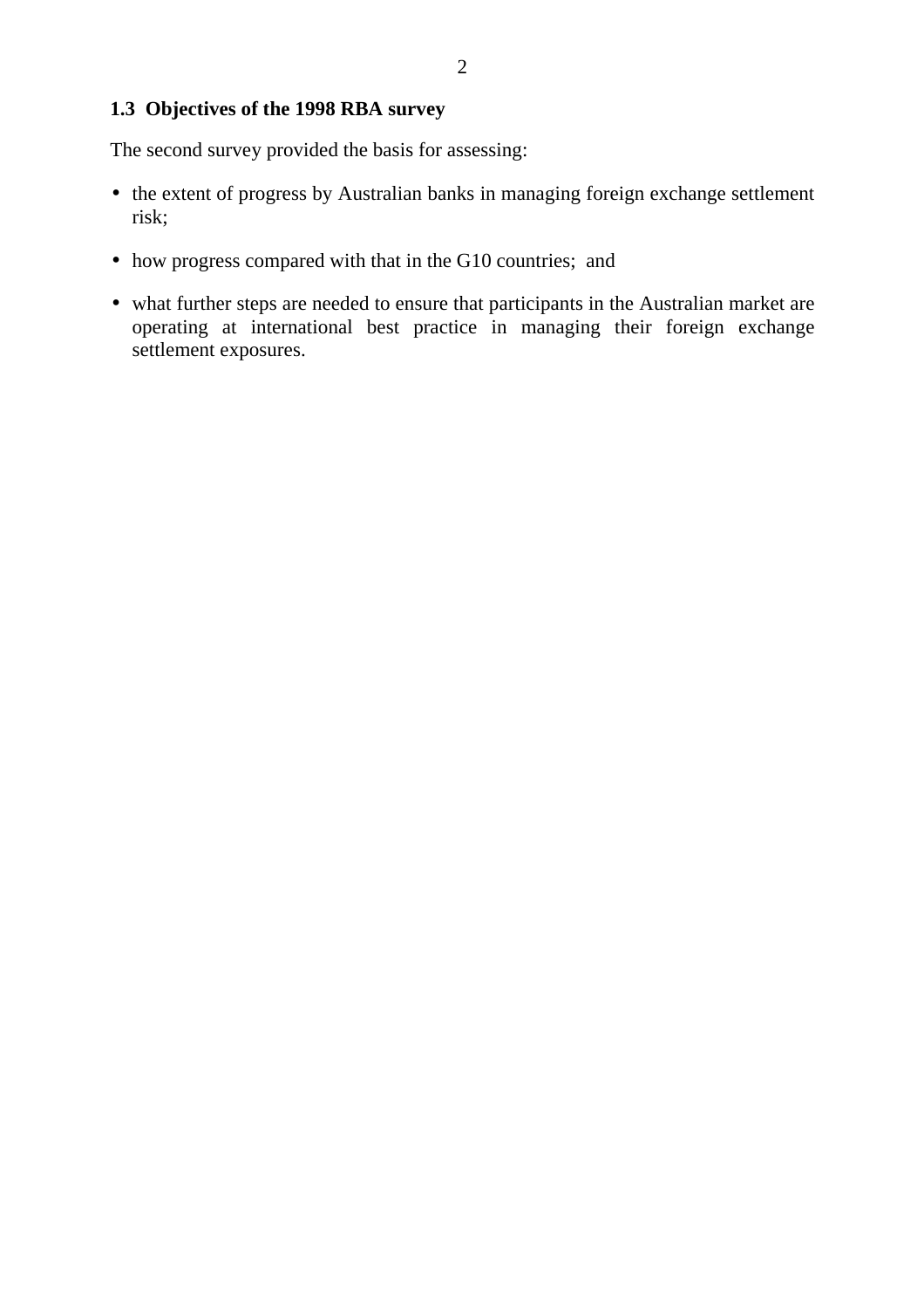### 1.3 Objectives of the 1998 RBA survey

The second survey provided the basis for assessing:

- the extent of progress by Australian banks in managing foreign exchange settlement risk;
- how progress compared with that in the G10 countries; and
- what further steps are needed to ensure that participants in the Australian market are operating at international best practice in managing their foreign exchange settlement exposures.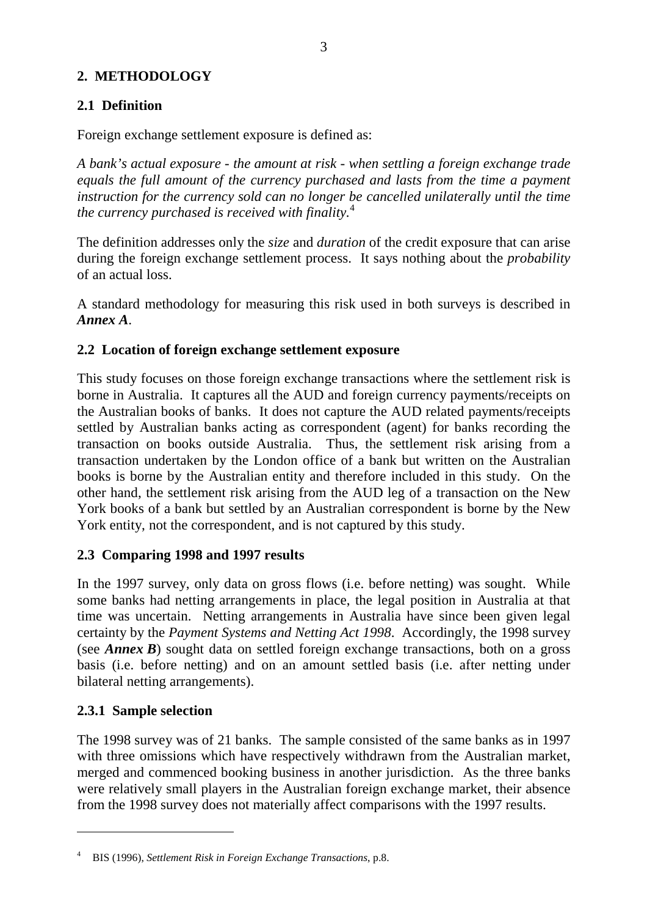## 2. METHODOLOGY

### 2.1 Definition

Foreign exchange settlement exposure is defined as:

*A bank's actual exposure - the amount at risk - when settling a foreign exchange trade equals the full amount of the currency purchased and lasts from the time a payment instruction for the currency sold can no longer be cancelled unilaterally until the time the currency purchased is received with finality.*[4]

The definition addresses only the *size* and *duration* of the credit exposure that can arise during the foreign exchange settlement process. It says nothing about the *probability* of an actual loss.

A standard methodology for measuring this risk used in both surveys is described in ***Annex A***.

### 2.2 Location of foreign exchange settlement exposure

This study focuses on those foreign exchange transactions where the settlement risk is borne in Australia. It captures all the AUD and foreign currency payments/receipts on the Australian books of banks. It does not capture the AUD related payments/receipts settled by Australian banks acting as correspondent (agent) for banks recording the transaction on books outside Australia. Thus, the settlement risk arising from a transaction undertaken by the London office of a bank but written on the Australian books is borne by the Australian entity and therefore included in this study. On the other hand, the settlement risk arising from the AUD leg of a transaction on the New York books of a bank but settled by an Australian correspondent is borne by the New York entity, not the correspondent, and is not captured by this study.

### 2.3 Comparing 1998 and 1997 results

In the 1997 survey, only data on gross flows (i.e. before netting) was sought. While some banks had netting arrangements in place, the legal position in Australia at that time was uncertain. Netting arrangements in Australia have since been given legal certainty by the *Payment Systems and Netting Act 1998*. Accordingly, the 1998 survey (see ***Annex B***) sought data on settled foreign exchange transactions, both on a gross basis (i.e. before netting) and on an amount settled basis (i.e. after netting under bilateral netting arrangements).

#### 2.3.1 Sample selection

The 1998 survey was of 21 banks. The sample consisted of the same banks as in 1997 with three omissions which have respectively withdrawn from the Australian market, merged and commenced booking business in another jurisdiction. As the three banks were relatively small players in the Australian foreign exchange market, their absence from the 1998 survey does not materially affect comparisons with the 1997 results.

---

[4] BIS (1996), *Settlement Risk in Foreign Exchange Transactions*, p.8.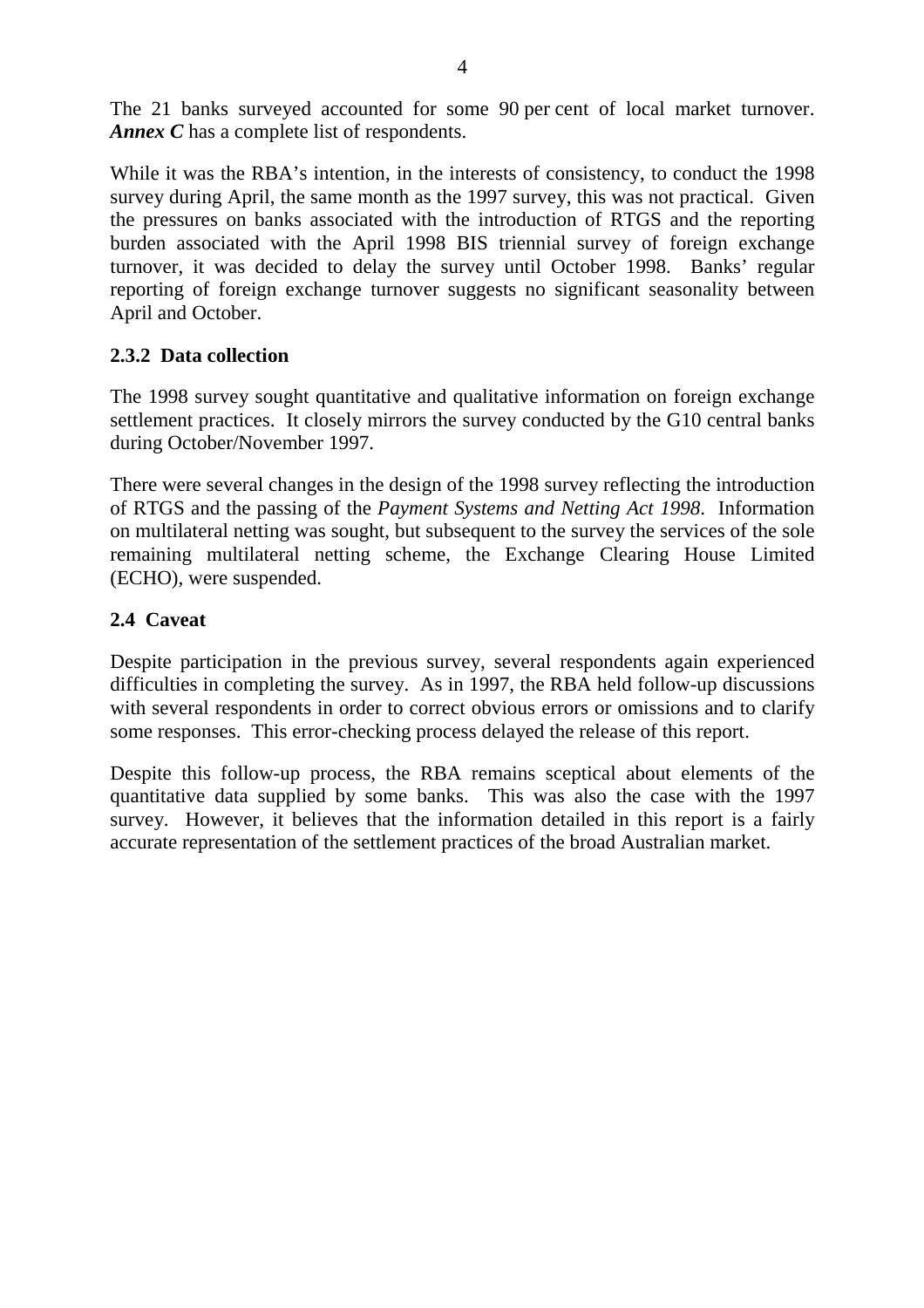The 21 banks surveyed accounted for some 90 per cent of local market turnover. ***Annex C*** has a complete list of respondents.

While it was the RBA's intention, in the interests of consistency, to conduct the 1998 survey during April, the same month as the 1997 survey, this was not practical. Given the pressures on banks associated with the introduction of RTGS and the reporting burden associated with the April 1998 BIS triennial survey of foreign exchange turnover, it was decided to delay the survey until October 1998. Banks' regular reporting of foreign exchange turnover suggests no significant seasonality between April and October.

### 2.3.2 Data collection

The 1998 survey sought quantitative and qualitative information on foreign exchange settlement practices. It closely mirrors the survey conducted by the G10 central banks during October/November 1997.

There were several changes in the design of the 1998 survey reflecting the introduction of RTGS and the passing of the *Payment Systems and Netting Act 1998*. Information on multilateral netting was sought, but subsequent to the survey the services of the sole remaining multilateral netting scheme, the Exchange Clearing House Limited (ECHO), were suspended.

## 2.4 Caveat

Despite participation in the previous survey, several respondents again experienced difficulties in completing the survey. As in 1997, the RBA held follow-up discussions with several respondents in order to correct obvious errors or omissions and to clarify some responses. This error-checking process delayed the release of this report.

Despite this follow-up process, the RBA remains sceptical about elements of the quantitative data supplied by some banks. This was also the case with the 1997 survey. However, it believes that the information detailed in this report is a fairly accurate representation of the settlement practices of the broad Australian market.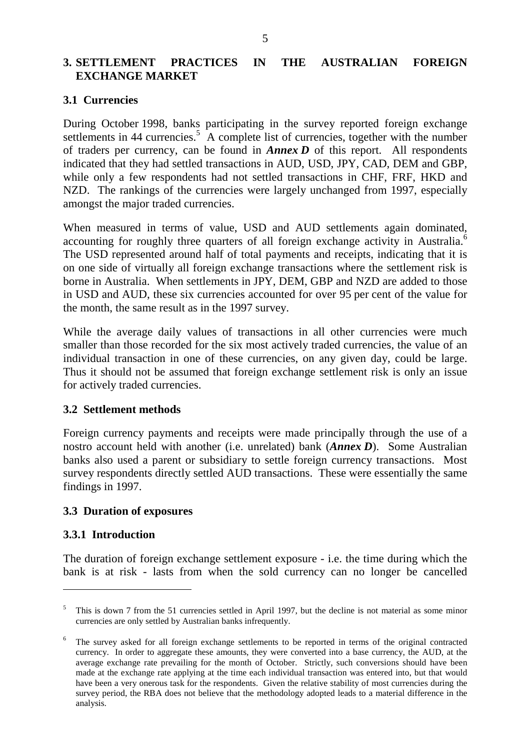## 3. SETTLEMENT PRACTICES IN THE AUSTRALIAN FOREIGN EXCHANGE MARKET

### 3.1 Currencies

During October 1998, banks participating in the survey reported foreign exchange settlements in 44 currencies.[5] A complete list of currencies, together with the number of traders per currency, can be found in ***Annex D*** of this report. All respondents indicated that they had settled transactions in AUD, USD, JPY, CAD, DEM and GBP, while only a few respondents had not settled transactions in CHF, FRF, HKD and NZD. The rankings of the currencies were largely unchanged from 1997, especially amongst the major traded currencies.

When measured in terms of value, USD and AUD settlements again dominated, accounting for roughly three quarters of all foreign exchange activity in Australia.[6] The USD represented around half of total payments and receipts, indicating that it is on one side of virtually all foreign exchange transactions where the settlement risk is borne in Australia. When settlements in JPY, DEM, GBP and NZD are added to those in USD and AUD, these six currencies accounted for over 95 per cent of the value for the month, the same result as in the 1997 survey.

While the average daily values of transactions in all other currencies were much smaller than those recorded for the six most actively traded currencies, the value of an individual transaction in one of these currencies, on any given day, could be large. Thus it should not be assumed that foreign exchange settlement risk is only an issue for actively traded currencies.

### 3.2 Settlement methods

Foreign currency payments and receipts were made principally through the use of a nostro account held with another (i.e. unrelated) bank (***Annex D***). Some Australian banks also used a parent or subsidiary to settle foreign currency transactions. Most survey respondents directly settled AUD transactions. These were essentially the same findings in 1997.

### 3.3 Duration of exposures

#### 3.3.1 Introduction

The duration of foreign exchange settlement exposure - i.e. the time during which the bank is at risk - lasts from when the sold currency can no longer be cancelled

---

[5] This is down 7 from the 51 currencies settled in April 1997, but the decline is not material as some minor currencies are only settled by Australian banks infrequently.

[6] The survey asked for all foreign exchange settlements to be reported in terms of the original contracted currency. In order to aggregate these amounts, they were converted into a base currency, the AUD, at the average exchange rate prevailing for the month of October. Strictly, such conversions should have been made at the exchange rate applying at the time each individual transaction was entered into, but that would have been a very onerous task for the respondents. Given the relative stability of most currencies during the survey period, the RBA does not believe that the methodology adopted leads to a material difference in the analysis.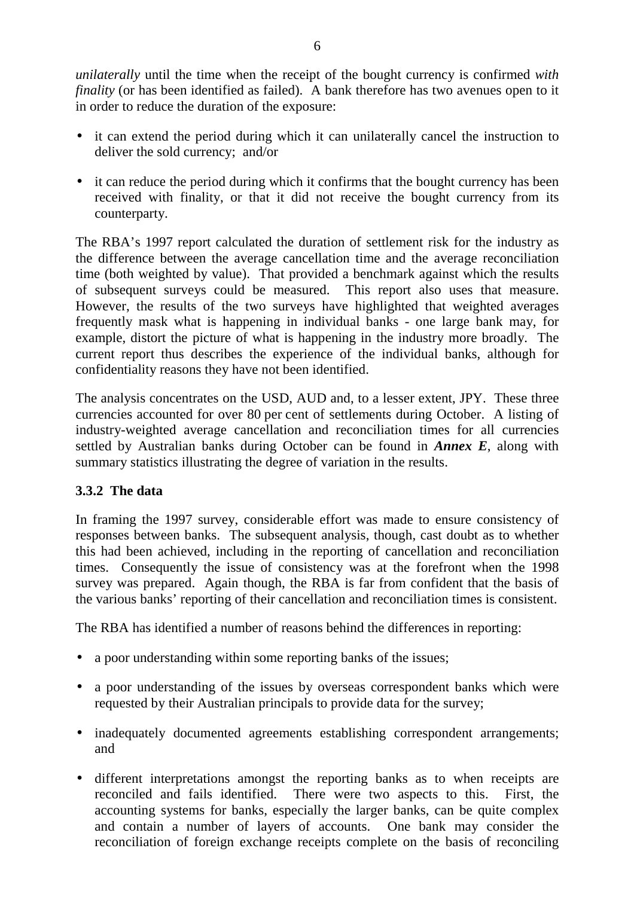*unilaterally* until the time when the receipt of the bought currency is confirmed *with finality* (or has been identified as failed). A bank therefore has two avenues open to it in order to reduce the duration of the exposure:

- it can extend the period during which it can unilaterally cancel the instruction to deliver the sold currency; and/or
- it can reduce the period during which it confirms that the bought currency has been received with finality, or that it did not receive the bought currency from its counterparty.

The RBA's 1997 report calculated the duration of settlement risk for the industry as the difference between the average cancellation time and the average reconciliation time (both weighted by value). That provided a benchmark against which the results of subsequent surveys could be measured. This report also uses that measure. However, the results of the two surveys have highlighted that weighted averages frequently mask what is happening in individual banks - one large bank may, for example, distort the picture of what is happening in the industry more broadly. The current report thus describes the experience of the individual banks, although for confidentiality reasons they have not been identified.

The analysis concentrates on the USD, AUD and, to a lesser extent, JPY. These three currencies accounted for over 80 per cent of settlements during October. A listing of industry-weighted average cancellation and reconciliation times for all currencies settled by Australian banks during October can be found in ***Annex E***, along with summary statistics illustrating the degree of variation in the results.

### 3.3.2 The data

In framing the 1997 survey, considerable effort was made to ensure consistency of responses between banks. The subsequent analysis, though, cast doubt as to whether this had been achieved, including in the reporting of cancellation and reconciliation times. Consequently the issue of consistency was at the forefront when the 1998 survey was prepared. Again though, the RBA is far from confident that the basis of the various banks' reporting of their cancellation and reconciliation times is consistent.

The RBA has identified a number of reasons behind the differences in reporting:

- a poor understanding within some reporting banks of the issues;
- a poor understanding of the issues by overseas correspondent banks which were requested by their Australian principals to provide data for the survey;
- inadequately documented agreements establishing correspondent arrangements; and
- different interpretations amongst the reporting banks as to when receipts are reconciled and fails identified. There were two aspects to this. First, the accounting systems for banks, especially the larger banks, can be quite complex and contain a number of layers of accounts. One bank may consider the reconciliation of foreign exchange receipts complete on the basis of reconciling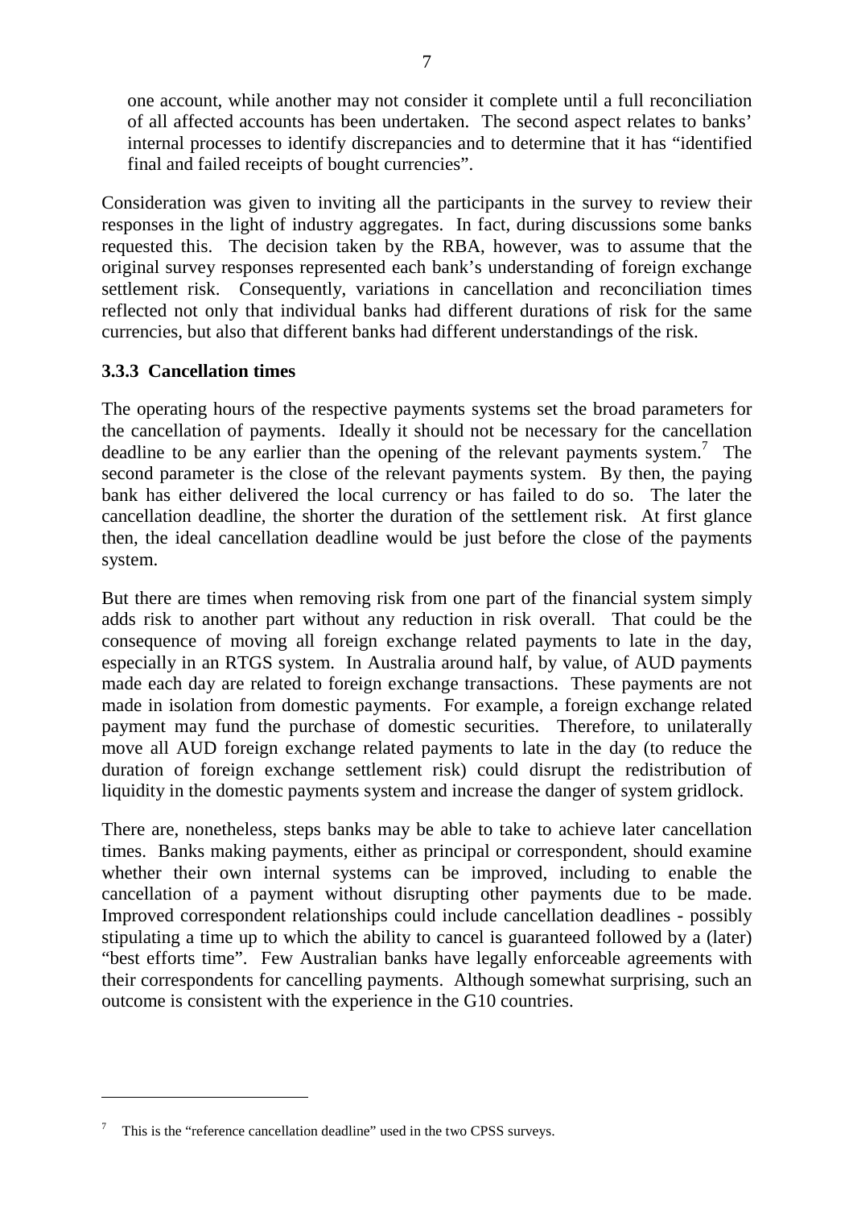one account, while another may not consider it complete until a full reconciliation of all affected accounts has been undertaken. The second aspect relates to banks' internal processes to identify discrepancies and to determine that it has "identified final and failed receipts of bought currencies".

Consideration was given to inviting all the participants in the survey to review their responses in the light of industry aggregates. In fact, during discussions some banks requested this. The decision taken by the RBA, however, was to assume that the original survey responses represented each bank's understanding of foreign exchange settlement risk. Consequently, variations in cancellation and reconciliation times reflected not only that individual banks had different durations of risk for the same currencies, but also that different banks had different understandings of the risk.

### 3.3.3 Cancellation times

The operating hours of the respective payments systems set the broad parameters for the cancellation of payments. Ideally it should not be necessary for the cancellation deadline to be any earlier than the opening of the relevant payments system.[7] The second parameter is the close of the relevant payments system. By then, the paying bank has either delivered the local currency or has failed to do so. The later the cancellation deadline, the shorter the duration of the settlement risk. At first glance then, the ideal cancellation deadline would be just before the close of the payments system.

But there are times when removing risk from one part of the financial system simply adds risk to another part without any reduction in risk overall. That could be the consequence of moving all foreign exchange related payments to late in the day, especially in an RTGS system. In Australia around half, by value, of AUD payments made each day are related to foreign exchange transactions. These payments are not made in isolation from domestic payments. For example, a foreign exchange related payment may fund the purchase of domestic securities. Therefore, to unilaterally move all AUD foreign exchange related payments to late in the day (to reduce the duration of foreign exchange settlement risk) could disrupt the redistribution of liquidity in the domestic payments system and increase the danger of system gridlock.

There are, nonetheless, steps banks may be able to take to achieve later cancellation times. Banks making payments, either as principal or correspondent, should examine whether their own internal systems can be improved, including to enable the cancellation of a payment without disrupting other payments due to be made. Improved correspondent relationships could include cancellation deadlines - possibly stipulating a time up to which the ability to cancel is guaranteed followed by a (later) "best efforts time". Few Australian banks have legally enforceable agreements with their correspondents for cancelling payments. Although somewhat surprising, such an outcome is consistent with the experience in the G10 countries.

---

[7] This is the "reference cancellation deadline" used in the two CPSS surveys.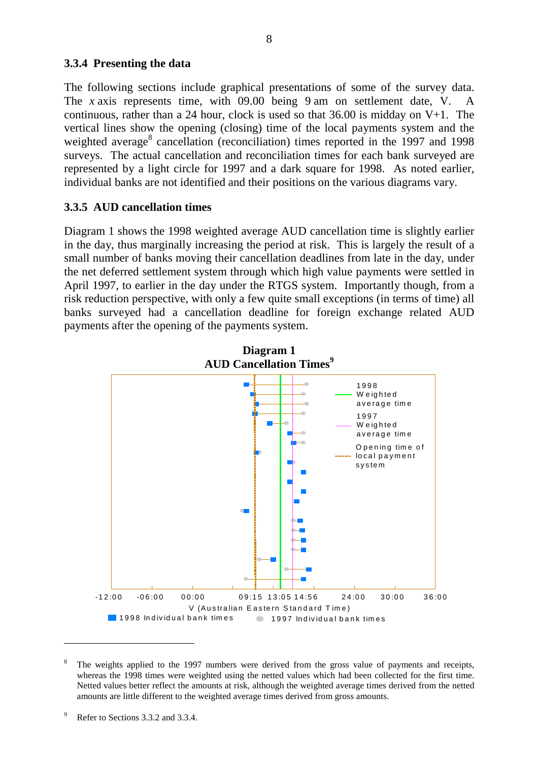### 3.3.4 Presenting the data

The following sections include graphical presentations of some of the survey data. The *x* axis represents time, with 09.00 being 9 am on settlement date, V. A continuous, rather than a 24 hour, clock is used so that 36.00 is midday on V+1. The vertical lines show the opening (closing) time of the local payments system and the weighted average[8] cancellation (reconciliation) times reported in the 1997 and 1998 surveys. The actual cancellation and reconciliation times for each bank surveyed are represented by a light circle for 1997 and a dark square for 1998. As noted earlier, individual banks are not identified and their positions on the various diagrams vary.

### 3.3.5 AUD cancellation times

Diagram 1 shows the 1998 weighted average AUD cancellation time is slightly earlier in the day, thus marginally increasing the period at risk. This is largely the result of a small number of banks moving their cancellation deadlines from late in the day, under the net deferred settlement system through which high value payments were settled in April 1997, to earlier in the day under the RTGS system. Importantly though, from a risk reduction perspective, with only a few quite small exceptions (in terms of time) all banks surveyed had a cancellation deadline for foreign exchange related AUD payments after the opening of the payments system.

**Diagram 1**
**AUD Cancellation Times[9]**

Legend: 1998 Weighted average time; 1997 Weighted average time; Opening time of local payment system; 1998 Individual bank times; 1997 Individual bank times

x axis: -12:00, -06:00, 00:00, 09:15, 13:05, 14:56, 24:00, 30:00, 36:00 — V (Australian Eastern Standard Time)

---

[8] The weights applied to the 1997 numbers were derived from the gross value of payments and receipts, whereas the 1998 times were weighted using the netted values which had been collected for the first time. Netted values better reflect the amounts at risk, although the weighted average times derived from the netted amounts are little different to the weighted average times derived from gross amounts.

[9] Refer to Sections 3.3.2 and 3.3.4.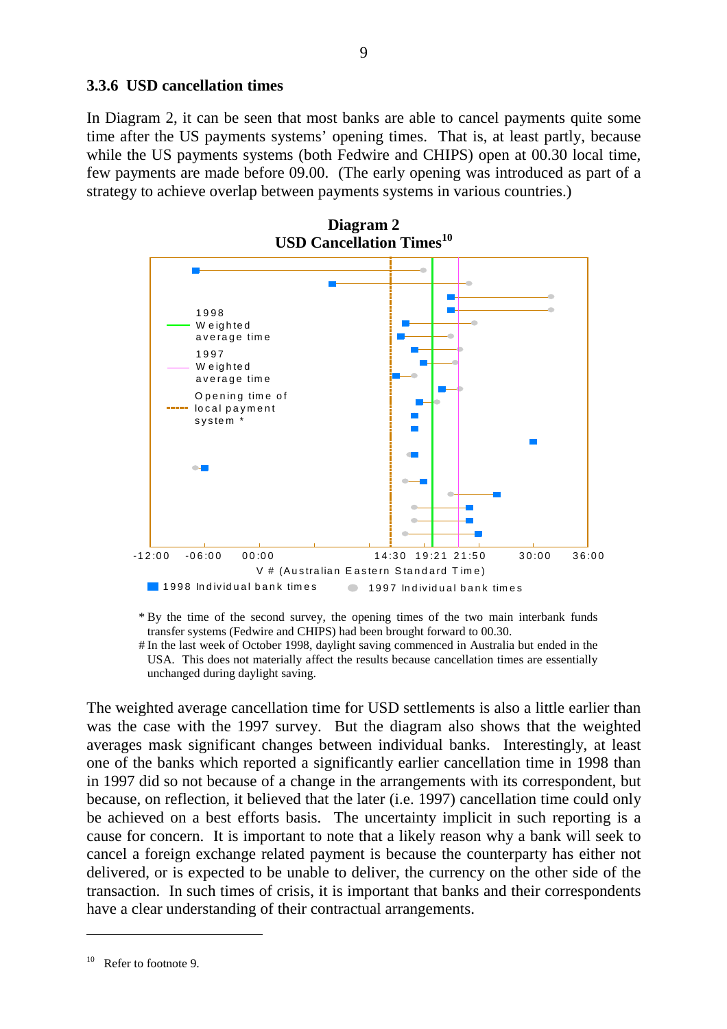### 3.3.6 USD cancellation times

In Diagram 2, it can be seen that most banks are able to cancel payments quite some time after the US payments systems' opening times. That is, at least partly, because while the US payments systems (both Fedwire and CHIPS) open at 00.30 local time, few payments are made before 09.00. (The early opening was introduced as part of a strategy to achieve overlap between payments systems in various countries.)

**Diagram 2**
**USD Cancellation Times**[10]

1998 Weighted average time

1997 Weighted average time

Opening time of local payment system *

-12:00 -06:00 00:00 14:30 19:21 21:50 30:00 36:00

V # (Australian Eastern Standard Time)

1998 Individual bank times 1997 Individual bank times

\* By the time of the second survey, the opening times of the two main interbank funds transfer systems (Fedwire and CHIPS) had been brought forward to 00.30.

\# In the last week of October 1998, daylight saving commenced in Australia but ended in the USA. This does not materially affect the results because cancellation times are essentially unchanged during daylight saving.

The weighted average cancellation time for USD settlements is also a little earlier than was the case with the 1997 survey. But the diagram also shows that the weighted averages mask significant changes between individual banks. Interestingly, at least one of the banks which reported a significantly earlier cancellation time in 1998 than in 1997 did so not because of a change in the arrangements with its correspondent, but because, on reflection, it believed that the later (i.e. 1997) cancellation time could only be achieved on a best efforts basis. The uncertainty implicit in such reporting is a cause for concern. It is important to note that a likely reason why a bank will seek to cancel a foreign exchange related payment is because the counterparty has either not delivered, or is expected to be unable to deliver, the currency on the other side of the transaction. In such times of crisis, it is important that banks and their correspondents have a clear understanding of their contractual arrangements.

[10] Refer to footnote 9.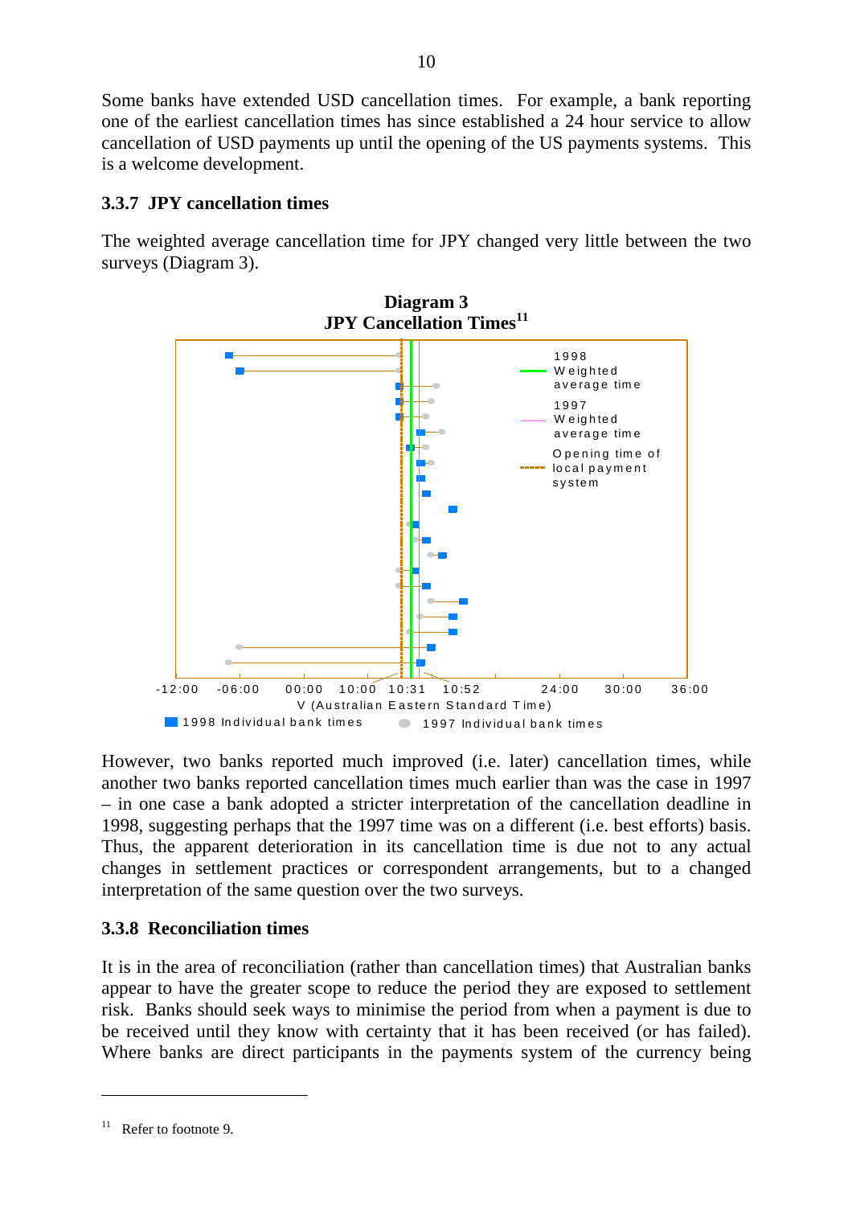Some banks have extended USD cancellation times. For example, a bank reporting one of the earliest cancellation times has since established a 24 hour service to allow cancellation of USD payments up until the opening of the US payments systems. This is a welcome development.

### 3.3.7 JPY cancellation times

The weighted average cancellation time for JPY changed very little between the two surveys (Diagram 3).

**Diagram 3**
**JPY Cancellation Times**[11]

1998 Weighted average time

1997 Weighted average time

Opening time of local payment system

-12:00 -06:00 00:00 10:00 10:31 10:52 24:00 30:00 36:00

V (Australian Eastern Standard Time)

1998 Individual bank times 1997 Individual bank times

However, two banks reported much improved (i.e. later) cancellation times, while another two banks reported cancellation times much earlier than was the case in 1997 – in one case a bank adopted a stricter interpretation of the cancellation deadline in 1998, suggesting perhaps that the 1997 time was on a different (i.e. best efforts) basis. Thus, the apparent deterioration in its cancellation time is due not to any actual changes in settlement practices or correspondent arrangements, but to a changed interpretation of the same question over the two surveys.

### 3.3.8 Reconciliation times

It is in the area of reconciliation (rather than cancellation times) that Australian banks appear to have the greater scope to reduce the period they are exposed to settlement risk. Banks should seek ways to minimise the period from when a payment is due to be received until they know with certainty that it has been received (or has failed). Where banks are direct participants in the payments system of the currency being

---

[11] Refer to footnote 9.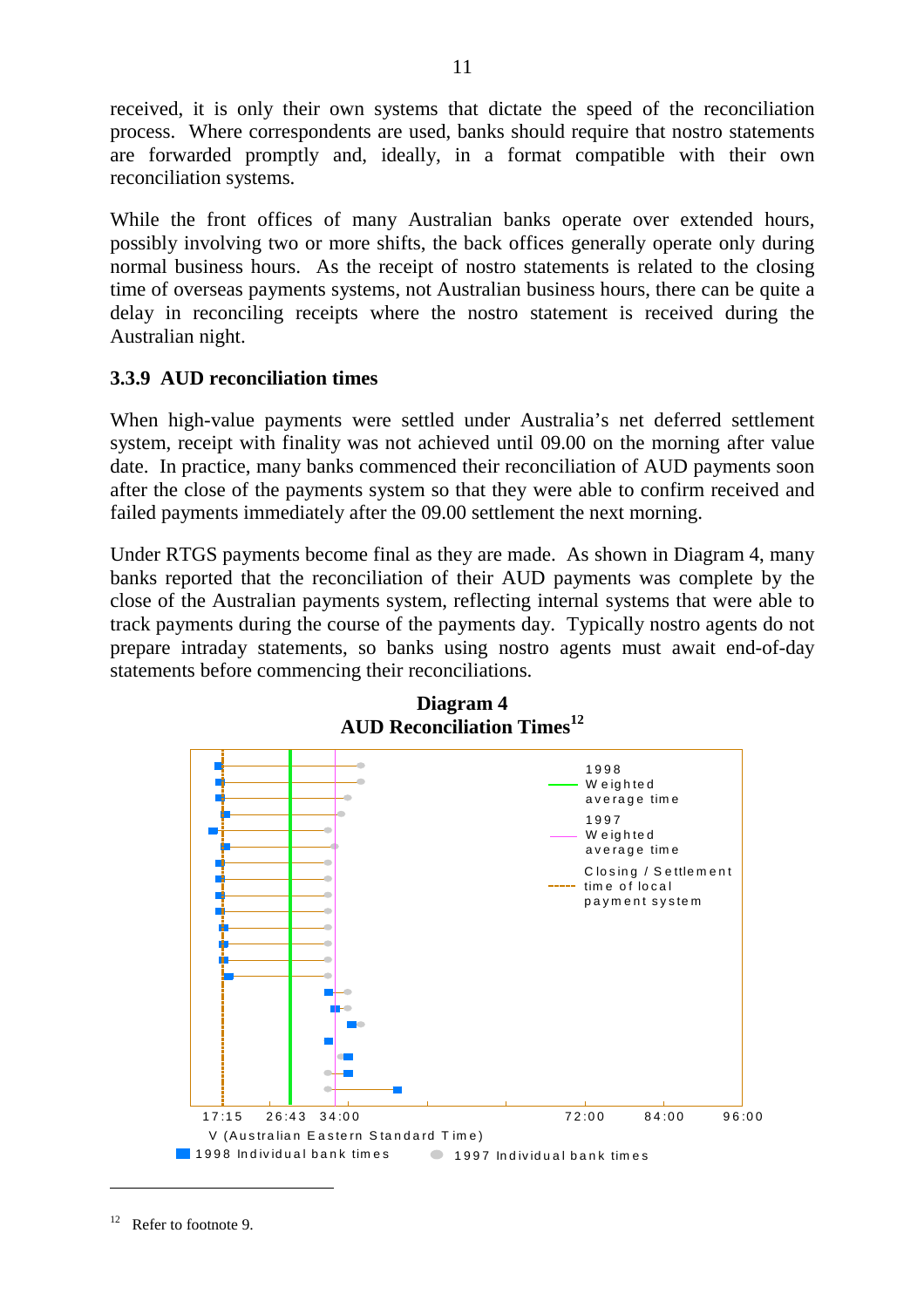received, it is only their own systems that dictate the speed of the reconciliation process. Where correspondents are used, banks should require that nostro statements are forwarded promptly and, ideally, in a format compatible with their own reconciliation systems.

While the front offices of many Australian banks operate over extended hours, possibly involving two or more shifts, the back offices generally operate only during normal business hours. As the receipt of nostro statements is related to the closing time of overseas payments systems, not Australian business hours, there can be quite a delay in reconciling receipts where the nostro statement is received during the Australian night.

### 3.3.9 AUD reconciliation times

When high-value payments were settled under Australia's net deferred settlement system, receipt with finality was not achieved until 09.00 on the morning after value date. In practice, many banks commenced their reconciliation of AUD payments soon after the close of the payments system so that they were able to confirm received and failed payments immediately after the 09.00 settlement the next morning.

Under RTGS payments become final as they are made. As shown in Diagram 4, many banks reported that the reconciliation of their AUD payments was complete by the close of the Australian payments system, reflecting internal systems that were able to track payments during the course of the payments day. Typically nostro agents do not prepare intraday statements, so banks using nostro agents must await end-of-day statements before commencing their reconciliations.

**Diagram 4**
**AUD Reconciliation Times**[12]

Legend: 1998 Weighted average time; 1997 Weighted average time; Closing / Settlement time of local payment system; 1998 Individual bank times; 1997 Individual bank times

V (Australian Eastern Standard Time)

Axis: 17:15, 26:43, 34:00, 72:00, 84:00, 96:00

[12] Refer to footnote 9.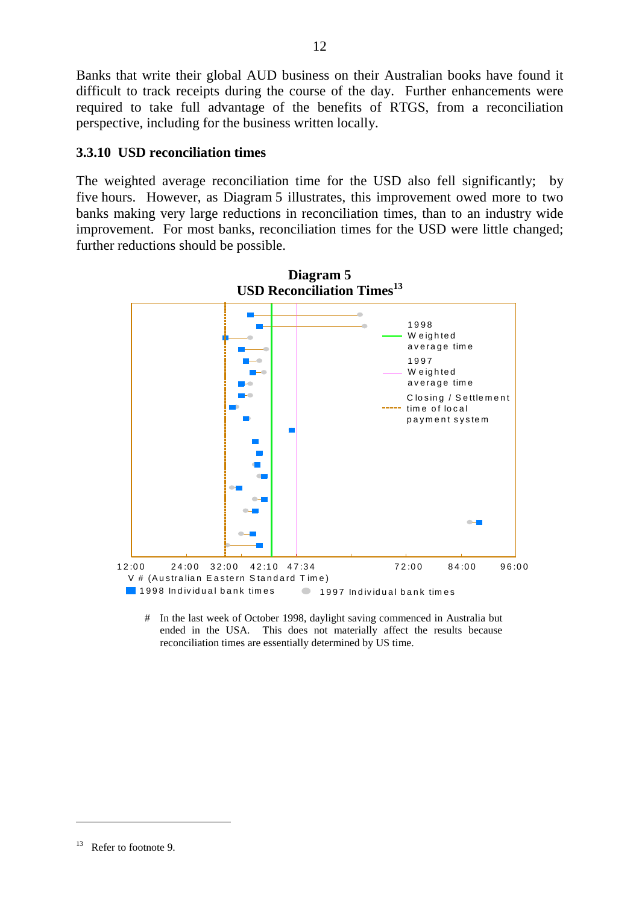Banks that write their global AUD business on their Australian books have found it difficult to track receipts during the course of the day. Further enhancements were required to take full advantage of the benefits of RTGS, from a reconciliation perspective, including for the business written locally.

### 3.3.10 USD reconciliation times

The weighted average reconciliation time for the USD also fell significantly; by five hours. However, as Diagram 5 illustrates, this improvement owed more to two banks making very large reductions in reconciliation times, than to an industry wide improvement. For most banks, reconciliation times for the USD were little changed; further reductions should be possible.

**Diagram 5**
**USD Reconciliation Times**[13]

1998 Weighted average time

1997 Weighted average time

Closing / Settlement time of local payment system

12:00 24:00 32:00 42:10 47:34 72:00 84:00 96:00

V # (Australian Eastern Standard Time)

1998 Individual bank times

1997 Individual bank times

\# In the last week of October 1998, daylight saving commenced in Australia but ended in the USA. This does not materially affect the results because reconciliation times are essentially determined by US time.

---

[13] Refer to footnote 9.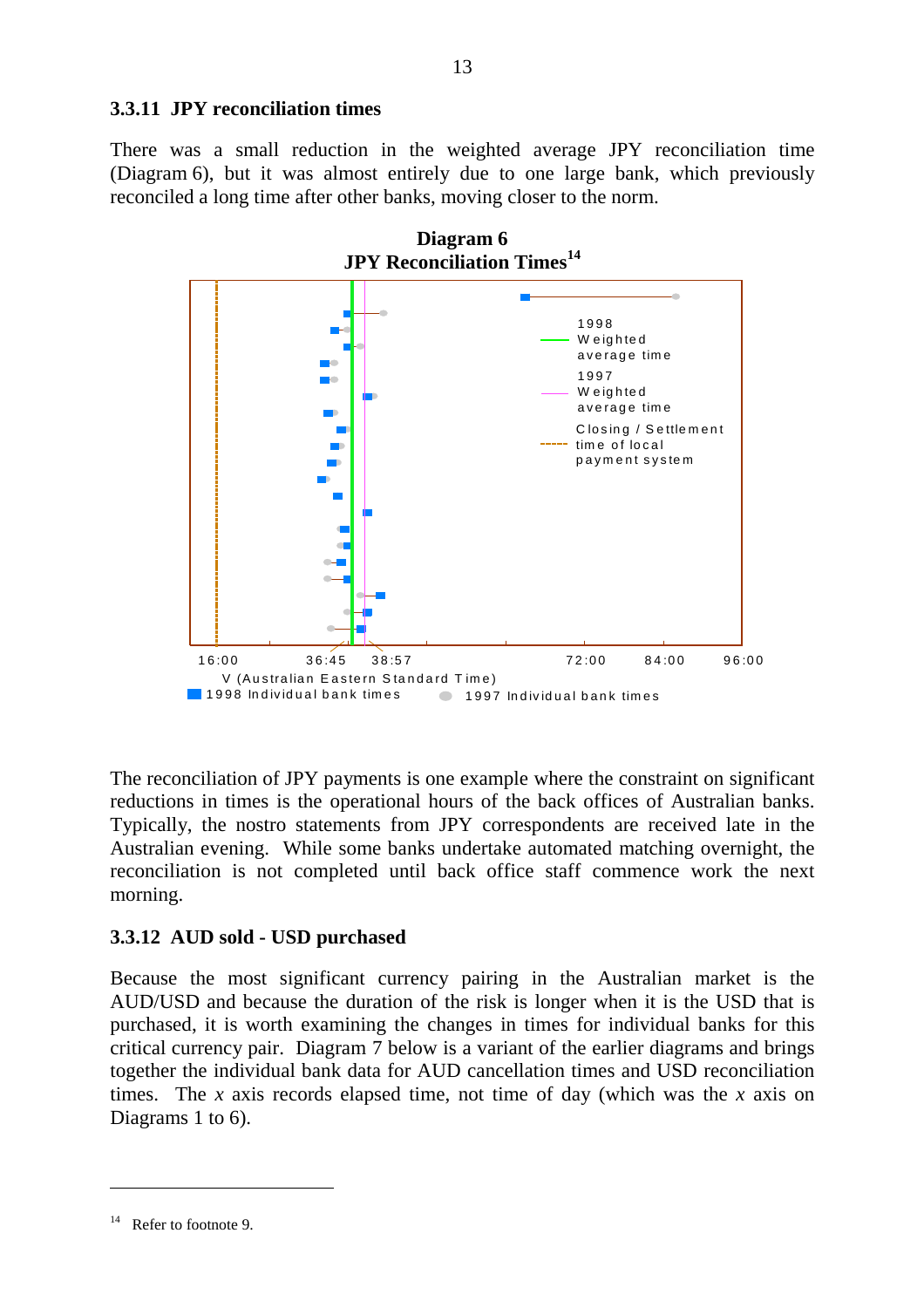### 3.3.11 JPY reconciliation times

There was a small reduction in the weighted average JPY reconciliation time (Diagram 6), but it was almost entirely due to one large bank, which previously reconciled a long time after other banks, moving closer to the norm.

**Diagram 6**
**JPY Reconciliation Times[14]**

The reconciliation of JPY payments is one example where the constraint on significant reductions in times is the operational hours of the back offices of Australian banks. Typically, the nostro statements from JPY correspondents are received late in the Australian evening. While some banks undertake automated matching overnight, the reconciliation is not completed until back office staff commence work the next morning.

### 3.3.12 AUD sold - USD purchased

Because the most significant currency pairing in the Australian market is the AUD/USD and because the duration of the risk is longer when it is the USD that is purchased, it is worth examining the changes in times for individual banks for this critical currency pair. Diagram 7 below is a variant of the earlier diagrams and brings together the individual bank data for AUD cancellation times and USD reconciliation times. The *x* axis records elapsed time, not time of day (which was the *x* axis on Diagrams 1 to 6).

---

[14] Refer to footnote 9.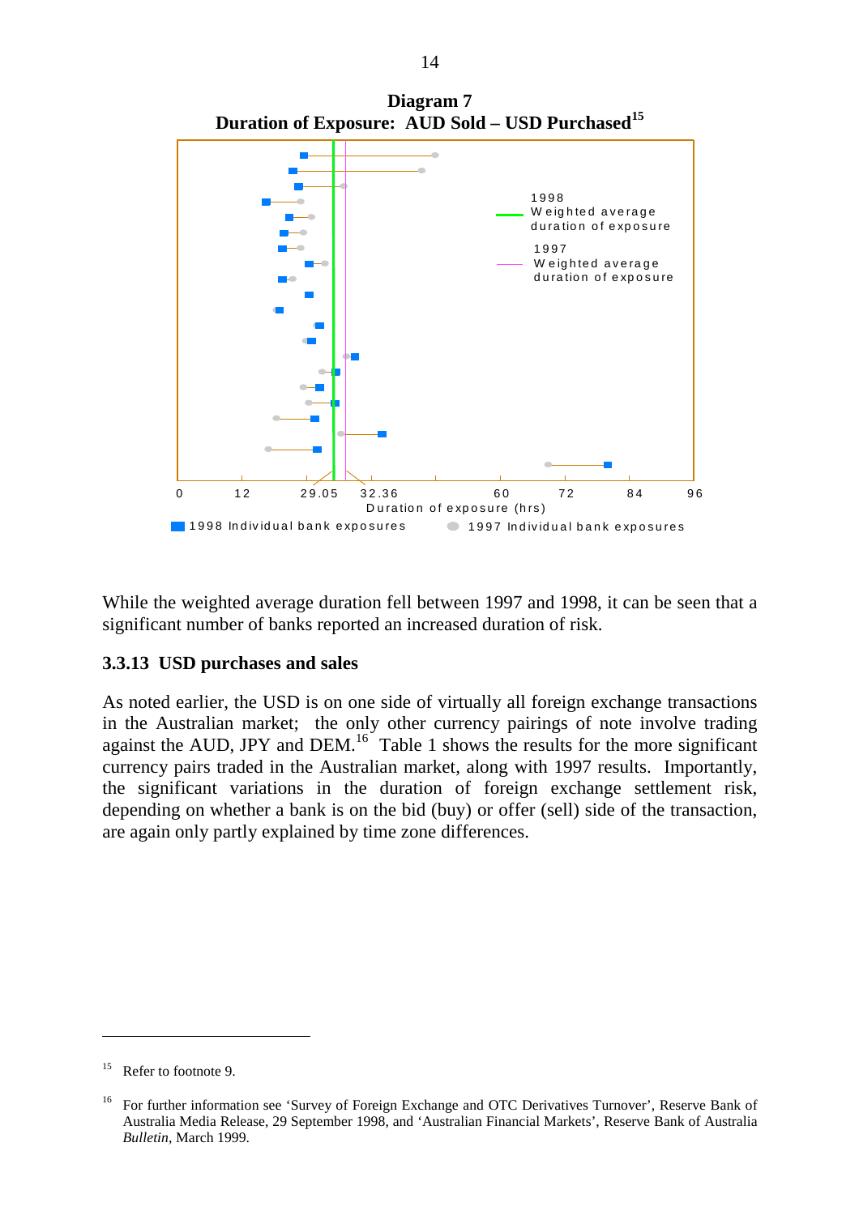**Diagram 7**
**Duration of Exposure: AUD Sold – USD Purchased**[15]

While the weighted average duration fell between 1997 and 1998, it can be seen that a significant number of banks reported an increased duration of risk.

### 3.3.13 USD purchases and sales

As noted earlier, the USD is on one side of virtually all foreign exchange transactions in the Australian market; the only other currency pairings of note involve trading against the AUD, JPY and DEM.[16] Table 1 shows the results for the more significant currency pairs traded in the Australian market, along with 1997 results. Importantly, the significant variations in the duration of foreign exchange settlement risk, depending on whether a bank is on the bid (buy) or offer (sell) side of the transaction, are again only partly explained by time zone differences.

---

[15] Refer to footnote 9.

[16] For further information see 'Survey of Foreign Exchange and OTC Derivatives Turnover', Reserve Bank of Australia Media Release, 29 September 1998, and 'Australian Financial Markets', Reserve Bank of Australia *Bulletin*, March 1999.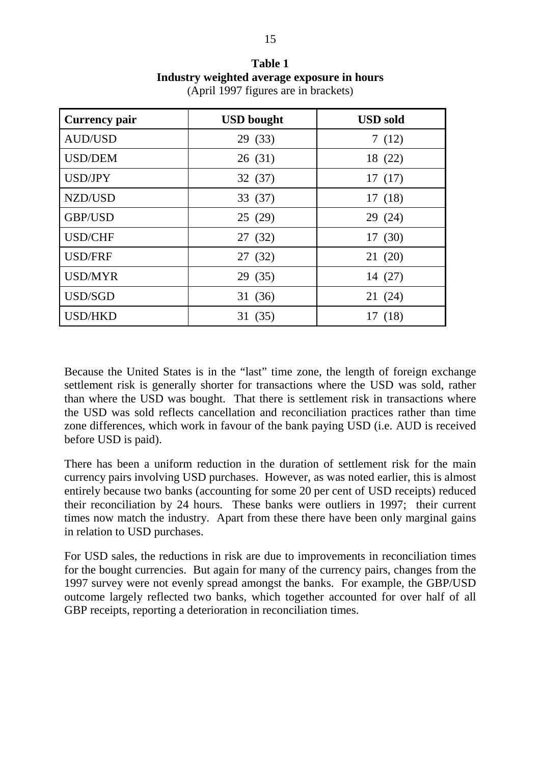**Table 1**
**Industry weighted average exposure in hours**
(April 1997 figures are in brackets)

| Currency pair | USD bought | USD sold |
|---|---|---|
| AUD/USD | 29 (33) | 7 (12) |
| USD/DEM | 26 (31) | 18 (22) |
| USD/JPY | 32 (37) | 17 (17) |
| NZD/USD | 33 (37) | 17 (18) |
| GBP/USD | 25 (29) | 29 (24) |
| USD/CHF | 27 (32) | 17 (30) |
| USD/FRF | 27 (32) | 21 (20) |
| USD/MYR | 29 (35) | 14 (27) |
| USD/SGD | 31 (36) | 21 (24) |
| USD/HKD | 31 (35) | 17 (18) |

Because the United States is in the "last" time zone, the length of foreign exchange settlement risk is generally shorter for transactions where the USD was sold, rather than where the USD was bought. That there is settlement risk in transactions where the USD was sold reflects cancellation and reconciliation practices rather than time zone differences, which work in favour of the bank paying USD (i.e. AUD is received before USD is paid).

There has been a uniform reduction in the duration of settlement risk for the main currency pairs involving USD purchases. However, as was noted earlier, this is almost entirely because two banks (accounting for some 20 per cent of USD receipts) reduced their reconciliation by 24 hours. These banks were outliers in 1997; their current times now match the industry. Apart from these there have been only marginal gains in relation to USD purchases.

For USD sales, the reductions in risk are due to improvements in reconciliation times for the bought currencies. But again for many of the currency pairs, changes from the 1997 survey were not evenly spread amongst the banks. For example, the GBP/USD outcome largely reflected two banks, which together accounted for over half of all GBP receipts, reporting a deterioration in reconciliation times.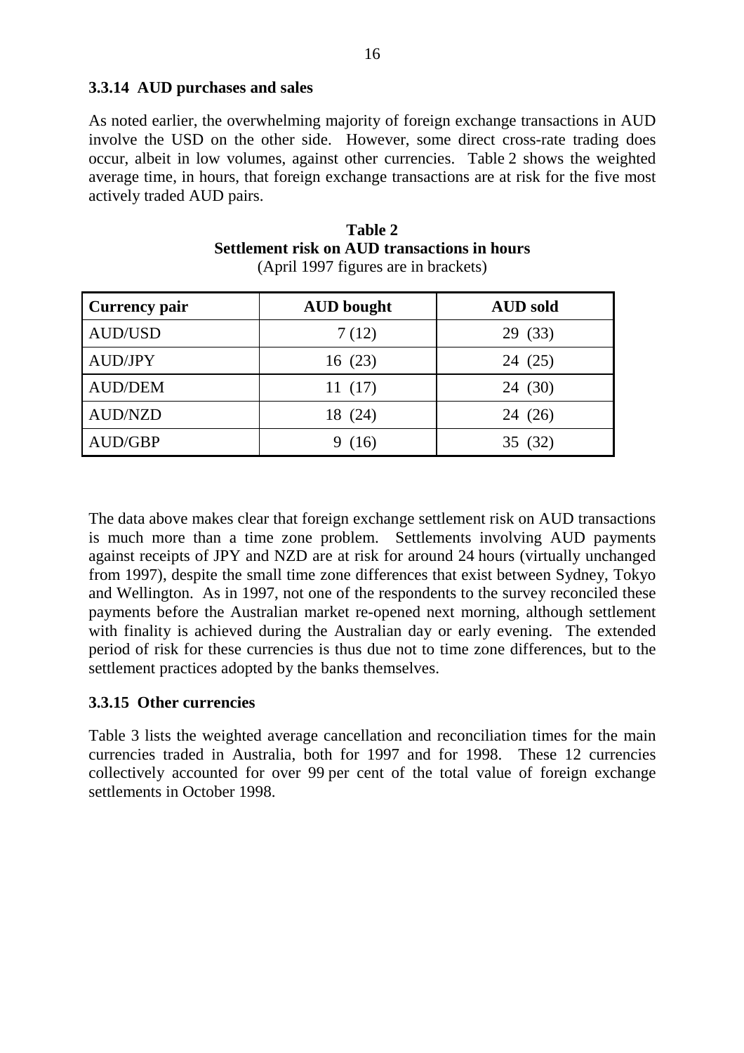### 3.3.14 AUD purchases and sales

As noted earlier, the overwhelming majority of foreign exchange transactions in AUD involve the USD on the other side. However, some direct cross-rate trading does occur, albeit in low volumes, against other currencies. Table 2 shows the weighted average time, in hours, that foreign exchange transactions are at risk for the five most actively traded AUD pairs.

**Table 2**
**Settlement risk on AUD transactions in hours**
(April 1997 figures are in brackets)

| Currency pair | AUD bought | AUD sold |
|---|---|---|
| AUD/USD | 7 (12) | 29 (33) |
| AUD/JPY | 16 (23) | 24 (25) |
| AUD/DEM | 11 (17) | 24 (30) |
| AUD/NZD | 18 (24) | 24 (26) |
| AUD/GBP | 9 (16) | 35 (32) |

The data above makes clear that foreign exchange settlement risk on AUD transactions is much more than a time zone problem. Settlements involving AUD payments against receipts of JPY and NZD are at risk for around 24 hours (virtually unchanged from 1997), despite the small time zone differences that exist between Sydney, Tokyo and Wellington. As in 1997, not one of the respondents to the survey reconciled these payments before the Australian market re-opened next morning, although settlement with finality is achieved during the Australian day or early evening. The extended period of risk for these currencies is thus due not to time zone differences, but to the settlement practices adopted by the banks themselves.

### 3.3.15 Other currencies

Table 3 lists the weighted average cancellation and reconciliation times for the main currencies traded in Australia, both for 1997 and for 1998. These 12 currencies collectively accounted for over 99 per cent of the total value of foreign exchange settlements in October 1998.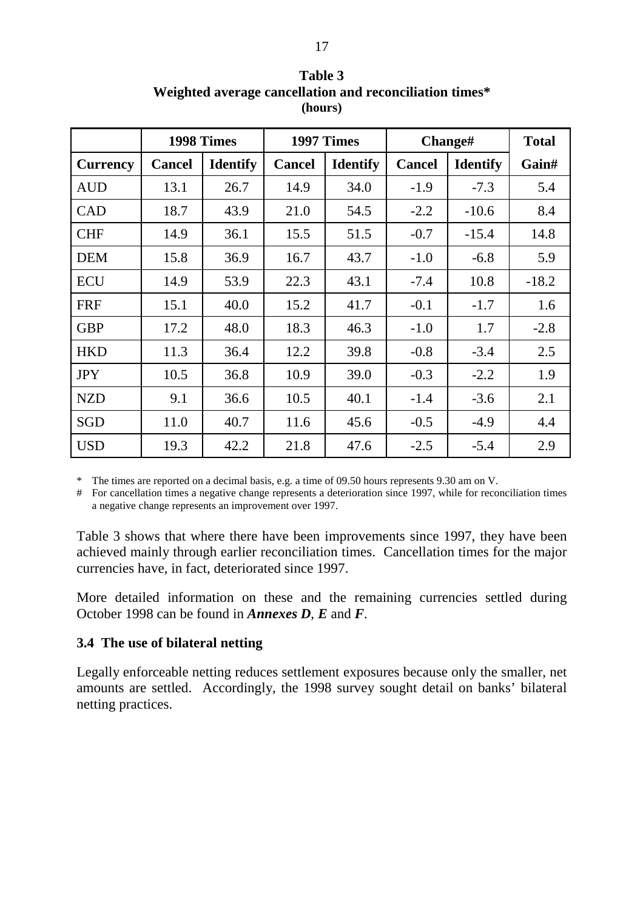**Table 3**
**Weighted average cancellation and reconciliation times***
**(hours)**

| | 1998 Times | | 1997 Times | | Change# | | Total |
|---|---|---|---|---|---|---|---|
| **Currency** | **Cancel** | **Identify** | **Cancel** | **Identify** | **Cancel** | **Identify** | **Gain#** |
| AUD | 13.1 | 26.7 | 14.9 | 34.0 | -1.9 | -7.3 | 5.4 |
| CAD | 18.7 | 43.9 | 21.0 | 54.5 | -2.2 | -10.6 | 8.4 |
| CHF | 14.9 | 36.1 | 15.5 | 51.5 | -0.7 | -15.4 | 14.8 |
| DEM | 15.8 | 36.9 | 16.7 | 43.7 | -1.0 | -6.8 | 5.9 |
| ECU | 14.9 | 53.9 | 22.3 | 43.1 | -7.4 | 10.8 | -18.2 |
| FRF | 15.1 | 40.0 | 15.2 | 41.7 | -0.1 | -1.7 | 1.6 |
| GBP | 17.2 | 48.0 | 18.3 | 46.3 | -1.0 | 1.7 | -2.8 |
| HKD | 11.3 | 36.4 | 12.2 | 39.8 | -0.8 | -3.4 | 2.5 |
| JPY | 10.5 | 36.8 | 10.9 | 39.0 | -0.3 | -2.2 | 1.9 |
| NZD | 9.1 | 36.6 | 10.5 | 40.1 | -1.4 | -3.6 | 2.1 |
| SGD | 11.0 | 40.7 | 11.6 | 45.6 | -0.5 | -4.9 | 4.4 |
| USD | 19.3 | 42.2 | 21.8 | 47.6 | -2.5 | -5.4 | 2.9 |

\* The times are reported on a decimal basis, e.g. a time of 09.50 hours represents 9.30 am on V.

\# For cancellation times a negative change represents a deterioration since 1997, while for reconciliation times a negative change represents an improvement over 1997.

Table 3 shows that where there have been improvements since 1997, they have been achieved mainly through earlier reconciliation times. Cancellation times for the major currencies have, in fact, deteriorated since 1997.

More detailed information on these and the remaining currencies settled during October 1998 can be found in ***Annexes D***, ***E*** and ***F***.

### 3.4 The use of bilateral netting

Legally enforceable netting reduces settlement exposures because only the smaller, net amounts are settled. Accordingly, the 1998 survey sought detail on banks' bilateral netting practices.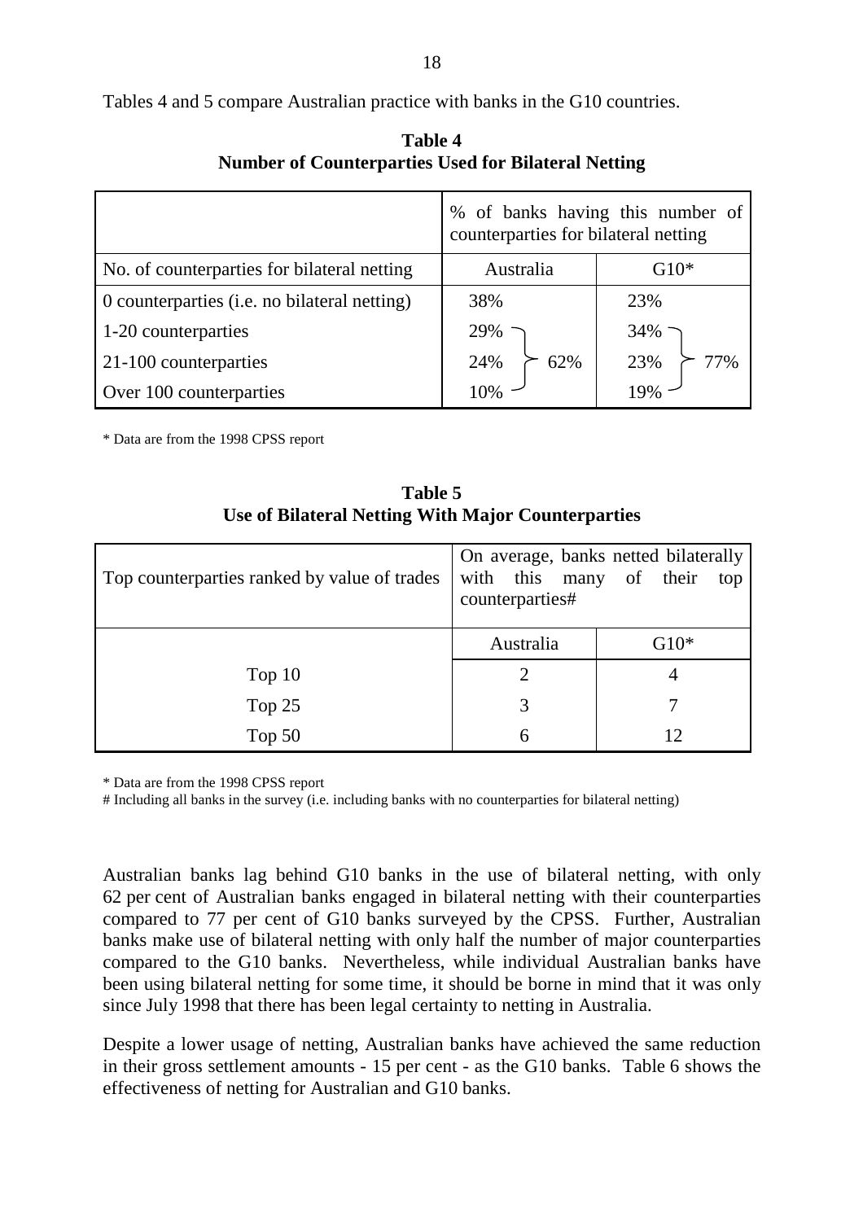Tables 4 and 5 compare Australian practice with banks in the G10 countries.

**Table 4**
**Number of Counterparties Used for Bilateral Netting**

| | % of banks having this number of counterparties for bilateral netting | | | |
|---|---|---|---|---|
| No. of counterparties for bilateral netting | Australia | | G10* | |
| 0 counterparties (i.e. no bilateral netting) | 38% | | 23% | |
| 1-20 counterparties | 29% | 62% | 34% | 77% |
| 21-100 counterparties | 24% | | 23% | |
| Over 100 counterparties | 10% | | 19% | |

\* Data are from the 1998 CPSS report

**Table 5**
**Use of Bilateral Netting With Major Counterparties**

| Top counterparties ranked by value of trades | On average, banks netted bilaterally with this many of their top counterparties# | |
|---|---|---|
| | Australia | G10* |
| Top 10 | 2 | 4 |
| Top 25 | 3 | 7 |
| Top 50 | 6 | 12 |

\* Data are from the 1998 CPSS report

# Including all banks in the survey (i.e. including banks with no counterparties for bilateral netting)

Australian banks lag behind G10 banks in the use of bilateral netting, with only 62 per cent of Australian banks engaged in bilateral netting with their counterparties compared to 77 per cent of G10 banks surveyed by the CPSS. Further, Australian banks make use of bilateral netting with only half the number of major counterparties compared to the G10 banks. Nevertheless, while individual Australian banks have been using bilateral netting for some time, it should be borne in mind that it was only since July 1998 that there has been legal certainty to netting in Australia.

Despite a lower usage of netting, Australian banks have achieved the same reduction in their gross settlement amounts - 15 per cent - as the G10 banks. Table 6 shows the effectiveness of netting for Australian and G10 banks.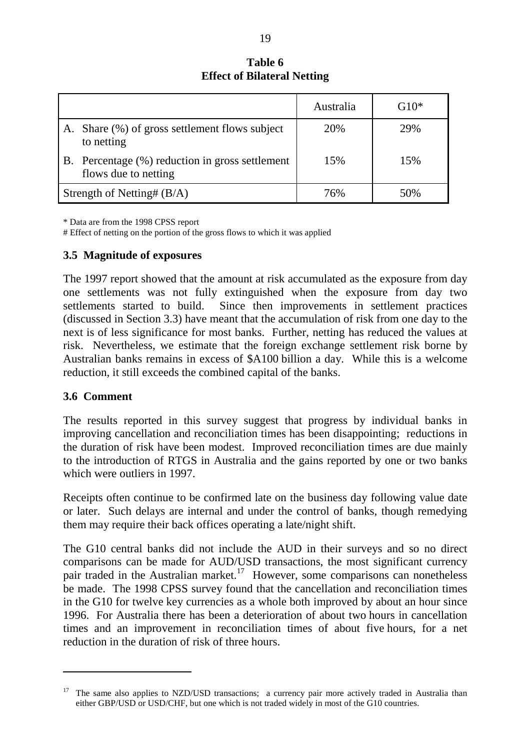**Table 6**
**Effect of Bilateral Netting**

| | Australia | G10* |
|---|---|---|
| A. Share (%) of gross settlement flows subject to netting | 20% | 29% |
| B. Percentage (%) reduction in gross settlement flows due to netting | 15% | 15% |
| Strength of Netting# (B/A) | 76% | 50% |

\* Data are from the 1998 CPSS report

\# Effect of netting on the portion of the gross flows to which it was applied

### 3.5 Magnitude of exposures

The 1997 report showed that the amount at risk accumulated as the exposure from day one settlements was not fully extinguished when the exposure from day two settlements started to build. Since then improvements in settlement practices (discussed in Section 3.3) have meant that the accumulation of risk from one day to the next is of less significance for most banks. Further, netting has reduced the values at risk. Nevertheless, we estimate that the foreign exchange settlement risk borne by Australian banks remains in excess of $A100 billion a day. While this is a welcome reduction, it still exceeds the combined capital of the banks.

### 3.6 Comment

The results reported in this survey suggest that progress by individual banks in improving cancellation and reconciliation times has been disappointing; reductions in the duration of risk have been modest. Improved reconciliation times are due mainly to the introduction of RTGS in Australia and the gains reported by one or two banks which were outliers in 1997.

Receipts often continue to be confirmed late on the business day following value date or later. Such delays are internal and under the control of banks, though remedying them may require their back offices operating a late/night shift.

The G10 central banks did not include the AUD in their surveys and so no direct comparisons can be made for AUD/USD transactions, the most significant currency pair traded in the Australian market.[17] However, some comparisons can nonetheless be made. The 1998 CPSS survey found that the cancellation and reconciliation times in the G10 for twelve key currencies as a whole both improved by about an hour since 1996. For Australia there has been a deterioration of about two hours in cancellation times and an improvement in reconciliation times of about five hours, for a net reduction in the duration of risk of three hours.

---

[17] The same also applies to NZD/USD transactions; a currency pair more actively traded in Australia than either GBP/USD or USD/CHF, but one which is not traded widely in most of the G10 countries.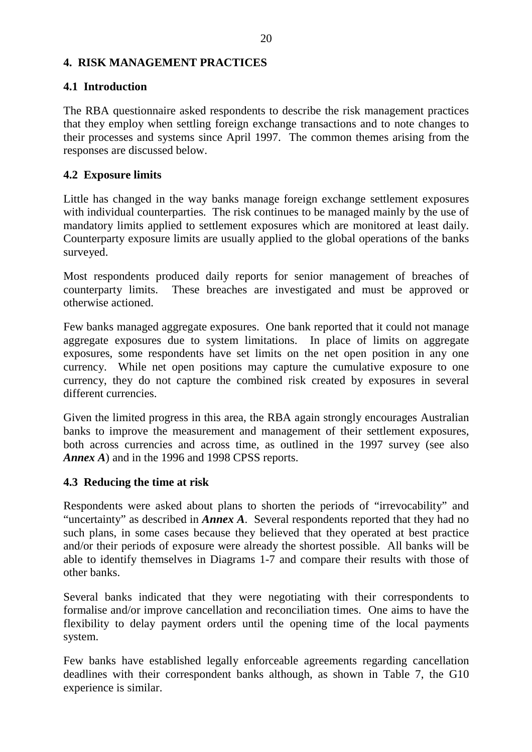## 4. RISK MANAGEMENT PRACTICES

### 4.1 Introduction

The RBA questionnaire asked respondents to describe the risk management practices that they employ when settling foreign exchange transactions and to note changes to their processes and systems since April 1997. The common themes arising from the responses are discussed below.

### 4.2 Exposure limits

Little has changed in the way banks manage foreign exchange settlement exposures with individual counterparties. The risk continues to be managed mainly by the use of mandatory limits applied to settlement exposures which are monitored at least daily. Counterparty exposure limits are usually applied to the global operations of the banks surveyed.

Most respondents produced daily reports for senior management of breaches of counterparty limits. These breaches are investigated and must be approved or otherwise actioned.

Few banks managed aggregate exposures. One bank reported that it could not manage aggregate exposures due to system limitations. In place of limits on aggregate exposures, some respondents have set limits on the net open position in any one currency. While net open positions may capture the cumulative exposure to one currency, they do not capture the combined risk created by exposures in several different currencies.

Given the limited progress in this area, the RBA again strongly encourages Australian banks to improve the measurement and management of their settlement exposures, both across currencies and across time, as outlined in the 1997 survey (see also ***Annex A***) and in the 1996 and 1998 CPSS reports.

### 4.3 Reducing the time at risk

Respondents were asked about plans to shorten the periods of "irrevocability" and "uncertainty" as described in ***Annex A***. Several respondents reported that they had no such plans, in some cases because they believed that they operated at best practice and/or their periods of exposure were already the shortest possible. All banks will be able to identify themselves in Diagrams 1-7 and compare their results with those of other banks.

Several banks indicated that they were negotiating with their correspondents to formalise and/or improve cancellation and reconciliation times. One aims to have the flexibility to delay payment orders until the opening time of the local payments system.

Few banks have established legally enforceable agreements regarding cancellation deadlines with their correspondent banks although, as shown in Table 7, the G10 experience is similar.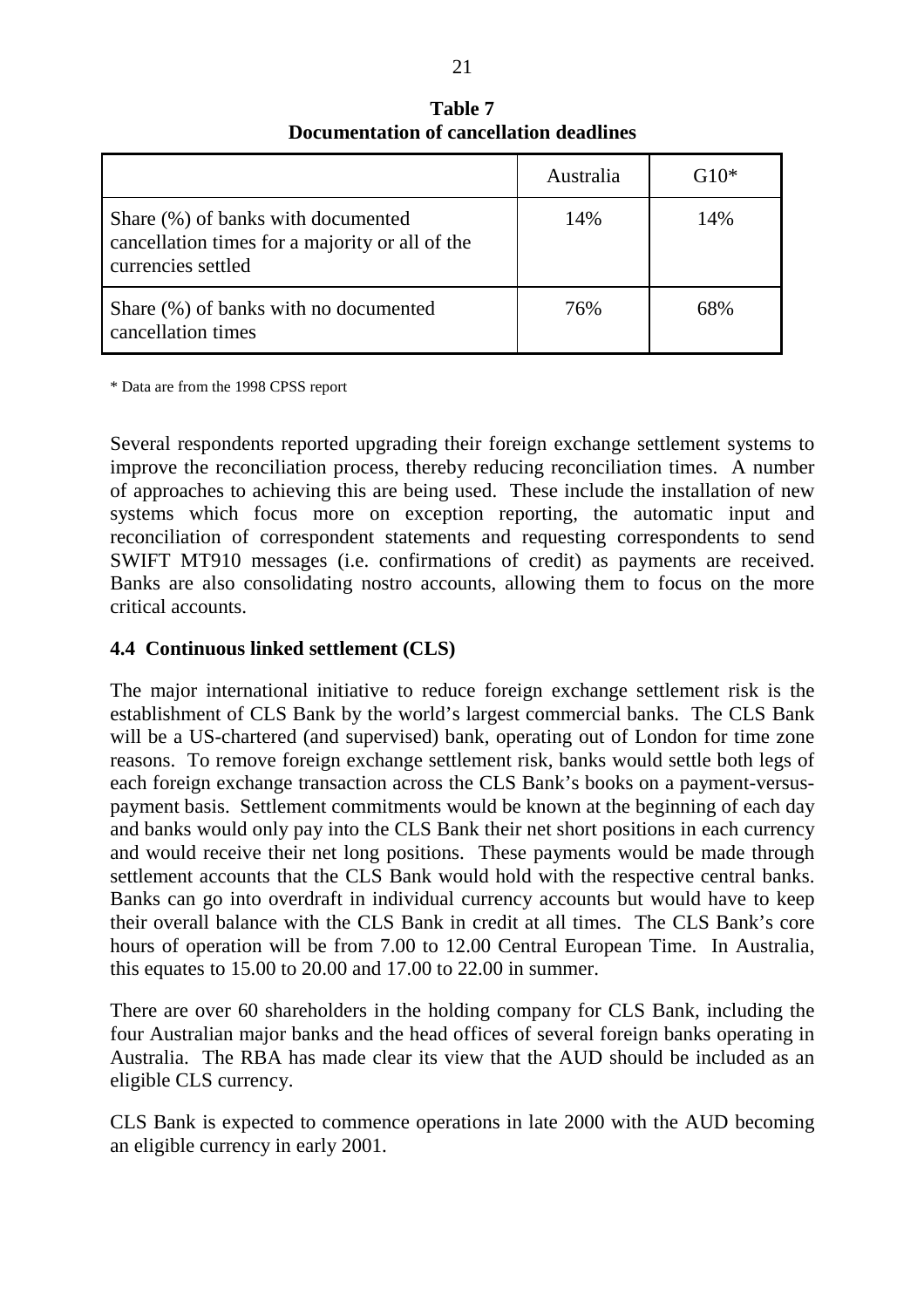**Table 7**
**Documentation of cancellation deadlines**

| | Australia | G10* |
|---|---|---|
| Share (%) of banks with documented cancellation times for a majority or all of the currencies settled | 14% | 14% |
| Share (%) of banks with no documented cancellation times | 76% | 68% |

\* Data are from the 1998 CPSS report

Several respondents reported upgrading their foreign exchange settlement systems to improve the reconciliation process, thereby reducing reconciliation times. A number of approaches to achieving this are being used. These include the installation of new systems which focus more on exception reporting, the automatic input and reconciliation of correspondent statements and requesting correspondents to send SWIFT MT910 messages (i.e. confirmations of credit) as payments are received. Banks are also consolidating nostro accounts, allowing them to focus on the more critical accounts.

### 4.4 Continuous linked settlement (CLS)

The major international initiative to reduce foreign exchange settlement risk is the establishment of CLS Bank by the world's largest commercial banks. The CLS Bank will be a US-chartered (and supervised) bank, operating out of London for time zone reasons. To remove foreign exchange settlement risk, banks would settle both legs of each foreign exchange transaction across the CLS Bank's books on a payment-versus-payment basis. Settlement commitments would be known at the beginning of each day and banks would only pay into the CLS Bank their net short positions in each currency and would receive their net long positions. These payments would be made through settlement accounts that the CLS Bank would hold with the respective central banks. Banks can go into overdraft in individual currency accounts but would have to keep their overall balance with the CLS Bank in credit at all times. The CLS Bank's core hours of operation will be from 7.00 to 12.00 Central European Time. In Australia, this equates to 15.00 to 20.00 and 17.00 to 22.00 in summer.

There are over 60 shareholders in the holding company for CLS Bank, including the four Australian major banks and the head offices of several foreign banks operating in Australia. The RBA has made clear its view that the AUD should be included as an eligible CLS currency.

CLS Bank is expected to commence operations in late 2000 with the AUD becoming an eligible currency in early 2001.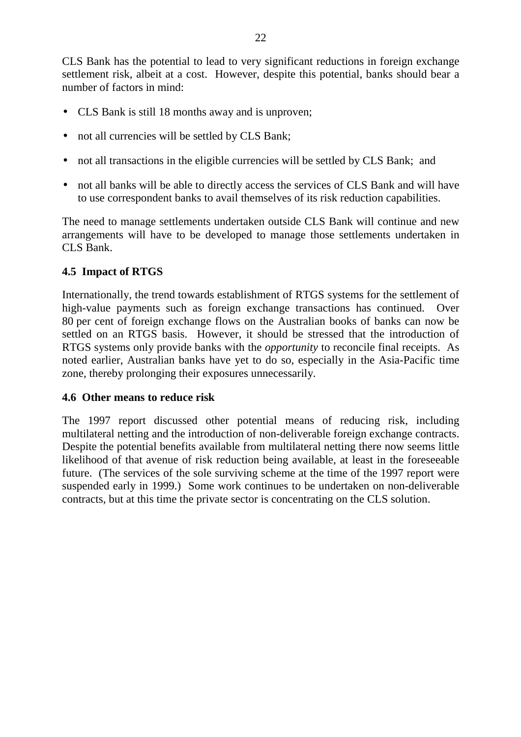CLS Bank has the potential to lead to very significant reductions in foreign exchange settlement risk, albeit at a cost. However, despite this potential, banks should bear a number of factors in mind:

- CLS Bank is still 18 months away and is unproven;
- not all currencies will be settled by CLS Bank;
- not all transactions in the eligible currencies will be settled by CLS Bank; and
- not all banks will be able to directly access the services of CLS Bank and will have to use correspondent banks to avail themselves of its risk reduction capabilities.

The need to manage settlements undertaken outside CLS Bank will continue and new arrangements will have to be developed to manage those settlements undertaken in CLS Bank.

### 4.5 Impact of RTGS

Internationally, the trend towards establishment of RTGS systems for the settlement of high-value payments such as foreign exchange transactions has continued. Over 80 per cent of foreign exchange flows on the Australian books of banks can now be settled on an RTGS basis. However, it should be stressed that the introduction of RTGS systems only provide banks with the *opportunity* to reconcile final receipts. As noted earlier, Australian banks have yet to do so, especially in the Asia-Pacific time zone, thereby prolonging their exposures unnecessarily.

### 4.6 Other means to reduce risk

The 1997 report discussed other potential means of reducing risk, including multilateral netting and the introduction of non-deliverable foreign exchange contracts. Despite the potential benefits available from multilateral netting there now seems little likelihood of that avenue of risk reduction being available, at least in the foreseeable future. (The services of the sole surviving scheme at the time of the 1997 report were suspended early in 1999.) Some work continues to be undertaken on non-deliverable contracts, but at this time the private sector is concentrating on the CLS solution.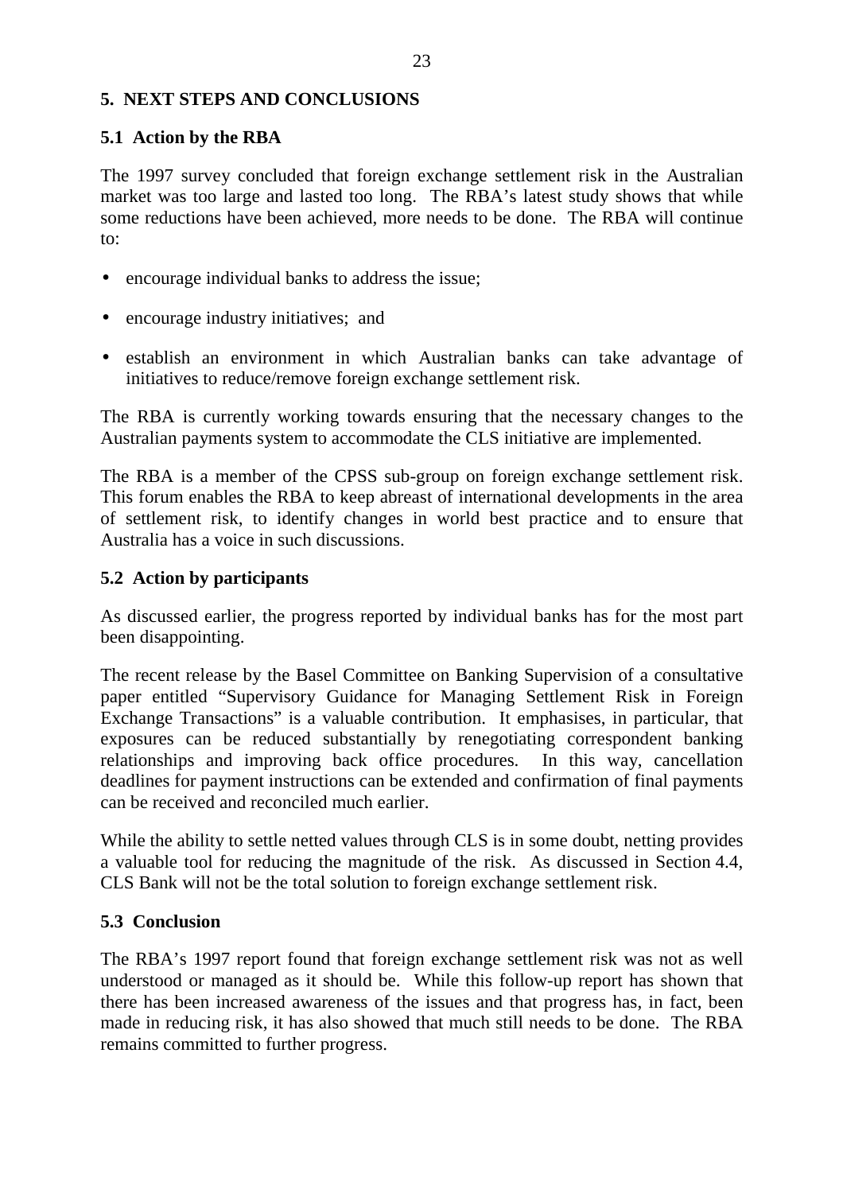## 5. NEXT STEPS AND CONCLUSIONS

### 5.1 Action by the RBA

The 1997 survey concluded that foreign exchange settlement risk in the Australian market was too large and lasted too long. The RBA's latest study shows that while some reductions have been achieved, more needs to be done. The RBA will continue to:

- encourage individual banks to address the issue;
- encourage industry initiatives; and
- establish an environment in which Australian banks can take advantage of initiatives to reduce/remove foreign exchange settlement risk.

The RBA is currently working towards ensuring that the necessary changes to the Australian payments system to accommodate the CLS initiative are implemented.

The RBA is a member of the CPSS sub-group on foreign exchange settlement risk. This forum enables the RBA to keep abreast of international developments in the area of settlement risk, to identify changes in world best practice and to ensure that Australia has a voice in such discussions.

### 5.2 Action by participants

As discussed earlier, the progress reported by individual banks has for the most part been disappointing.

The recent release by the Basel Committee on Banking Supervision of a consultative paper entitled "Supervisory Guidance for Managing Settlement Risk in Foreign Exchange Transactions" is a valuable contribution. It emphasises, in particular, that exposures can be reduced substantially by renegotiating correspondent banking relationships and improving back office procedures. In this way, cancellation deadlines for payment instructions can be extended and confirmation of final payments can be received and reconciled much earlier.

While the ability to settle netted values through CLS is in some doubt, netting provides a valuable tool for reducing the magnitude of the risk. As discussed in Section 4.4, CLS Bank will not be the total solution to foreign exchange settlement risk.

### 5.3 Conclusion

The RBA's 1997 report found that foreign exchange settlement risk was not as well understood or managed as it should be. While this follow-up report has shown that there has been increased awareness of the issues and that progress has, in fact, been made in reducing risk, it has also showed that much still needs to be done. The RBA remains committed to further progress.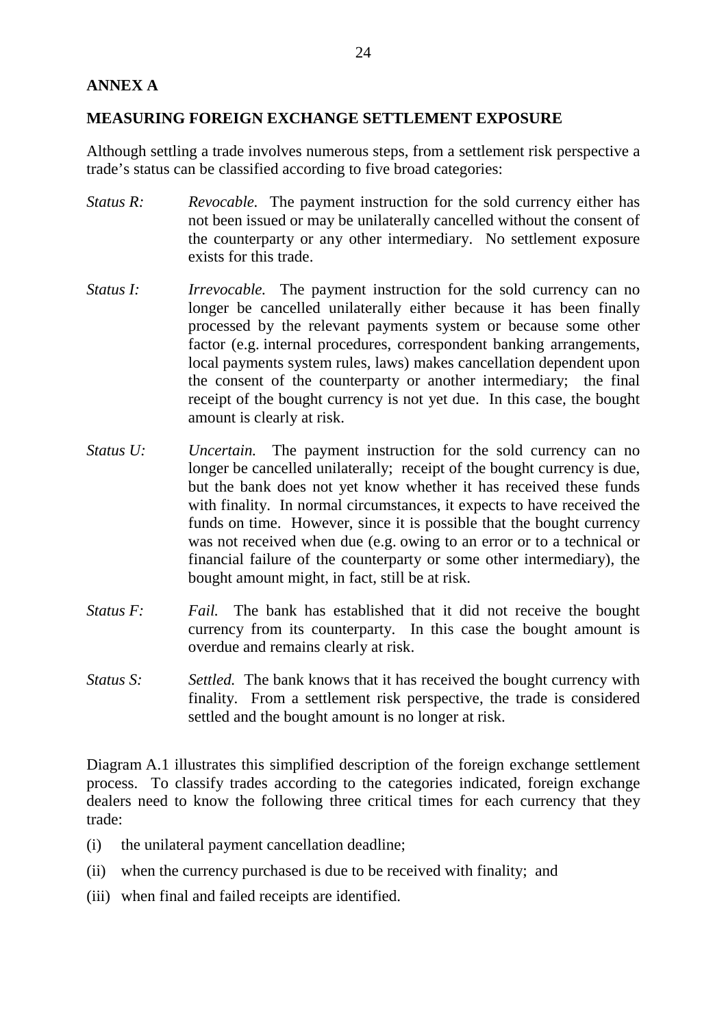## ANNEX A

## MEASURING FOREIGN EXCHANGE SETTLEMENT EXPOSURE

Although settling a trade involves numerous steps, from a settlement risk perspective a trade's status can be classified according to five broad categories:

*Status R:* *Revocable.* The payment instruction for the sold currency either has not been issued or may be unilaterally cancelled without the consent of the counterparty or any other intermediary. No settlement exposure exists for this trade.

*Status I:* *Irrevocable.* The payment instruction for the sold currency can no longer be cancelled unilaterally either because it has been finally processed by the relevant payments system or because some other factor (e.g. internal procedures, correspondent banking arrangements, local payments system rules, laws) makes cancellation dependent upon the consent of the counterparty or another intermediary; the final receipt of the bought currency is not yet due. In this case, the bought amount is clearly at risk.

*Status U:* *Uncertain.* The payment instruction for the sold currency can no longer be cancelled unilaterally; receipt of the bought currency is due, but the bank does not yet know whether it has received these funds with finality. In normal circumstances, it expects to have received the funds on time. However, since it is possible that the bought currency was not received when due (e.g. owing to an error or to a technical or financial failure of the counterparty or some other intermediary), the bought amount might, in fact, still be at risk.

*Status F:* *Fail.* The bank has established that it did not receive the bought currency from its counterparty. In this case the bought amount is overdue and remains clearly at risk.

*Status S:* *Settled.* The bank knows that it has received the bought currency with finality. From a settlement risk perspective, the trade is considered settled and the bought amount is no longer at risk.

Diagram A.1 illustrates this simplified description of the foreign exchange settlement process. To classify trades according to the categories indicated, foreign exchange dealers need to know the following three critical times for each currency that they trade:

(i) the unilateral payment cancellation deadline;

(ii) when the currency purchased is due to be received with finality; and

(iii) when final and failed receipts are identified.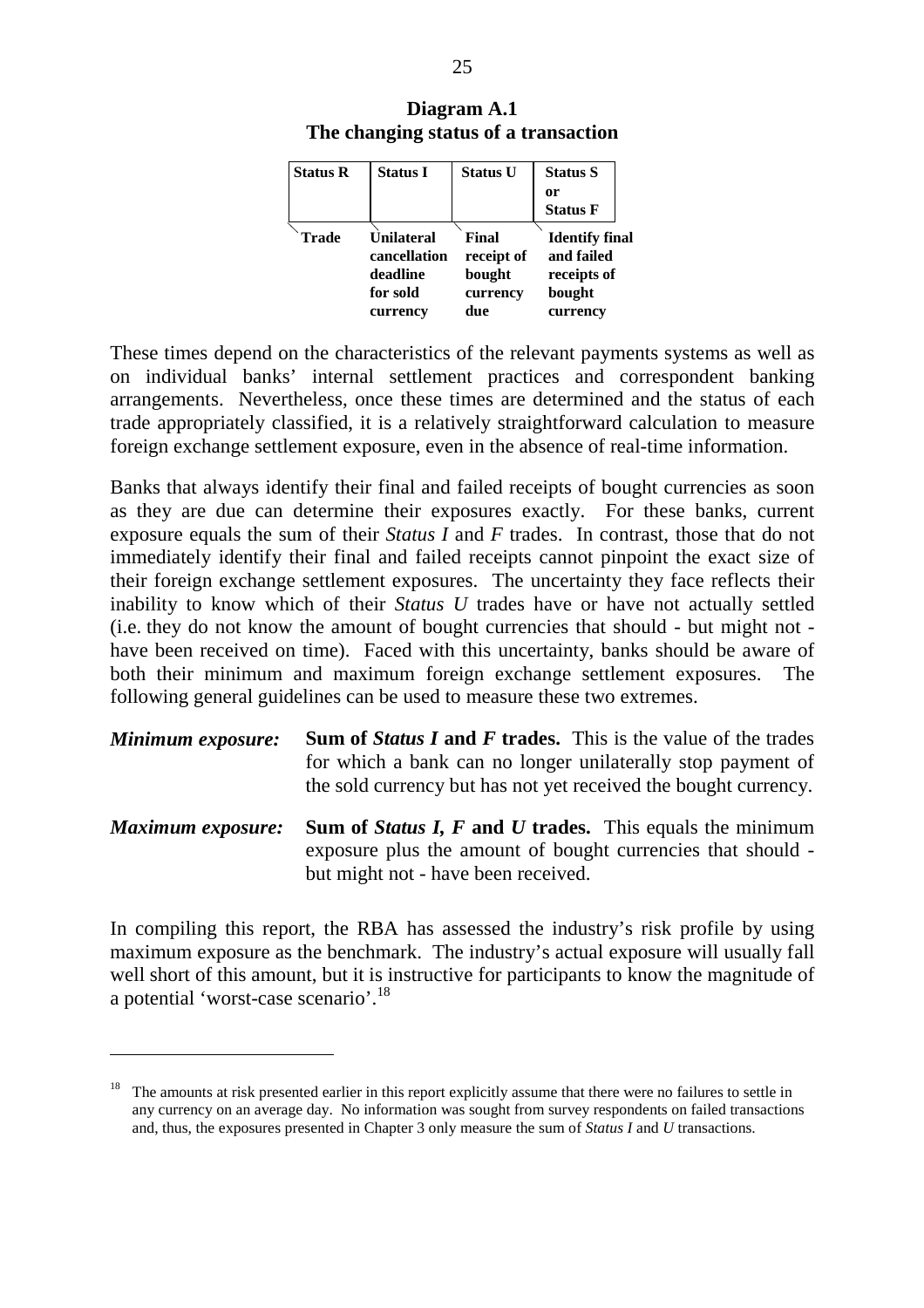**Diagram A.1**
**The changing status of a transaction**

| Status R | Status I | Status U | Status S or Status F |
|---|---|---|---|
| Trade | Unilateral cancellation deadline for sold currency | Final receipt of bought currency due | Identify final and failed receipts of bought currency |

These times depend on the characteristics of the relevant payments systems as well as on individual banks' internal settlement practices and correspondent banking arrangements. Nevertheless, once these times are determined and the status of each trade appropriately classified, it is a relatively straightforward calculation to measure foreign exchange settlement exposure, even in the absence of real-time information.

Banks that always identify their final and failed receipts of bought currencies as soon as they are due can determine their exposures exactly. For these banks, current exposure equals the sum of their *Status I* and *F* trades. In contrast, those that do not immediately identify their final and failed receipts cannot pinpoint the exact size of their foreign exchange settlement exposures. The uncertainty they face reflects their inability to know which of their *Status U* trades have or have not actually settled (i.e. they do not know the amount of bought currencies that should - but might not - have been received on time). Faced with this uncertainty, banks should be aware of both their minimum and maximum foreign exchange settlement exposures. The following general guidelines can be used to measure these two extremes.

***Minimum exposure:*** **Sum of *Status I* and *F* trades.** This is the value of the trades for which a bank can no longer unilaterally stop payment of the sold currency but has not yet received the bought currency.

***Maximum exposure:*** **Sum of *Status I, F* and *U* trades.** This equals the minimum exposure plus the amount of bought currencies that should - but might not - have been received.

In compiling this report, the RBA has assessed the industry's risk profile by using maximum exposure as the benchmark. The industry's actual exposure will usually fall well short of this amount, but it is instructive for participants to know the magnitude of a potential 'worst-case scenario'.[18]

---

[18] The amounts at risk presented earlier in this report explicitly assume that there were no failures to settle in any currency on an average day. No information was sought from survey respondents on failed transactions and, thus, the exposures presented in Chapter 3 only measure the sum of *Status I* and *U* transactions.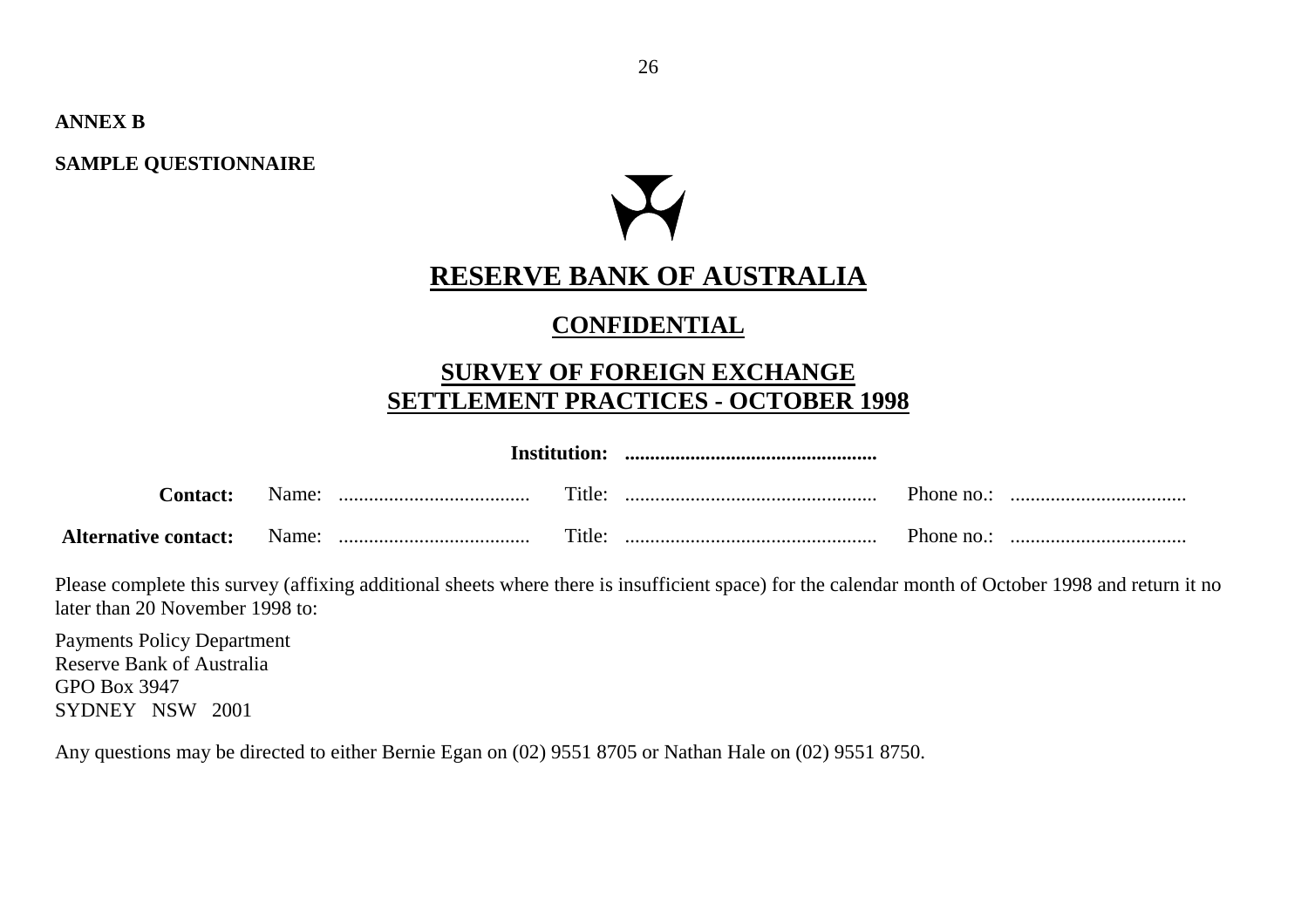**ANNEX B**

**SAMPLE QUESTIONNAIRE**

# RESERVE BANK OF AUSTRALIA

## CONFIDENTIAL

## SURVEY OF FOREIGN EXCHANGE SETTLEMENT PRACTICES - OCTOBER 1998

**Institution:** ..................................................

| | | | |
|---|---|---|---|
| **Contact:** | Name: ...................................... | Title: .................................................. | Phone no.: ................................... |
| **Alternative contact:** | Name: ...................................... | Title: .................................................. | Phone no.: ................................... |

Please complete this survey (affixing additional sheets where there is insufficient space) for the calendar month of October 1998 and return it no later than 20 November 1998 to:

Payments Policy Department
Reserve Bank of Australia
GPO Box 3947
SYDNEY NSW 2001

Any questions may be directed to either Bernie Egan on (02) 9551 8705 or Nathan Hale on (02) 9551 8750.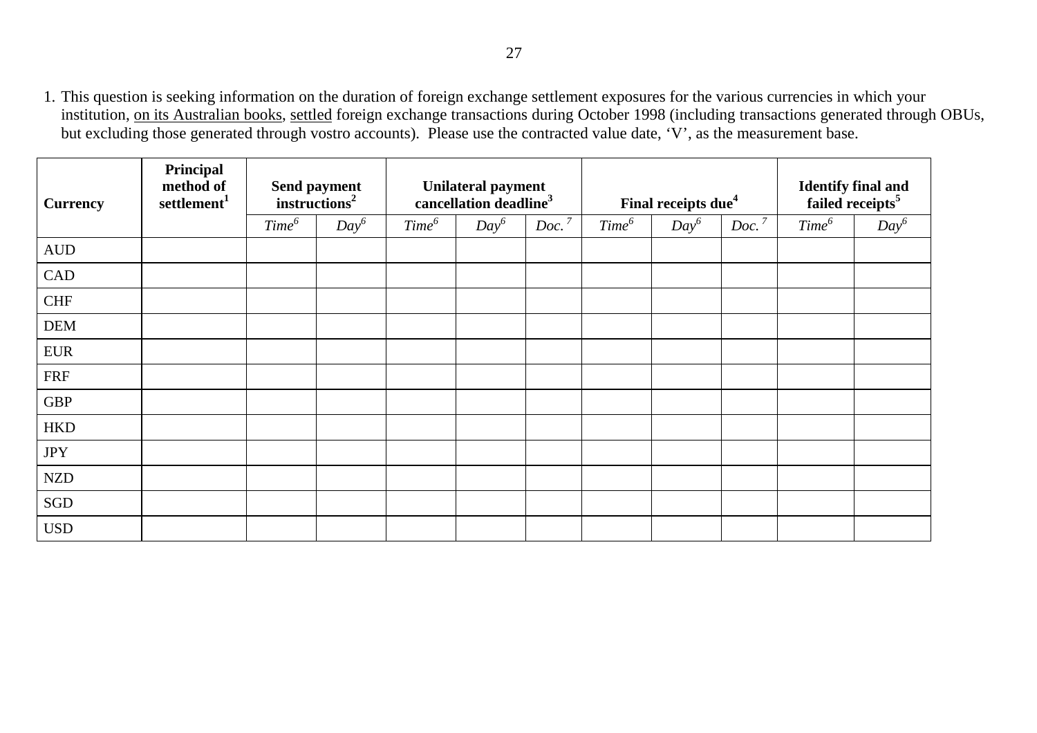1. This question is seeking information on the duration of foreign exchange settlement exposures for the various currencies in which your institution, on its Australian books, settled foreign exchange transactions during October 1998 (including transactions generated through OBUs, but excluding those generated through vostro accounts). Please use the contracted value date, 'V', as the measurement base.

| Currency | Principal method of settlement[1] | Send payment instructions[2] | | Unilateral payment cancellation deadline[3] | | | Final receipts due[4] | | | Identify final and failed receipts[5] | |
|---|---|---|---|---|---|---|---|---|---|---|---|
| | | *Time*[6] | *Day*[6] | *Time*[6] | *Day*[6] | *Doc.*[7] | *Time*[6] | *Day*[6] | *Doc.*[7] | *Time*[6] | *Day*[6] |
| AUD | | | | | | | | | | | |
| CAD | | | | | | | | | | | |
| CHF | | | | | | | | | | | |
| DEM | | | | | | | | | | | |
| EUR | | | | | | | | | | | |
| FRF | | | | | | | | | | | |
| GBP | | | | | | | | | | | |
| HKD | | | | | | | | | | | |
| JPY | | | | | | | | | | | |
| NZD | | | | | | | | | | | |
| SGD | | | | | | | | | | | |
| USD | | | | | | | | | | | |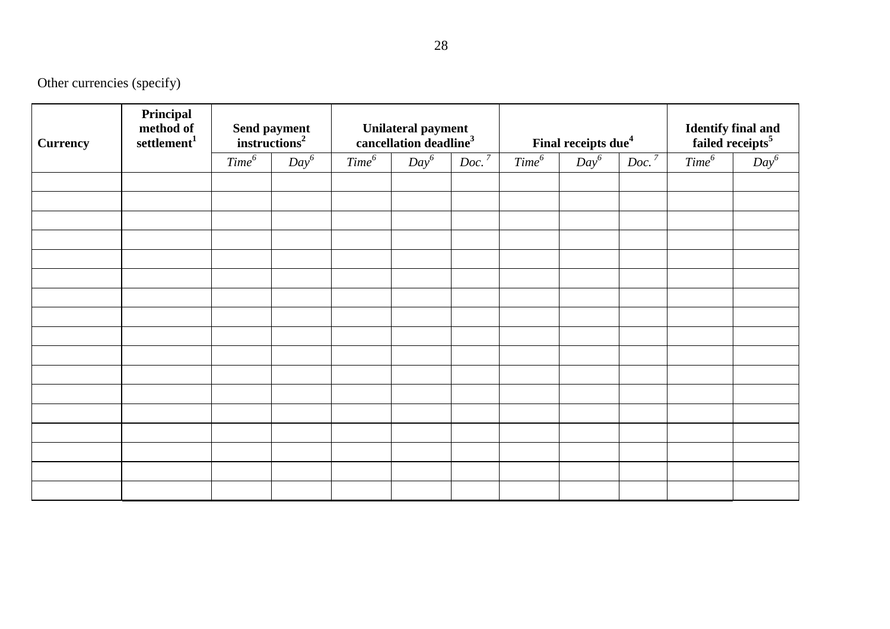Other currencies (specify)

| Currency | Principal method of settlement[1] | Send payment instructions[2] | | Unilateral payment cancellation deadline[3] | | | Final receipts due[4] | | | Identify final and failed receipts[5] | |
|---|---|---|---|---|---|---|---|---|---|---|---|
| | | *Time*[6] | *Day*[6] | *Time*[6] | *Day*[6] | *Doc.*[7] | *Time*[6] | *Day*[6] | *Doc.*[7] | *Time*[6] | *Day*[6] |
| | | | | | | | | | | | |
| | | | | | | | | | | | |
| | | | | | | | | | | | |
| | | | | | | | | | | | |
| | | | | | | | | | | | |
| | | | | | | | | | | | |
| | | | | | | | | | | | |
| | | | | | | | | | | | |
| | | | | | | | | | | | |
| | | | | | | | | | | | |
| | | | | | | | | | | | |
| | | | | | | | | | | | |
| | | | | | | | | | | | |
| | | | | | | | | | | | |
| | | | | | | | | | | | |
| | | | | | | | | | | | |
| | | | | | | | | | | | |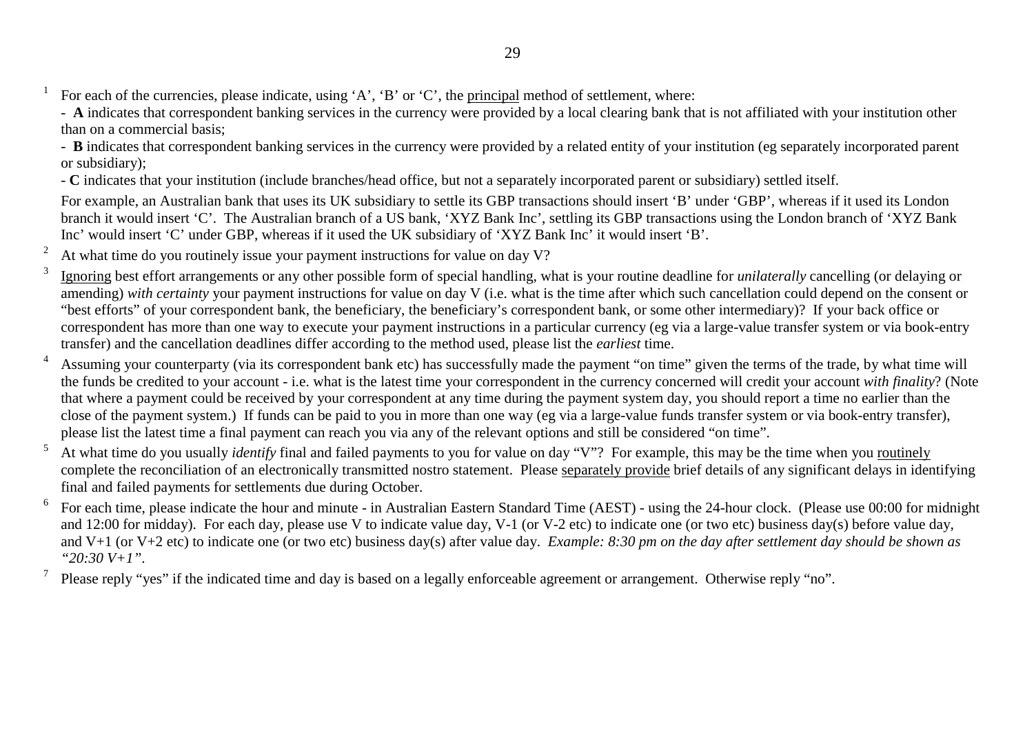[1] For each of the currencies, please indicate, using 'A', 'B' or 'C', the principal method of settlement, where:

- **A** indicates that correspondent banking services in the currency were provided by a local clearing bank that is not affiliated with your institution other than on a commercial basis;
- **B** indicates that correspondent banking services in the currency were provided by a related entity of your institution (eg separately incorporated parent or subsidiary);
- **C** indicates that your institution (include branches/head office, but not a separately incorporated parent or subsidiary) settled itself.

For example, an Australian bank that uses its UK subsidiary to settle its GBP transactions should insert 'B' under 'GBP', whereas if it used its London branch it would insert 'C'. The Australian branch of a US bank, 'XYZ Bank Inc', settling its GBP transactions using the London branch of 'XYZ Bank Inc' would insert 'C' under GBP, whereas if it used the UK subsidiary of 'XYZ Bank Inc' it would insert 'B'.

[2] At what time do you routinely issue your payment instructions for value on day V?

[3] Ignoring best effort arrangements or any other possible form of special handling, what is your routine deadline for *unilaterally* cancelling (or delaying or amending) *with certainty* your payment instructions for value on day V (i.e. what is the time after which such cancellation could depend on the consent or "best efforts" of your correspondent bank, the beneficiary, the beneficiary's correspondent bank, or some other intermediary)? If your back office or correspondent has more than one way to execute your payment instructions in a particular currency (eg via a large-value transfer system or via book-entry transfer) and the cancellation deadlines differ according to the method used, please list the *earliest* time.

[4] Assuming your counterparty (via its correspondent bank etc) has successfully made the payment "on time" given the terms of the trade, by what time will the funds be credited to your account - i.e. what is the latest time your correspondent in the currency concerned will credit your account *with finality*? (Note that where a payment could be received by your correspondent at any time during the payment system day, you should report a time no earlier than the close of the payment system.) If funds can be paid to you in more than one way (eg via a large-value funds transfer system or via book-entry transfer), please list the latest time a final payment can reach you via any of the relevant options and still be considered "on time".

[5] At what time do you usually *identify* final and failed payments to you for value on day "V"? For example, this may be the time when you routinely complete the reconciliation of an electronically transmitted nostro statement. Please separately provide brief details of any significant delays in identifying final and failed payments for settlements due during October.

[6] For each time, please indicate the hour and minute - in Australian Eastern Standard Time (AEST) - using the 24-hour clock. (Please use 00:00 for midnight and 12:00 for midday). For each day, please use V to indicate value day, V-1 (or V-2 etc) to indicate one (or two etc) business day(s) before value day, and V+1 (or V+2 etc) to indicate one (or two etc) business day(s) after value day. *Example: 8:30 pm on the day after settlement day should be shown as "20:30 V+1".*

[7] Please reply "yes" if the indicated time and day is based on a legally enforceable agreement or arrangement. Otherwise reply "no".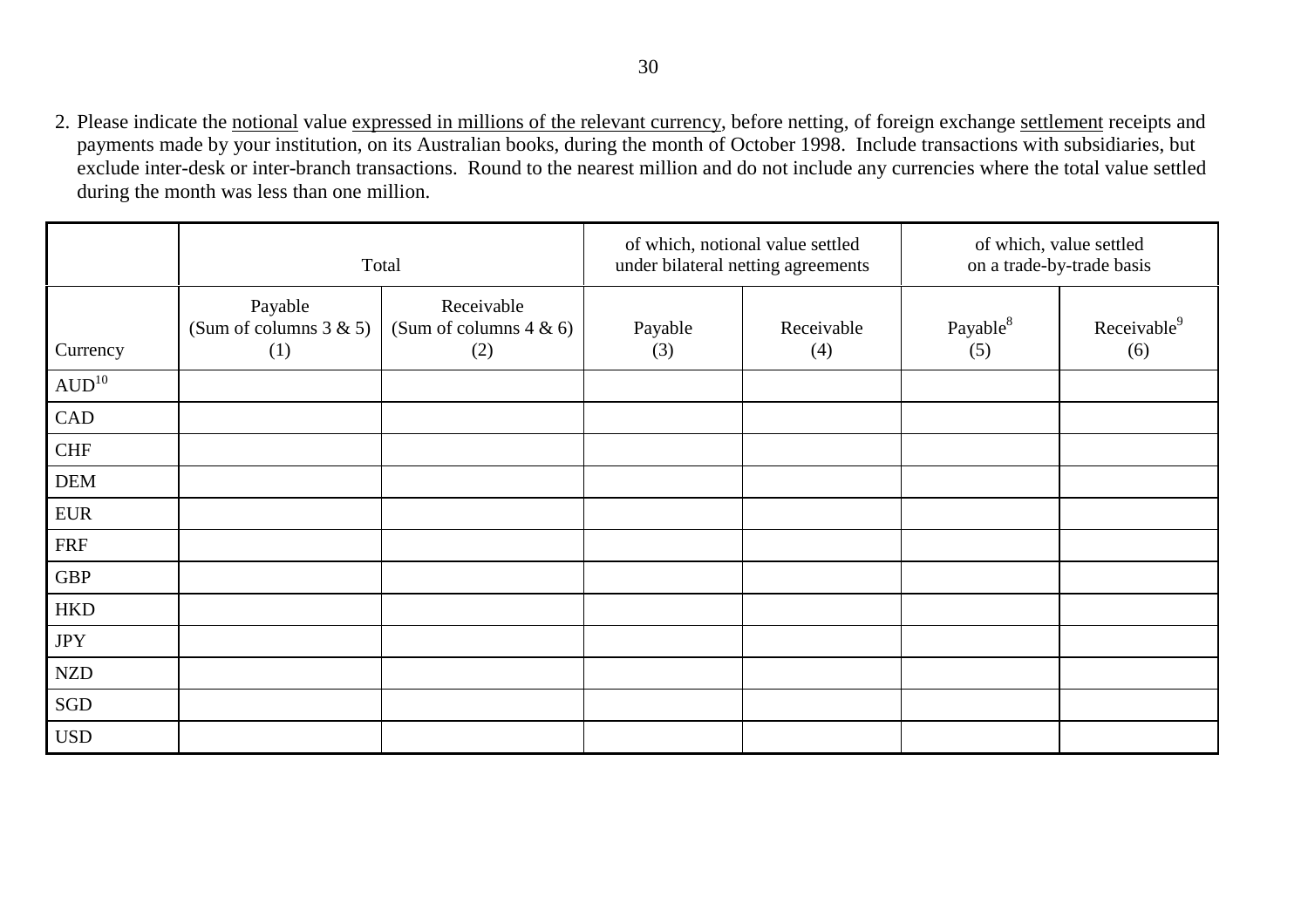2. Please indicate the notional value expressed in millions of the relevant currency, before netting, of foreign exchange settlement receipts and payments made by your institution, on its Australian books, during the month of October 1998. Include transactions with subsidiaries, but exclude inter-desk or inter-branch transactions. Round to the nearest million and do not include any currencies where the total value settled during the month was less than one million.

| | Total | | of which, notional value settled under bilateral netting agreements | | of which, value settled on a trade-by-trade basis | |
|---|---|---|---|---|---|---|
| Currency | Payable (Sum of columns 3 & 5) (1) | Receivable (Sum of columns 4 & 6) (2) | Payable (3) | Receivable (4) | Payable[8] (5) | Receivable[9] (6) |
| AUD[10] | | | | | | |
| CAD | | | | | | |
| CHF | | | | | | |
| DEM | | | | | | |
| EUR | | | | | | |
| FRF | | | | | | |
| GBP | | | | | | |
| HKD | | | | | | |
| JPY | | | | | | |
| NZD | | | | | | |
| SGD | | | | | | |
| USD | | | | | | |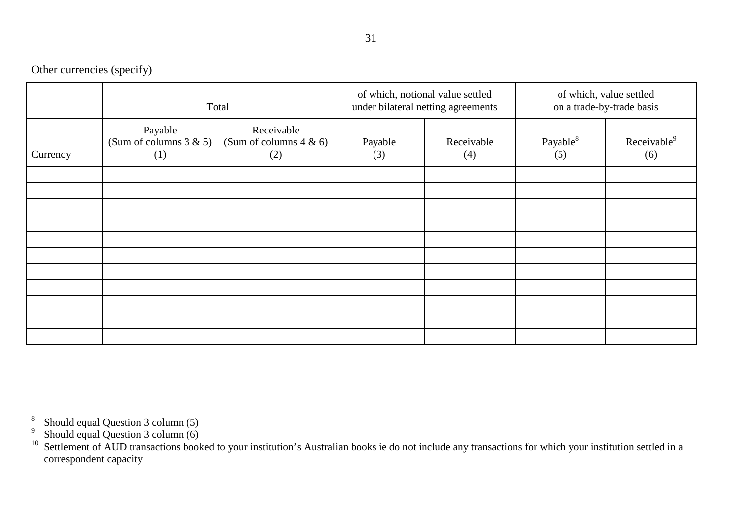Other currencies (specify)

| | Total | | of which, notional value settled under bilateral netting agreements | | of which, value settled on a trade-by-trade basis | |
|---|---|---|---|---|---|---|
| Currency | Payable (Sum of columns 3 & 5) (1) | Receivable (Sum of columns 4 & 6) (2) | Payable (3) | Receivable (4) | Payable[8] (5) | Receivable[9] (6) |
| | | | | | | |
| | | | | | | |
| | | | | | | |
| | | | | | | |
| | | | | | | |
| | | | | | | |
| | | | | | | |
| | | | | | | |
| | | | | | | |
| | | | | | | |
| | | | | | | |

[8] Should equal Question 3 column (5)

[9] Should equal Question 3 column (6)

[10] Settlement of AUD transactions booked to your institution's Australian books ie do not include any transactions for which your institution settled in a correspondent capacity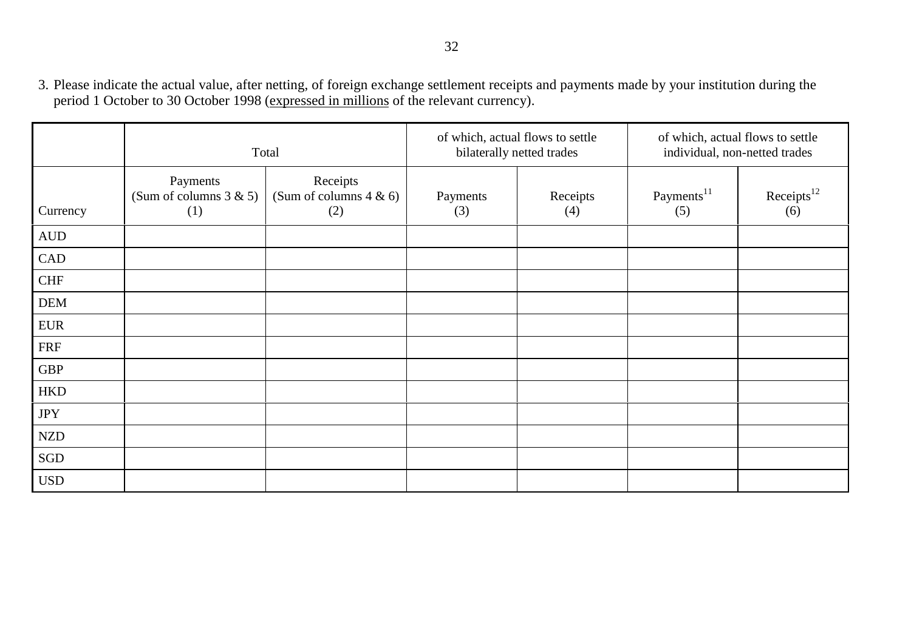3. Please indicate the actual value, after netting, of foreign exchange settlement receipts and payments made by your institution during the period 1 October to 30 October 1998 (expressed in millions of the relevant currency).

| | Total | | of which, actual flows to settle bilaterally netted trades | | of which, actual flows to settle individual, non-netted trades | |
|---|---|---|---|---|---|---|
| Currency | Payments (Sum of columns 3 & 5) (1) | Receipts (Sum of columns 4 & 6) (2) | Payments (3) | Receipts (4) | Payments[11] (5) | Receipts[12] (6) |
| AUD | | | | | | |
| CAD | | | | | | |
| CHF | | | | | | |
| DEM | | | | | | |
| EUR | | | | | | |
| FRF | | | | | | |
| GBP | | | | | | |
| HKD | | | | | | |
| JPY | | | | | | |
| NZD | | | | | | |
| SGD | | | | | | |
| USD | | | | | | |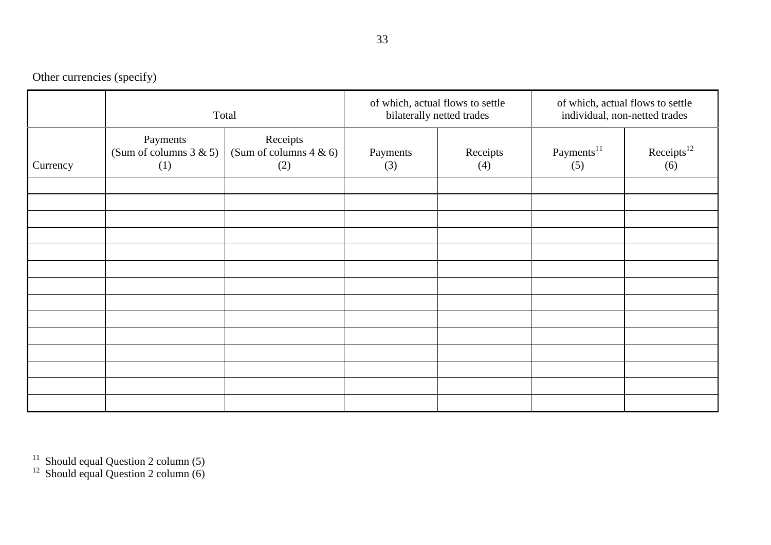Other currencies (specify)

| | Total | | of which, actual flows to settle bilaterally netted trades | | of which, actual flows to settle individual, non-netted trades | |
|---|---|---|---|---|---|---|
| Currency | Payments (Sum of columns 3 & 5) (1) | Receipts (Sum of columns 4 & 6) (2) | Payments (3) | Receipts (4) | Payments[11] (5) | Receipts[12] (6) |
| | | | | | | |
| | | | | | | |
| | | | | | | |
| | | | | | | |
| | | | | | | |
| | | | | | | |
| | | | | | | |
| | | | | | | |
| | | | | | | |
| | | | | | | |
| | | | | | | |
| | | | | | | |
| | | | | | | |
| | | | | | | |

[11] Should equal Question 2 column (5)
[12] Should equal Question 2 column (6)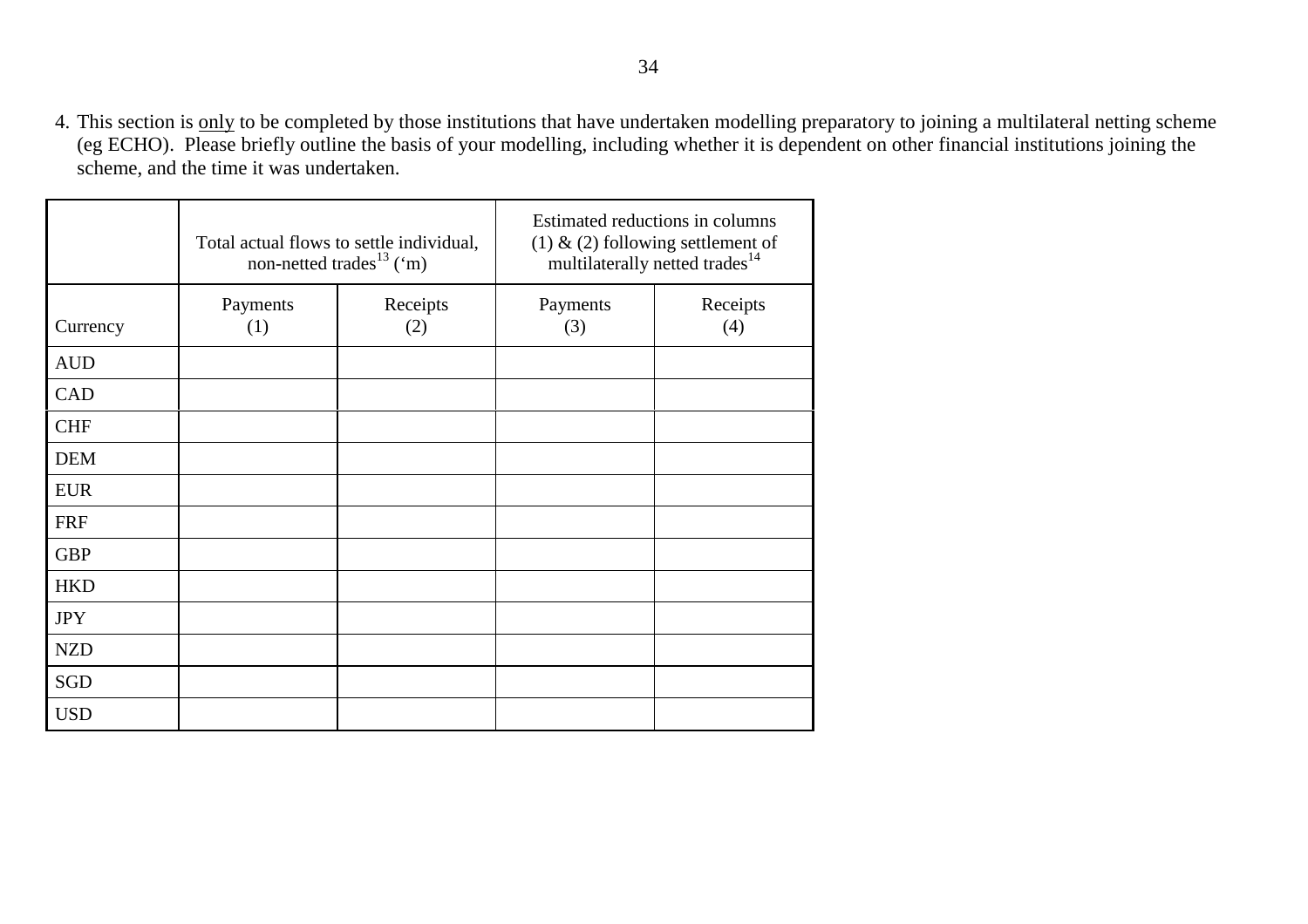4. This section is <u>only</u> to be completed by those institutions that have undertaken modelling preparatory to joining a multilateral netting scheme (eg ECHO). Please briefly outline the basis of your modelling, including whether it is dependent on other financial institutions joining the scheme, and the time it was undertaken.

| | Total actual flows to settle individual, non-netted trades[13] ('m) | | Estimated reductions in columns (1) & (2) following settlement of multilaterally netted trades[14] | |
|---|---|---|---|---|
| Currency | Payments (1) | Receipts (2) | Payments (3) | Receipts (4) |
| AUD | | | | |
| CAD | | | | |
| CHF | | | | |
| DEM | | | | |
| EUR | | | | |
| FRF | | | | |
| GBP | | | | |
| HKD | | | | |
| JPY | | | | |
| NZD | | | | |
| SGD | | | | |
| USD | | | | |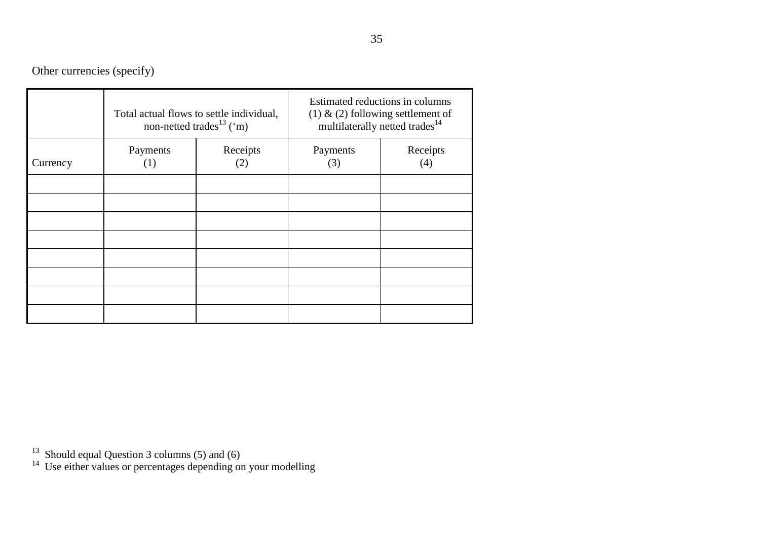Other currencies (specify)

| | Total actual flows to settle individual, non-netted trades[13] ('m) | | Estimated reductions in columns (1) & (2) following settlement of multilaterally netted trades[14] | |
|---|---|---|---|---|
| Currency | Payments (1) | Receipts (2) | Payments (3) | Receipts (4) |
| | | | | |
| | | | | |
| | | | | |
| | | | | |
| | | | | |
| | | | | |
| | | | | |
| | | | | |

[13] Should equal Question 3 columns (5) and (6)

[14] Use either values or percentages depending on your modelling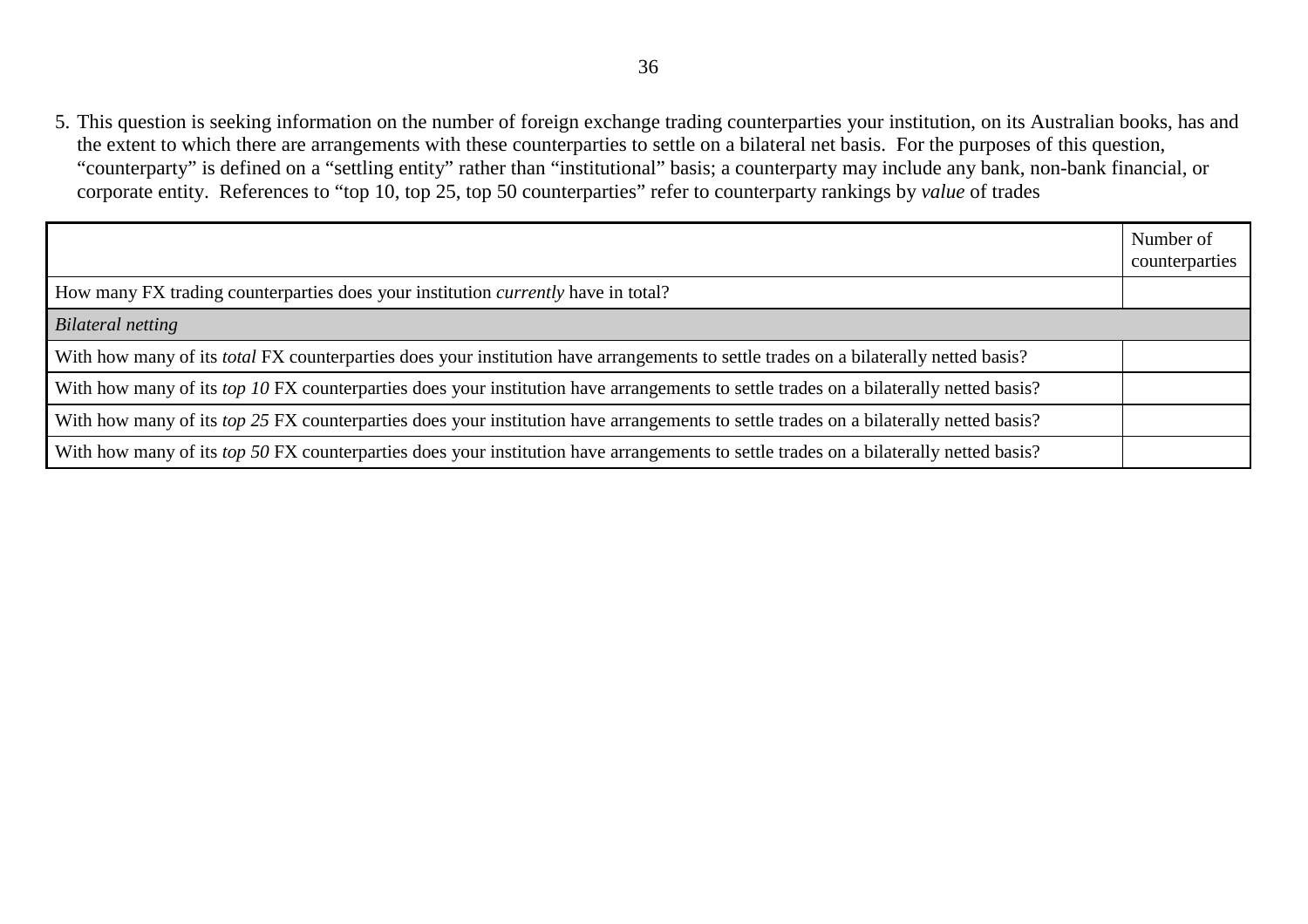5. This question is seeking information on the number of foreign exchange trading counterparties your institution, on its Australian books, has and the extent to which there are arrangements with these counterparties to settle on a bilateral net basis. For the purposes of this question, "counterparty" is defined on a "settling entity" rather than "institutional" basis; a counterparty may include any bank, non-bank financial, or corporate entity. References to "top 10, top 25, top 50 counterparties" refer to counterparty rankings by *value* of trades

| | Number of counterparties |
|---|---|
| How many FX trading counterparties does your institution *currently* have in total? | |
| *Bilateral netting* | |
| With how many of its *total* FX counterparties does your institution have arrangements to settle trades on a bilaterally netted basis? | |
| With how many of its *top 10* FX counterparties does your institution have arrangements to settle trades on a bilaterally netted basis? | |
| With how many of its *top 25* FX counterparties does your institution have arrangements to settle trades on a bilaterally netted basis? | |
| With how many of its *top 50* FX counterparties does your institution have arrangements to settle trades on a bilaterally netted basis? | |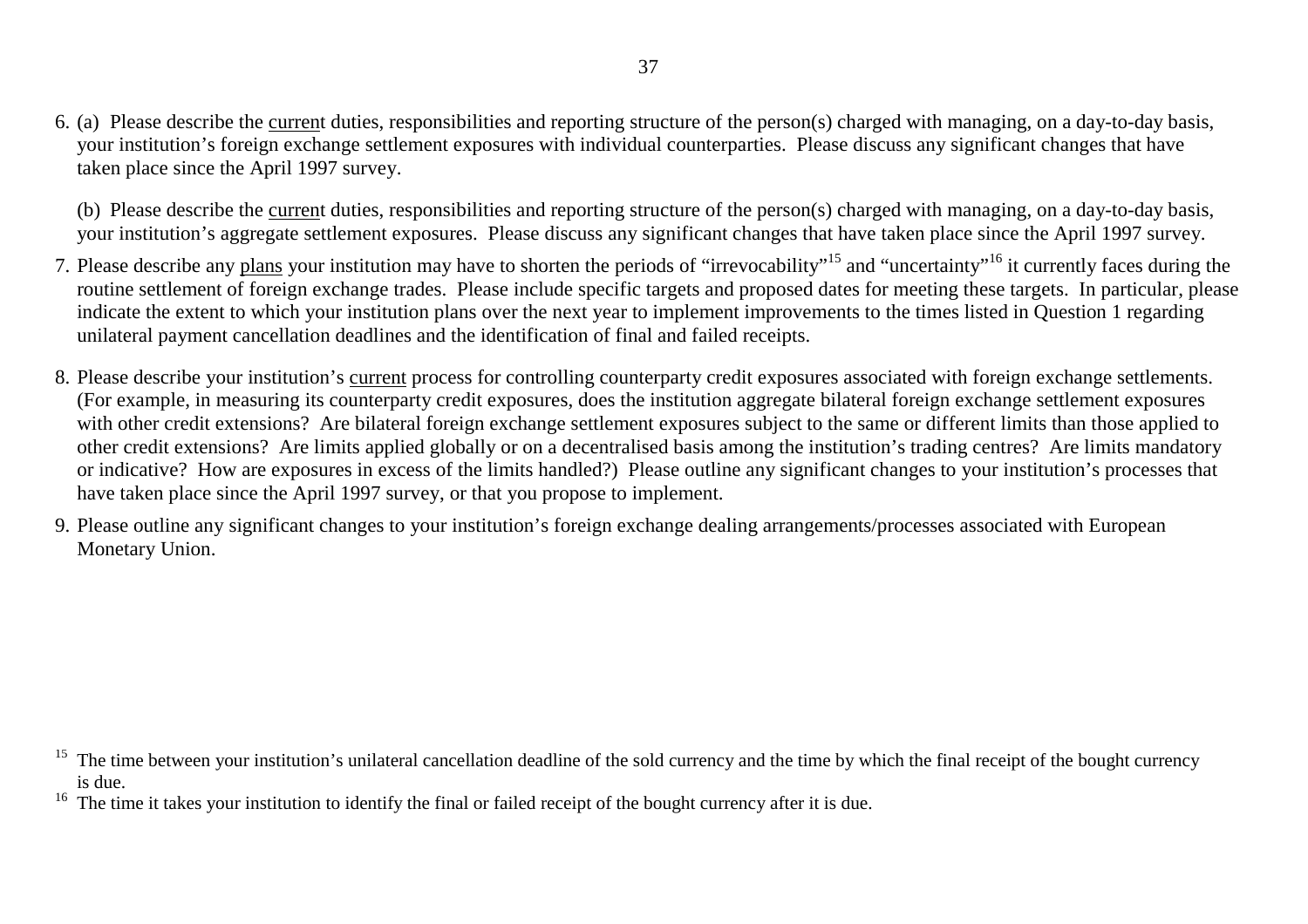6. (a) Please describe the current duties, responsibilities and reporting structure of the person(s) charged with managing, on a day-to-day basis, your institution's foreign exchange settlement exposures with individual counterparties. Please discuss any significant changes that have taken place since the April 1997 survey.

   (b) Please describe the current duties, responsibilities and reporting structure of the person(s) charged with managing, on a day-to-day basis, your institution's aggregate settlement exposures. Please discuss any significant changes that have taken place since the April 1997 survey.

7. Please describe any plans your institution may have to shorten the periods of "irrevocability"[15] and "uncertainty"[16] it currently faces during the routine settlement of foreign exchange trades. Please include specific targets and proposed dates for meeting these targets. In particular, please indicate the extent to which your institution plans over the next year to implement improvements to the times listed in Question 1 regarding unilateral payment cancellation deadlines and the identification of final and failed receipts.

8. Please describe your institution's current process for controlling counterparty credit exposures associated with foreign exchange settlements. (For example, in measuring its counterparty credit exposures, does the institution aggregate bilateral foreign exchange settlement exposures with other credit extensions? Are bilateral foreign exchange settlement exposures subject to the same or different limits than those applied to other credit extensions? Are limits applied globally or on a decentralised basis among the institution's trading centres? Are limits mandatory or indicative? How are exposures in excess of the limits handled?) Please outline any significant changes to your institution's processes that have taken place since the April 1997 survey, or that you propose to implement.

9. Please outline any significant changes to your institution's foreign exchange dealing arrangements/processes associated with European Monetary Union.

---

[15] The time between your institution's unilateral cancellation deadline of the sold currency and the time by which the final receipt of the bought currency is due.

[16] The time it takes your institution to identify the final or failed receipt of the bought currency after it is due.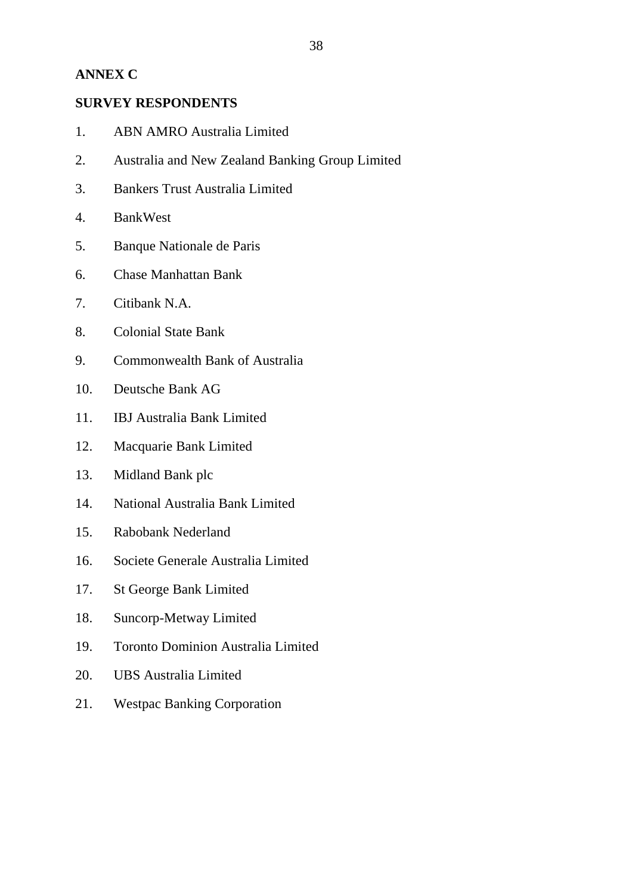## ANNEX C

### SURVEY RESPONDENTS

1. ABN AMRO Australia Limited
2. Australia and New Zealand Banking Group Limited
3. Bankers Trust Australia Limited
4. BankWest
5. Banque Nationale de Paris
6. Chase Manhattan Bank
7. Citibank N.A.
8. Colonial State Bank
9. Commonwealth Bank of Australia
10. Deutsche Bank AG
11. IBJ Australia Bank Limited
12. Macquarie Bank Limited
13. Midland Bank plc
14. National Australia Bank Limited
15. Rabobank Nederland
16. Societe Generale Australia Limited
17. St George Bank Limited
18. Suncorp-Metway Limited
19. Toronto Dominion Australia Limited
20. UBS Australia Limited
21. Westpac Banking Corporation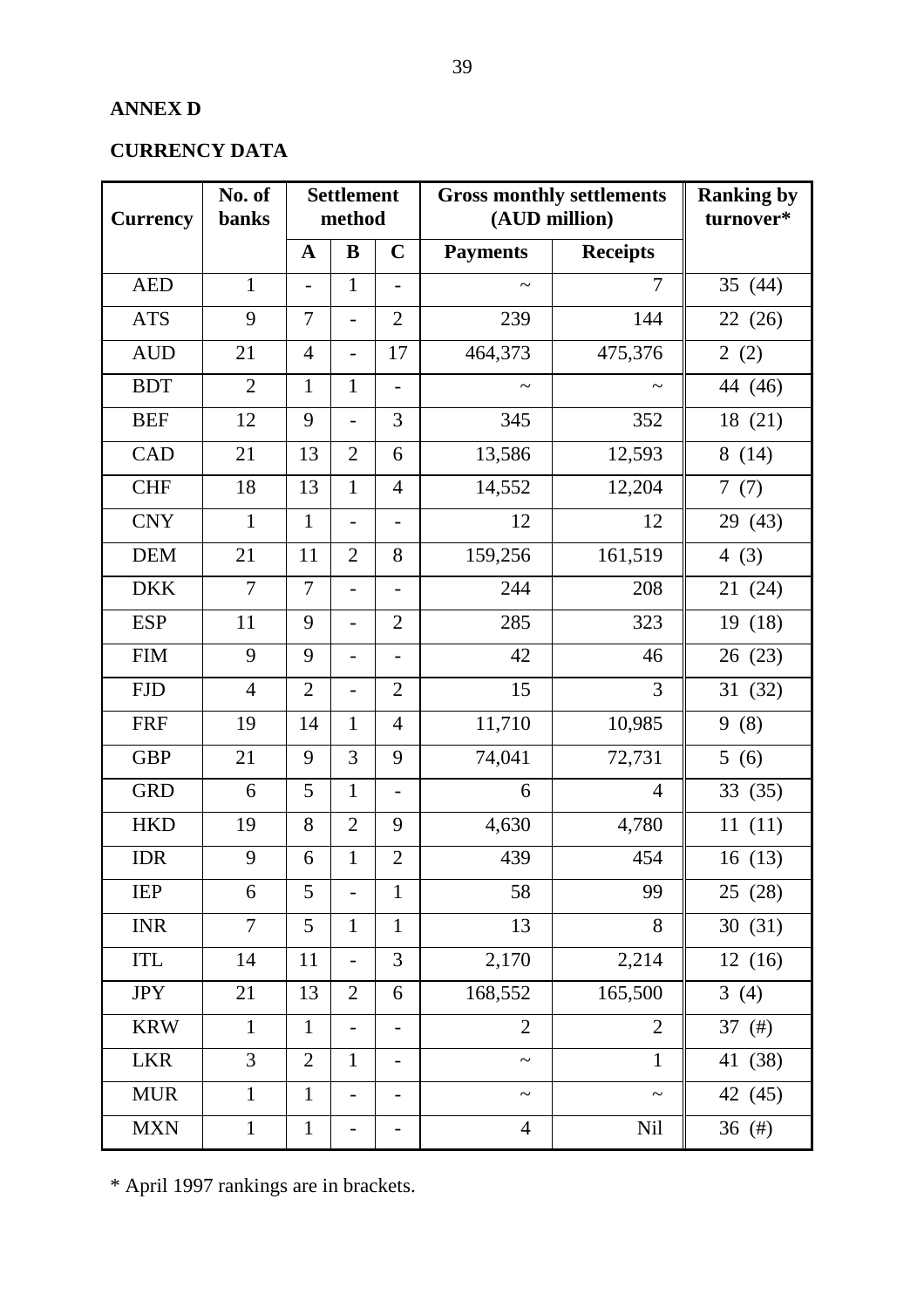**ANNEX D**

**CURRENCY DATA**

| Currency | No. of banks | Settlement method | | | Gross monthly settlements (AUD million) | | Ranking by turnover* |
|---|---|---|---|---|---|---|---|
| | | A | B | C | Payments | Receipts | |
| AED | 1 | - | 1 | - | ~ | 7 | 35 (44) |
| ATS | 9 | 7 | - | 2 | 239 | 144 | 22 (26) |
| AUD | 21 | 4 | - | 17 | 464,373 | 475,376 | 2 (2) |
| BDT | 2 | 1 | 1 | - | ~ | ~ | 44 (46) |
| BEF | 12 | 9 | - | 3 | 345 | 352 | 18 (21) |
| CAD | 21 | 13 | 2 | 6 | 13,586 | 12,593 | 8 (14) |
| CHF | 18 | 13 | 1 | 4 | 14,552 | 12,204 | 7 (7) |
| CNY | 1 | 1 | - | - | 12 | 12 | 29 (43) |
| DEM | 21 | 11 | 2 | 8 | 159,256 | 161,519 | 4 (3) |
| DKK | 7 | 7 | - | - | 244 | 208 | 21 (24) |
| ESP | 11 | 9 | - | 2 | 285 | 323 | 19 (18) |
| FIM | 9 | 9 | - | - | 42 | 46 | 26 (23) |
| FJD | 4 | 2 | - | 2 | 15 | 3 | 31 (32) |
| FRF | 19 | 14 | 1 | 4 | 11,710 | 10,985 | 9 (8) |
| GBP | 21 | 9 | 3 | 9 | 74,041 | 72,731 | 5 (6) |
| GRD | 6 | 5 | 1 | - | 6 | 4 | 33 (35) |
| HKD | 19 | 8 | 2 | 9 | 4,630 | 4,780 | 11 (11) |
| IDR | 9 | 6 | 1 | 2 | 439 | 454 | 16 (13) |
| IEP | 6 | 5 | - | 1 | 58 | 99 | 25 (28) |
| INR | 7 | 5 | 1 | 1 | 13 | 8 | 30 (31) |
| ITL | 14 | 11 | - | 3 | 2,170 | 2,214 | 12 (16) |
| JPY | 21 | 13 | 2 | 6 | 168,552 | 165,500 | 3 (4) |
| KRW | 1 | 1 | - | - | 2 | 2 | 37 (#) |
| LKR | 3 | 2 | 1 | - | ~ | 1 | 41 (38) |
| MUR | 1 | 1 | - | - | ~ | ~ | 42 (45) |
| MXN | 1 | 1 | - | - | 4 | Nil | 36 (#) |

\* April 1997 rankings are in brackets.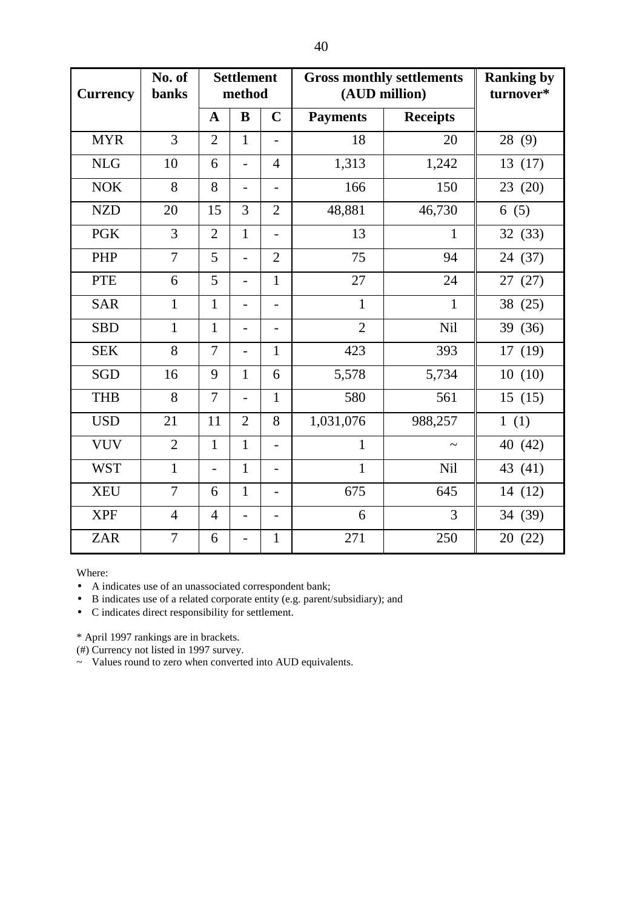| Currency | No. of banks | Settlement method | | | Gross monthly settlements (AUD million) | | Ranking by turnover* |
|---|---|---|---|---|---|---|---|
| | | A | B | C | Payments | Receipts | |
| MYR | 3 | 2 | 1 | - | 18 | 20 | 28 (9) |
| NLG | 10 | 6 | - | 4 | 1,313 | 1,242 | 13 (17) |
| NOK | 8 | 8 | - | - | 166 | 150 | 23 (20) |
| NZD | 20 | 15 | 3 | 2 | 48,881 | 46,730 | 6 (5) |
| PGK | 3 | 2 | 1 | - | 13 | 1 | 32 (33) |
| PHP | 7 | 5 | - | 2 | 75 | 94 | 24 (37) |
| PTE | 6 | 5 | - | 1 | 27 | 24 | 27 (27) |
| SAR | 1 | 1 | - | - | 1 | 1 | 38 (25) |
| SBD | 1 | 1 | - | - | 2 | Nil | 39 (36) |
| SEK | 8 | 7 | - | 1 | 423 | 393 | 17 (19) |
| SGD | 16 | 9 | 1 | 6 | 5,578 | 5,734 | 10 (10) |
| THB | 8 | 7 | - | 1 | 580 | 561 | 15 (15) |
| USD | 21 | 11 | 2 | 8 | 1,031,076 | 988,257 | 1 (1) |
| VUV | 2 | 1 | 1 | - | 1 | ~ | 40 (42) |
| WST | 1 | - | 1 | - | 1 | Nil | 43 (41) |
| XEU | 7 | 6 | 1 | - | 675 | 645 | 14 (12) |
| XPF | 4 | 4 | - | - | 6 | 3 | 34 (39) |
| ZAR | 7 | 6 | - | 1 | 271 | 250 | 20 (22) |

Where:

- A indicates use of an unassociated correspondent bank;
- B indicates use of a related corporate entity (e.g. parent/subsidiary); and
- C indicates direct responsibility for settlement.

\* April 1997 rankings are in brackets.

(#) Currency not listed in 1997 survey.

~ Values round to zero when converted into AUD equivalents.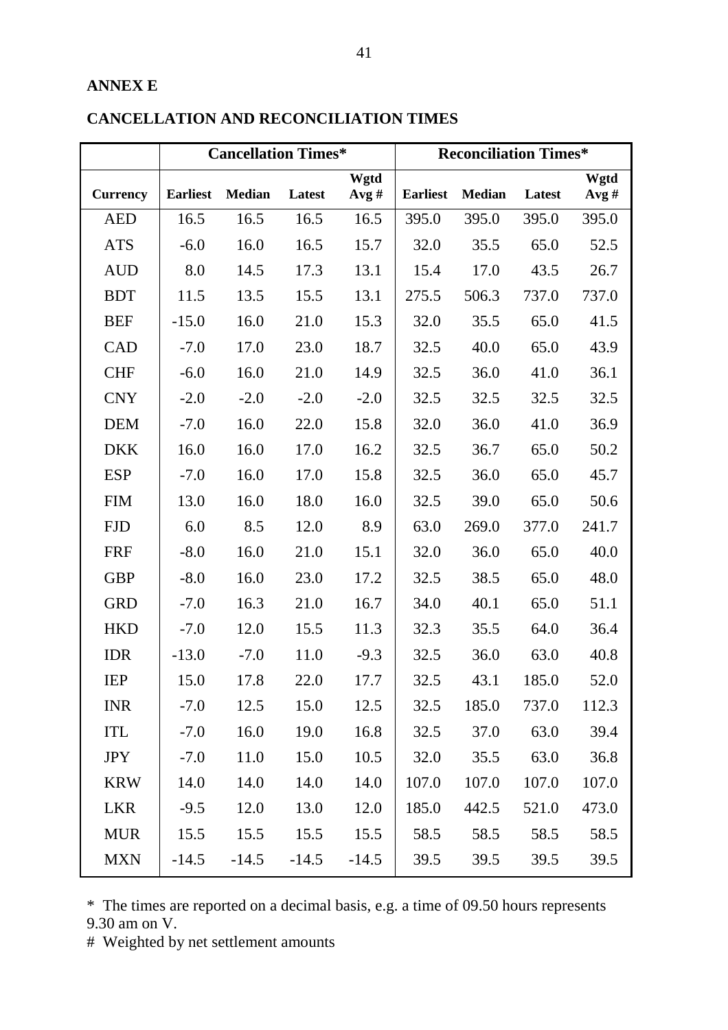**ANNEX E**

**CANCELLATION AND RECONCILIATION TIMES**

| | Cancellation Times* | | | | Reconciliation Times* | | | |
|---|---|---|---|---|---|---|---|---|
| **Currency** | **Earliest** | **Median** | **Latest** | **Wgtd Avg #** | **Earliest** | **Median** | **Latest** | **Wgtd Avg #** |
| AED | 16.5 | 16.5 | 16.5 | 16.5 | 395.0 | 395.0 | 395.0 | 395.0 |
| ATS | -6.0 | 16.0 | 16.5 | 15.7 | 32.0 | 35.5 | 65.0 | 52.5 |
| AUD | 8.0 | 14.5 | 17.3 | 13.1 | 15.4 | 17.0 | 43.5 | 26.7 |
| BDT | 11.5 | 13.5 | 15.5 | 13.1 | 275.5 | 506.3 | 737.0 | 737.0 |
| BEF | -15.0 | 16.0 | 21.0 | 15.3 | 32.0 | 35.5 | 65.0 | 41.5 |
| CAD | -7.0 | 17.0 | 23.0 | 18.7 | 32.5 | 40.0 | 65.0 | 43.9 |
| CHF | -6.0 | 16.0 | 21.0 | 14.9 | 32.5 | 36.0 | 41.0 | 36.1 |
| CNY | -2.0 | -2.0 | -2.0 | -2.0 | 32.5 | 32.5 | 32.5 | 32.5 |
| DEM | -7.0 | 16.0 | 22.0 | 15.8 | 32.0 | 36.0 | 41.0 | 36.9 |
| DKK | 16.0 | 16.0 | 17.0 | 16.2 | 32.5 | 36.7 | 65.0 | 50.2 |
| ESP | -7.0 | 16.0 | 17.0 | 15.8 | 32.5 | 36.0 | 65.0 | 45.7 |
| FIM | 13.0 | 16.0 | 18.0 | 16.0 | 32.5 | 39.0 | 65.0 | 50.6 |
| FJD | 6.0 | 8.5 | 12.0 | 8.9 | 63.0 | 269.0 | 377.0 | 241.7 |
| FRF | -8.0 | 16.0 | 21.0 | 15.1 | 32.0 | 36.0 | 65.0 | 40.0 |
| GBP | -8.0 | 16.0 | 23.0 | 17.2 | 32.5 | 38.5 | 65.0 | 48.0 |
| GRD | -7.0 | 16.3 | 21.0 | 16.7 | 34.0 | 40.1 | 65.0 | 51.1 |
| HKD | -7.0 | 12.0 | 15.5 | 11.3 | 32.3 | 35.5 | 64.0 | 36.4 |
| IDR | -13.0 | -7.0 | 11.0 | -9.3 | 32.5 | 36.0 | 63.0 | 40.8 |
| IEP | 15.0 | 17.8 | 22.0 | 17.7 | 32.5 | 43.1 | 185.0 | 52.0 |
| INR | -7.0 | 12.5 | 15.0 | 12.5 | 32.5 | 185.0 | 737.0 | 112.3 |
| ITL | -7.0 | 16.0 | 19.0 | 16.8 | 32.5 | 37.0 | 63.0 | 39.4 |
| JPY | -7.0 | 11.0 | 15.0 | 10.5 | 32.0 | 35.5 | 63.0 | 36.8 |
| KRW | 14.0 | 14.0 | 14.0 | 14.0 | 107.0 | 107.0 | 107.0 | 107.0 |
| LKR | -9.5 | 12.0 | 13.0 | 12.0 | 185.0 | 442.5 | 521.0 | 473.0 |
| MUR | 15.5 | 15.5 | 15.5 | 15.5 | 58.5 | 58.5 | 58.5 | 58.5 |
| MXN | -14.5 | -14.5 | -14.5 | -14.5 | 39.5 | 39.5 | 39.5 | 39.5 |

\* The times are reported on a decimal basis, e.g. a time of 09.50 hours represents 9.30 am on V.

\# Weighted by net settlement amounts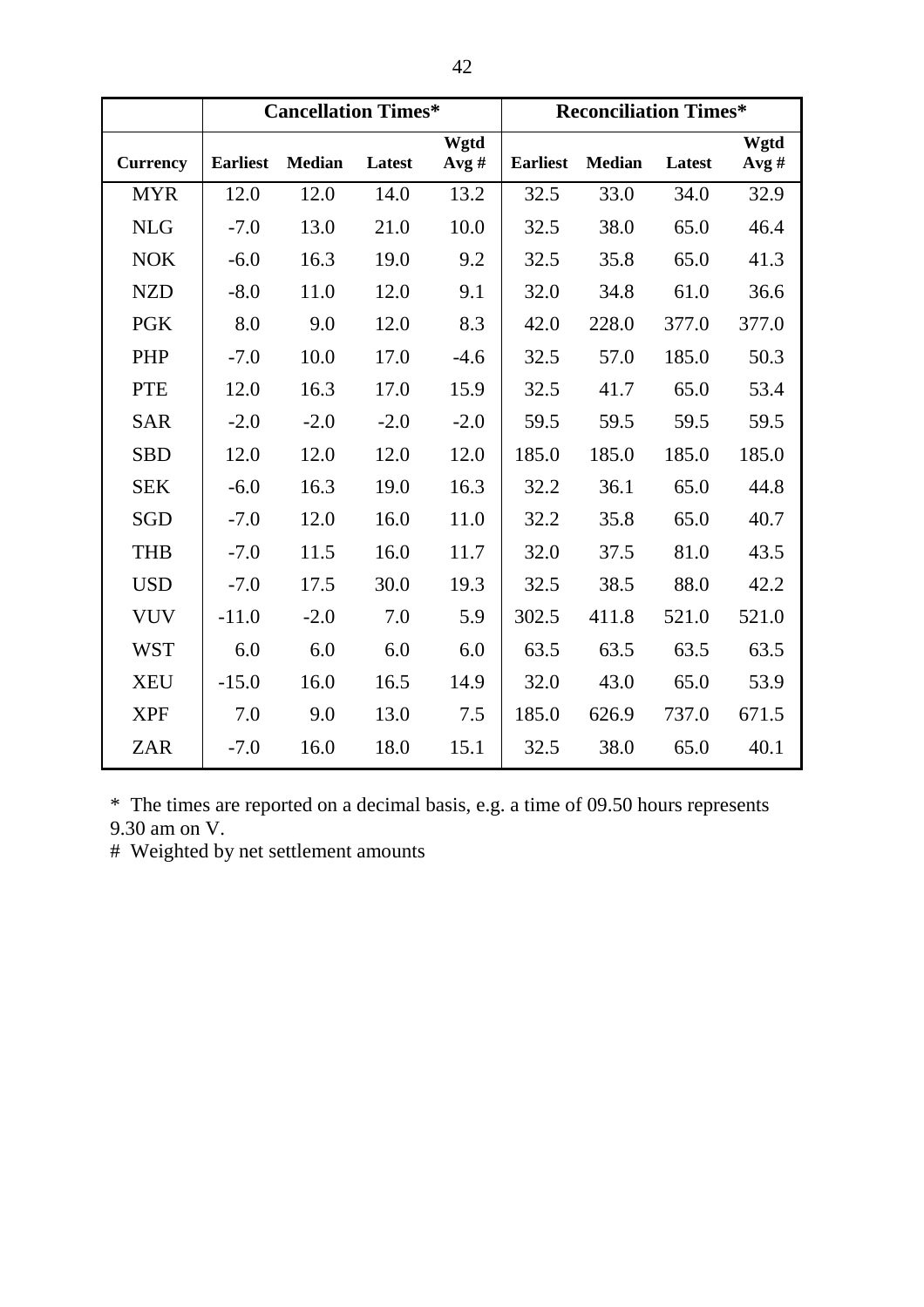| | Cancellation Times* | | | | Reconciliation Times* | | | |
|---|---|---|---|---|---|---|---|---|
| Currency | Earliest | Median | Latest | Wgtd Avg # | Earliest | Median | Latest | Wgtd Avg # |
| MYR | 12.0 | 12.0 | 14.0 | 13.2 | 32.5 | 33.0 | 34.0 | 32.9 |
| NLG | -7.0 | 13.0 | 21.0 | 10.0 | 32.5 | 38.0 | 65.0 | 46.4 |
| NOK | -6.0 | 16.3 | 19.0 | 9.2 | 32.5 | 35.8 | 65.0 | 41.3 |
| NZD | -8.0 | 11.0 | 12.0 | 9.1 | 32.0 | 34.8 | 61.0 | 36.6 |
| PGK | 8.0 | 9.0 | 12.0 | 8.3 | 42.0 | 228.0 | 377.0 | 377.0 |
| PHP | -7.0 | 10.0 | 17.0 | -4.6 | 32.5 | 57.0 | 185.0 | 50.3 |
| PTE | 12.0 | 16.3 | 17.0 | 15.9 | 32.5 | 41.7 | 65.0 | 53.4 |
| SAR | -2.0 | -2.0 | -2.0 | -2.0 | 59.5 | 59.5 | 59.5 | 59.5 |
| SBD | 12.0 | 12.0 | 12.0 | 12.0 | 185.0 | 185.0 | 185.0 | 185.0 |
| SEK | -6.0 | 16.3 | 19.0 | 16.3 | 32.2 | 36.1 | 65.0 | 44.8 |
| SGD | -7.0 | 12.0 | 16.0 | 11.0 | 32.2 | 35.8 | 65.0 | 40.7 |
| THB | -7.0 | 11.5 | 16.0 | 11.7 | 32.0 | 37.5 | 81.0 | 43.5 |
| USD | -7.0 | 17.5 | 30.0 | 19.3 | 32.5 | 38.5 | 88.0 | 42.2 |
| VUV | -11.0 | -2.0 | 7.0 | 5.9 | 302.5 | 411.8 | 521.0 | 521.0 |
| WST | 6.0 | 6.0 | 6.0 | 6.0 | 63.5 | 63.5 | 63.5 | 63.5 |
| XEU | -15.0 | 16.0 | 16.5 | 14.9 | 32.0 | 43.0 | 65.0 | 53.9 |
| XPF | 7.0 | 9.0 | 13.0 | 7.5 | 185.0 | 626.9 | 737.0 | 671.5 |
| ZAR | -7.0 | 16.0 | 18.0 | 15.1 | 32.5 | 38.0 | 65.0 | 40.1 |

\* The times are reported on a decimal basis, e.g. a time of 09.50 hours represents 9.30 am on V.

\# Weighted by net settlement amounts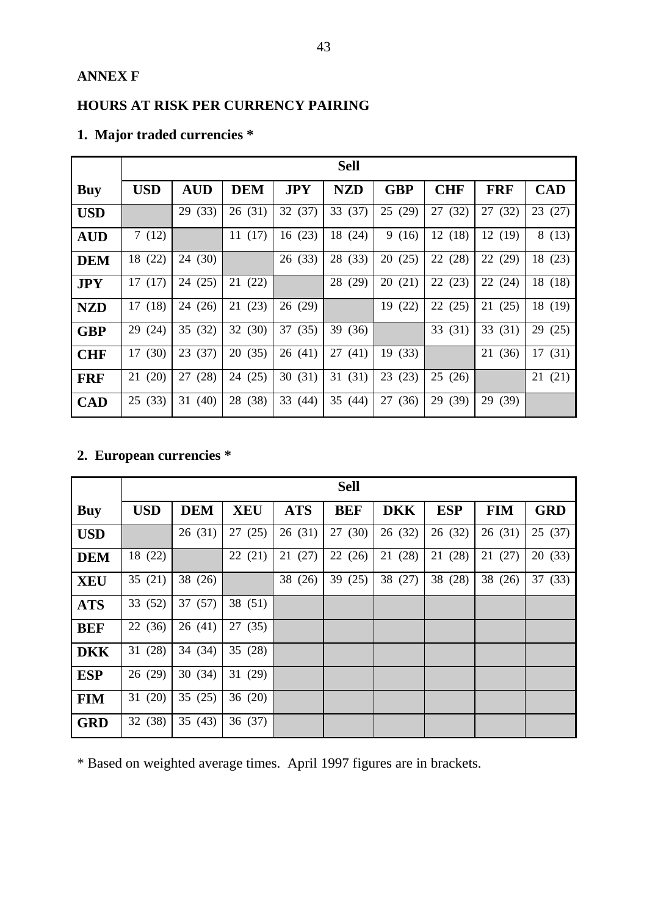## ANNEX F

## HOURS AT RISK PER CURRENCY PAIRING

### 1. Major traded currencies *

| | Sell | | | | | | | | |
|---|---|---|---|---|---|---|---|---|---|
| **Buy** | **USD** | **AUD** | **DEM** | **JPY** | **NZD** | **GBP** | **CHF** | **FRF** | **CAD** |
| **USD** | | 29 (33) | 26 (31) | 32 (37) | 33 (37) | 25 (29) | 27 (32) | 27 (32) | 23 (27) |
| **AUD** | 7 (12) | | 11 (17) | 16 (23) | 18 (24) | 9 (16) | 12 (18) | 12 (19) | 8 (13) |
| **DEM** | 18 (22) | 24 (30) | | 26 (33) | 28 (33) | 20 (25) | 22 (28) | 22 (29) | 18 (23) |
| **JPY** | 17 (17) | 24 (25) | 21 (22) | | 28 (29) | 20 (21) | 22 (23) | 22 (24) | 18 (18) |
| **NZD** | 17 (18) | 24 (26) | 21 (23) | 26 (29) | | 19 (22) | 22 (25) | 21 (25) | 18 (19) |
| **GBP** | 29 (24) | 35 (32) | 32 (30) | 37 (35) | 39 (36) | | 33 (31) | 33 (31) | 29 (25) |
| **CHF** | 17 (30) | 23 (37) | 20 (35) | 26 (41) | 27 (41) | 19 (33) | | 21 (36) | 17 (31) |
| **FRF** | 21 (20) | 27 (28) | 24 (25) | 30 (31) | 31 (31) | 23 (23) | 25 (26) | | 21 (21) |
| **CAD** | 25 (33) | 31 (40) | 28 (38) | 33 (44) | 35 (44) | 27 (36) | 29 (39) | 29 (39) | |

### 2. European currencies *

| | Sell | | | | | | | | |
|---|---|---|---|---|---|---|---|---|---|
| **Buy** | **USD** | **DEM** | **XEU** | **ATS** | **BEF** | **DKK** | **ESP** | **FIM** | **GRD** |
| **USD** | | 26 (31) | 27 (25) | 26 (31) | 27 (30) | 26 (32) | 26 (32) | 26 (31) | 25 (37) |
| **DEM** | 18 (22) | | 22 (21) | 21 (27) | 22 (26) | 21 (28) | 21 (28) | 21 (27) | 20 (33) |
| **XEU** | 35 (21) | 38 (26) | | 38 (26) | 39 (25) | 38 (27) | 38 (28) | 38 (26) | 37 (33) |
| **ATS** | 33 (52) | 37 (57) | 38 (51) | | | | | | |
| **BEF** | 22 (36) | 26 (41) | 27 (35) | | | | | | |
| **DKK** | 31 (28) | 34 (34) | 35 (28) | | | | | | |
| **ESP** | 26 (29) | 30 (34) | 31 (29) | | | | | | |
| **FIM** | 31 (20) | 35 (25) | 36 (20) | | | | | | |
| **GRD** | 32 (38) | 35 (43) | 36 (37) | | | | | | |

* Based on weighted average times. April 1997 figures are in brackets.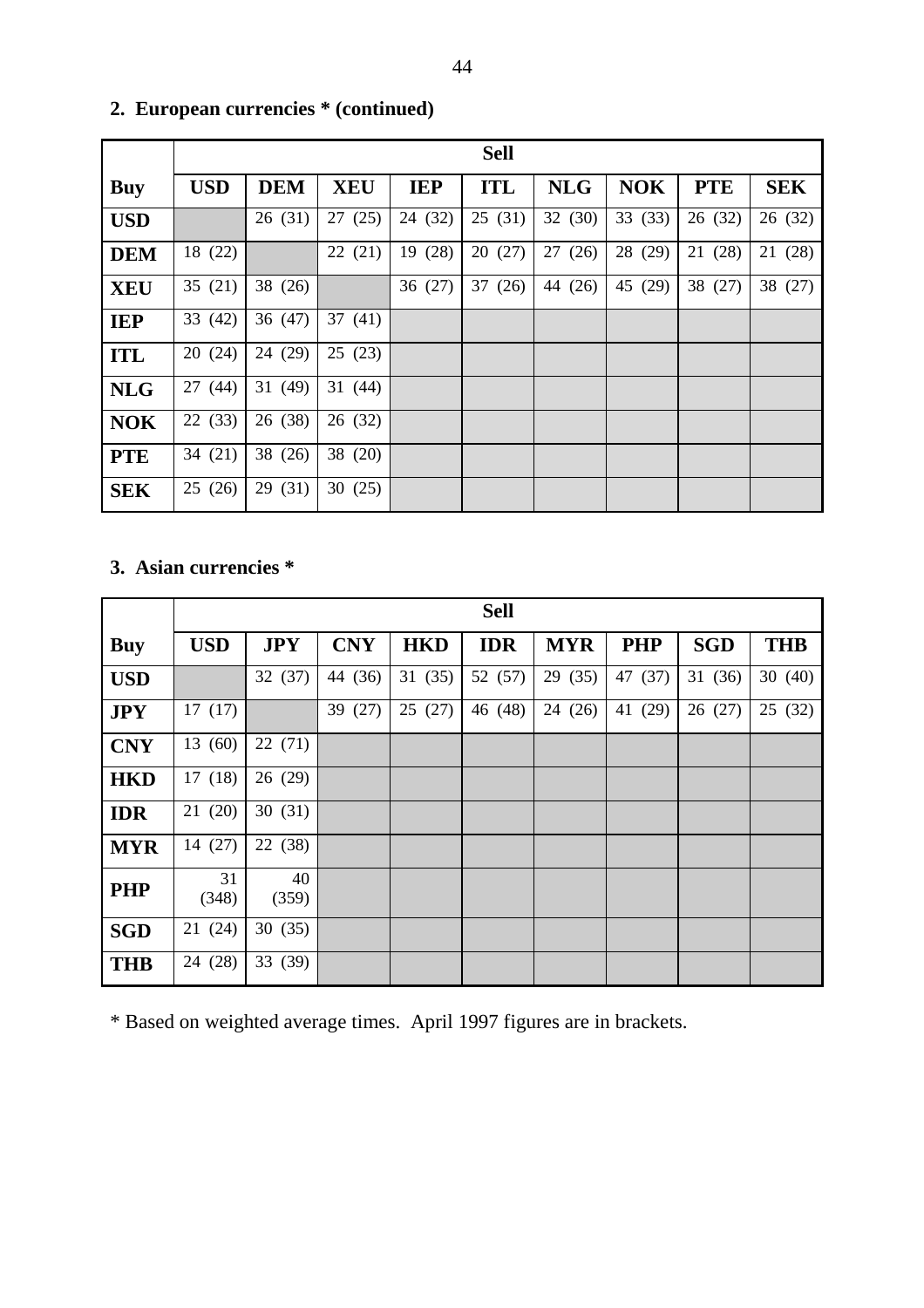## 2. European currencies * (continued)

| | Sell | | | | | | | | |
|---|---|---|---|---|---|---|---|---|---|
| **Buy** | **USD** | **DEM** | **XEU** | **IEP** | **ITL** | **NLG** | **NOK** | **PTE** | **SEK** |
| **USD** | | 26 (31) | 27 (25) | 24 (32) | 25 (31) | 32 (30) | 33 (33) | 26 (32) | 26 (32) |
| **DEM** | 18 (22) | | 22 (21) | 19 (28) | 20 (27) | 27 (26) | 28 (29) | 21 (28) | 21 (28) |
| **XEU** | 35 (21) | 38 (26) | | 36 (27) | 37 (26) | 44 (26) | 45 (29) | 38 (27) | 38 (27) |
| **IEP** | 33 (42) | 36 (47) | 37 (41) | | | | | | |
| **ITL** | 20 (24) | 24 (29) | 25 (23) | | | | | | |
| **NLG** | 27 (44) | 31 (49) | 31 (44) | | | | | | |
| **NOK** | 22 (33) | 26 (38) | 26 (32) | | | | | | |
| **PTE** | 34 (21) | 38 (26) | 38 (20) | | | | | | |
| **SEK** | 25 (26) | 29 (31) | 30 (25) | | | | | | |

## 3. Asian currencies *

| | Sell | | | | | | | | |
|---|---|---|---|---|---|---|---|---|---|
| **Buy** | **USD** | **JPY** | **CNY** | **HKD** | **IDR** | **MYR** | **PHP** | **SGD** | **THB** |
| **USD** | | 32 (37) | 44 (36) | 31 (35) | 52 (57) | 29 (35) | 47 (37) | 31 (36) | 30 (40) |
| **JPY** | 17 (17) | | 39 (27) | 25 (27) | 46 (48) | 24 (26) | 41 (29) | 26 (27) | 25 (32) |
| **CNY** | 13 (60) | 22 (71) | | | | | | | |
| **HKD** | 17 (18) | 26 (29) | | | | | | | |
| **IDR** | 21 (20) | 30 (31) | | | | | | | |
| **MYR** | 14 (27) | 22 (38) | | | | | | | |
| **PHP** | 31 (348) | 40 (359) | | | | | | | |
| **SGD** | 21 (24) | 30 (35) | | | | | | | |
| **THB** | 24 (28) | 33 (39) | | | | | | | |

* Based on weighted average times. April 1997 figures are in brackets.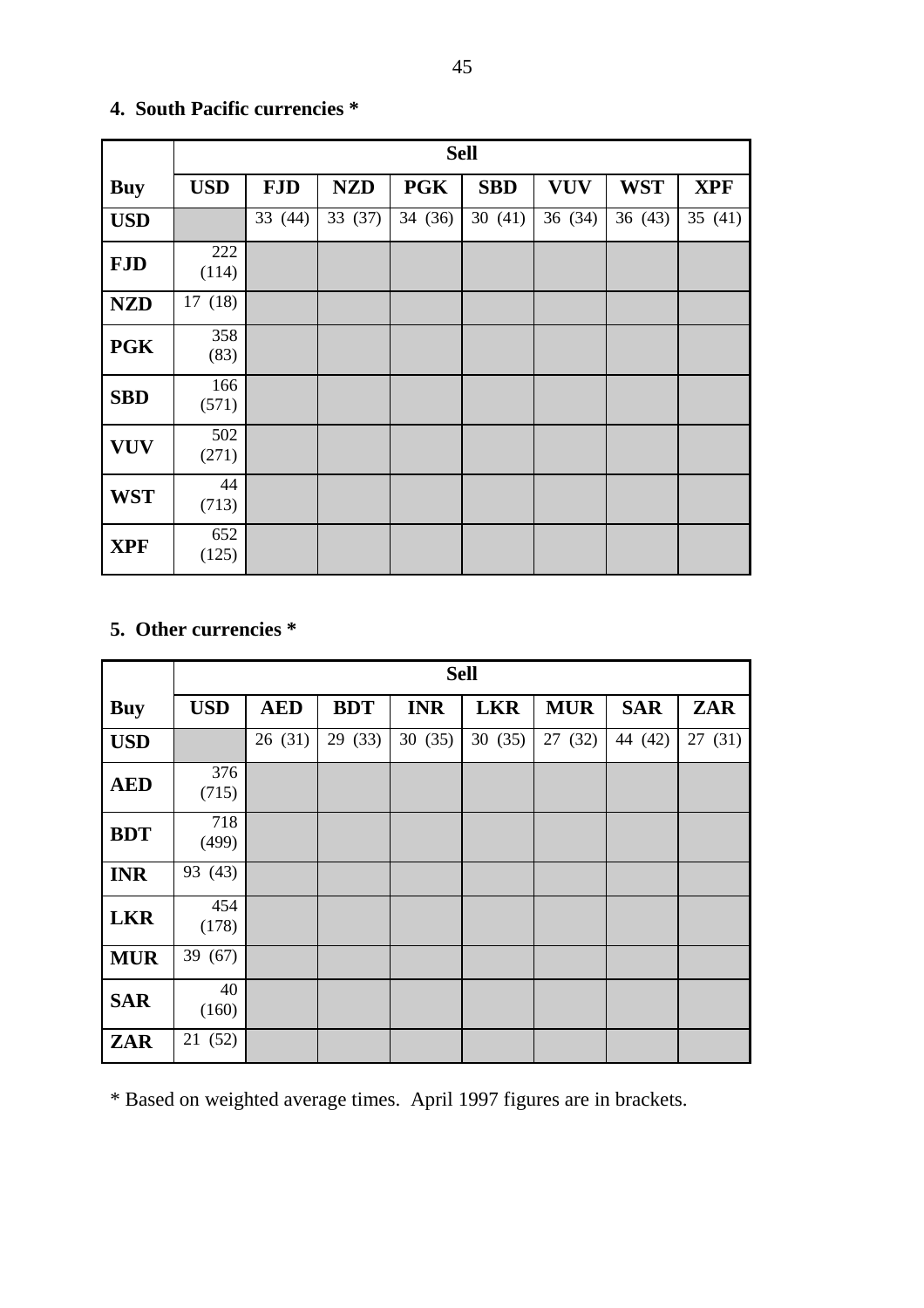## 4. South Pacific currencies *

| | Sell | | | | | | | |
|---|---|---|---|---|---|---|---|---|
| **Buy** | **USD** | **FJD** | **NZD** | **PGK** | **SBD** | **VUV** | **WST** | **XPF** |
| **USD** | | 33 (44) | 33 (37) | 34 (36) | 30 (41) | 36 (34) | 36 (43) | 35 (41) |
| **FJD** | 222 (114) | | | | | | | |
| **NZD** | 17 (18) | | | | | | | |
| **PGK** | 358 (83) | | | | | | | |
| **SBD** | 166 (571) | | | | | | | |
| **VUV** | 502 (271) | | | | | | | |
| **WST** | 44 (713) | | | | | | | |
| **XPF** | 652 (125) | | | | | | | |

## 5. Other currencies *

| | Sell | | | | | | | |
|---|---|---|---|---|---|---|---|---|
| **Buy** | **USD** | **AED** | **BDT** | **INR** | **LKR** | **MUR** | **SAR** | **ZAR** |
| **USD** | | 26 (31) | 29 (33) | 30 (35) | 30 (35) | 27 (32) | 44 (42) | 27 (31) |
| **AED** | 376 (715) | | | | | | | |
| **BDT** | 718 (499) | | | | | | | |
| **INR** | 93 (43) | | | | | | | |
| **LKR** | 454 (178) | | | | | | | |
| **MUR** | 39 (67) | | | | | | | |
| **SAR** | 40 (160) | | | | | | | |
| **ZAR** | 21 (52) | | | | | | | |

* Based on weighted average times. April 1997 figures are in brackets.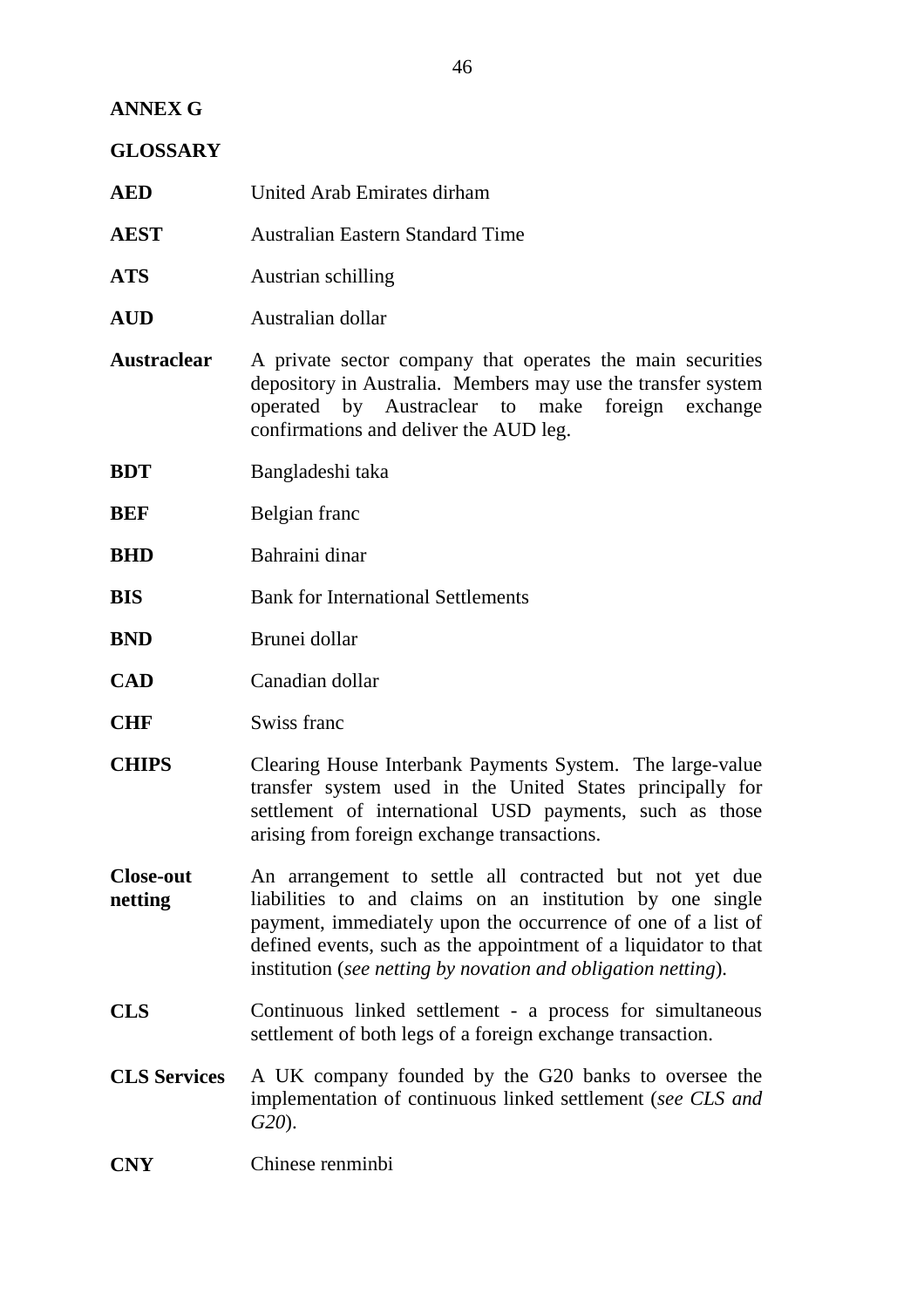## ANNEX G

## GLOSSARY

| | |
|---|---|
| **AED** | United Arab Emirates dirham |
| **AEST** | Australian Eastern Standard Time |
| **ATS** | Austrian schilling |
| **AUD** | Australian dollar |
| **Austraclear** | A private sector company that operates the main securities depository in Australia. Members may use the transfer system operated by Austraclear to make foreign exchange confirmations and deliver the AUD leg. |
| **BDT** | Bangladeshi taka |
| **BEF** | Belgian franc |
| **BHD** | Bahraini dinar |
| **BIS** | Bank for International Settlements |
| **BND** | Brunei dollar |
| **CAD** | Canadian dollar |
| **CHF** | Swiss franc |
| **CHIPS** | Clearing House Interbank Payments System. The large-value transfer system used in the United States principally for settlement of international USD payments, such as those arising from foreign exchange transactions. |
| **Close-out netting** | An arrangement to settle all contracted but not yet due liabilities to and claims on an institution by one single payment, immediately upon the occurrence of one of a list of defined events, such as the appointment of a liquidator to that institution (*see netting by novation and obligation netting*). |
| **CLS** | Continuous linked settlement - a process for simultaneous settlement of both legs of a foreign exchange transaction. |
| **CLS Services** | A UK company founded by the G20 banks to oversee the implementation of continuous linked settlement (*see CLS and G20*). |
| **CNY** | Chinese renminbi |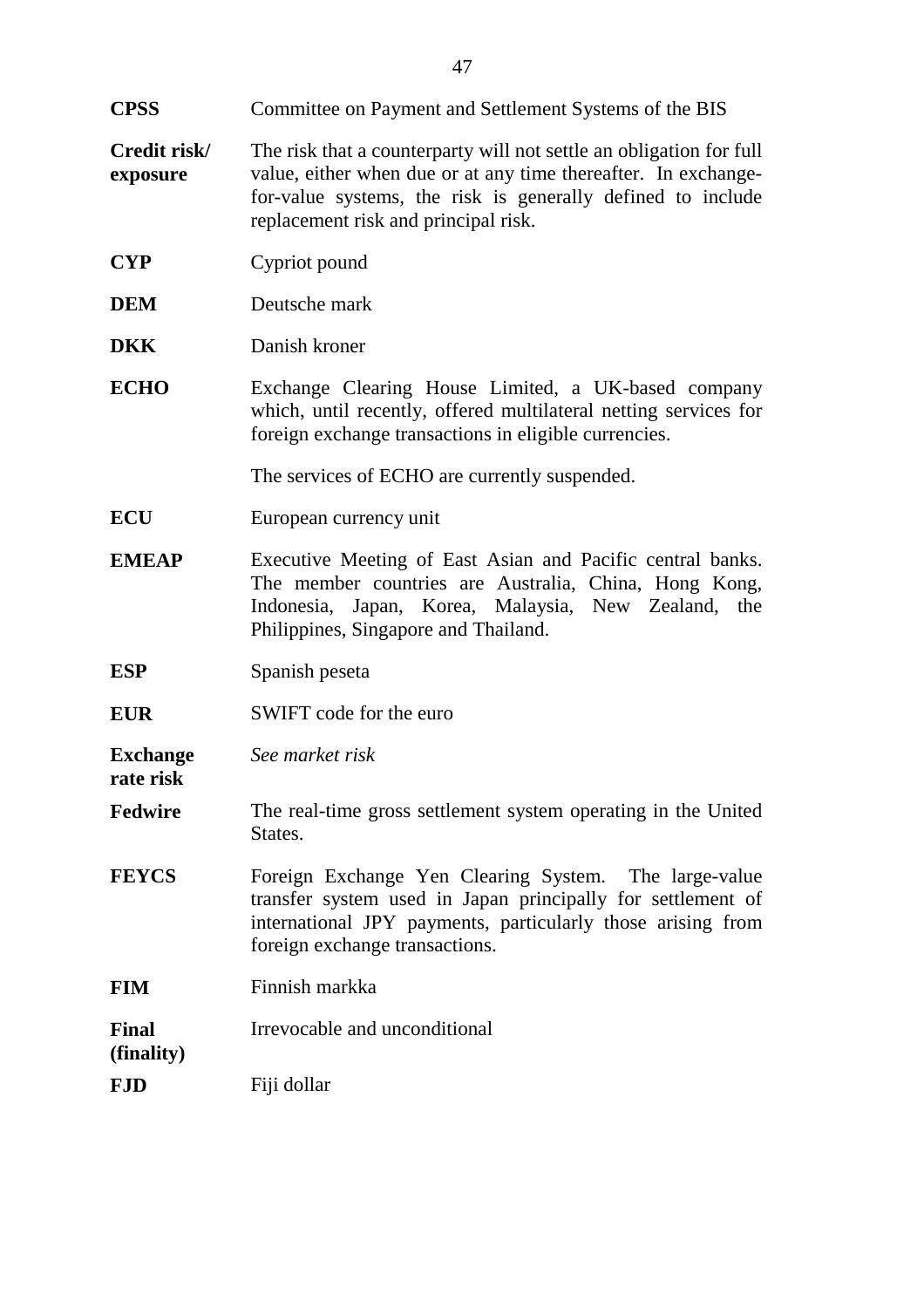**CPSS** Committee on Payment and Settlement Systems of the BIS

**Credit risk/ exposure** The risk that a counterparty will not settle an obligation for full value, either when due or at any time thereafter. In exchange-for-value systems, the risk is generally defined to include replacement risk and principal risk.

**CYP** Cypriot pound

**DEM** Deutsche mark

**DKK** Danish kroner

**ECHO** Exchange Clearing House Limited, a UK-based company which, until recently, offered multilateral netting services for foreign exchange transactions in eligible currencies.

The services of ECHO are currently suspended.

**ECU** European currency unit

**EMEAP** Executive Meeting of East Asian and Pacific central banks. The member countries are Australia, China, Hong Kong, Indonesia, Japan, Korea, Malaysia, New Zealand, the Philippines, Singapore and Thailand.

**ESP** Spanish peseta

**EUR** SWIFT code for the euro

**Exchange rate risk** *See market risk*

**Fedwire** The real-time gross settlement system operating in the United States.

**FEYCS** Foreign Exchange Yen Clearing System. The large-value transfer system used in Japan principally for settlement of international JPY payments, particularly those arising from foreign exchange transactions.

**FIM** Finnish markka

**Final (finality)** Irrevocable and unconditional

**FJD** Fiji dollar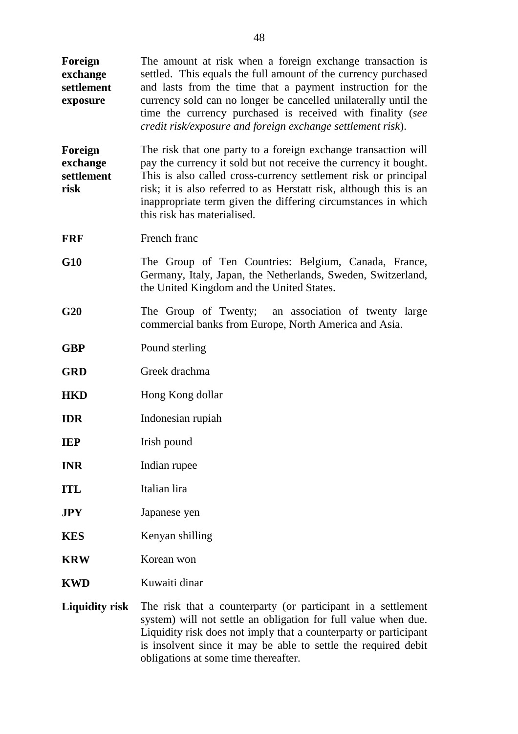**Foreign exchange settlement exposure** The amount at risk when a foreign exchange transaction is settled. This equals the full amount of the currency purchased and lasts from the time that a payment instruction for the currency sold can no longer be cancelled unilaterally until the time the currency purchased is received with finality (*see credit risk/exposure and foreign exchange settlement risk*).

**Foreign exchange settlement risk** The risk that one party to a foreign exchange transaction will pay the currency it sold but not receive the currency it bought. This is also called cross-currency settlement risk or principal risk; it is also referred to as Herstatt risk, although this is an inappropriate term given the differing circumstances in which this risk has materialised.

**FRF** French franc

**G10** The Group of Ten Countries: Belgium, Canada, France, Germany, Italy, Japan, the Netherlands, Sweden, Switzerland, the United Kingdom and the United States.

**G20** The Group of Twenty; an association of twenty large commercial banks from Europe, North America and Asia.

**GBP** Pound sterling

**GRD** Greek drachma

**HKD** Hong Kong dollar

**IDR** Indonesian rupiah

**IEP** Irish pound

**INR** Indian rupee

**ITL** Italian lira

**JPY** Japanese yen

**KES** Kenyan shilling

**KRW** Korean won

**KWD** Kuwaiti dinar

**Liquidity risk** The risk that a counterparty (or participant in a settlement system) will not settle an obligation for full value when due. Liquidity risk does not imply that a counterparty or participant is insolvent since it may be able to settle the required debit obligations at some time thereafter.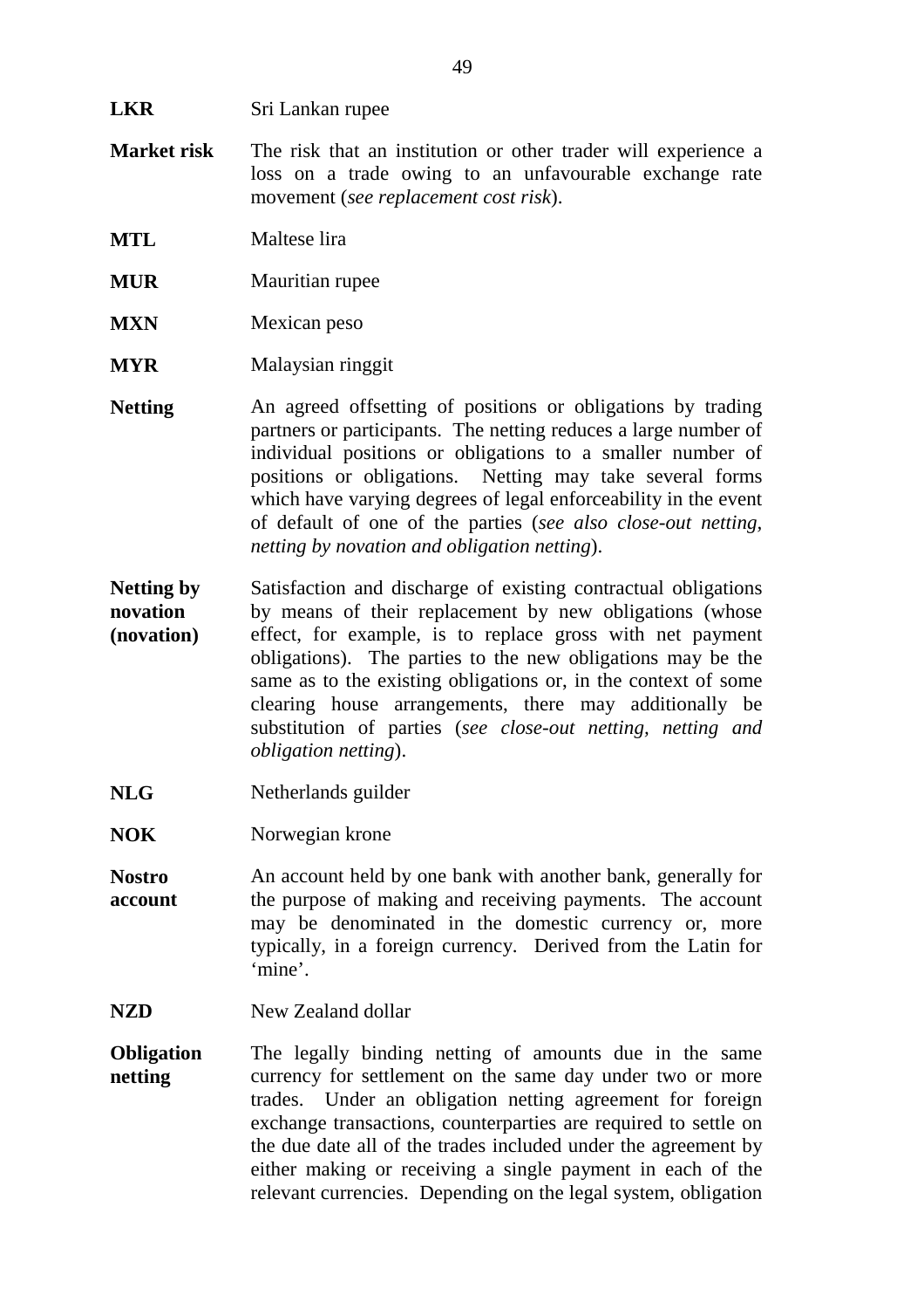**LKR** Sri Lankan rupee

**Market risk** The risk that an institution or other trader will experience a loss on a trade owing to an unfavourable exchange rate movement (*see replacement cost risk*).

**MTL** Maltese lira

**MUR** Mauritian rupee

**MXN** Mexican peso

**MYR** Malaysian ringgit

**Netting** An agreed offsetting of positions or obligations by trading partners or participants. The netting reduces a large number of individual positions or obligations to a smaller number of positions or obligations. Netting may take several forms which have varying degrees of legal enforceability in the event of default of one of the parties (*see also close-out netting, netting by novation and obligation netting*).

**Netting by novation (novation)** Satisfaction and discharge of existing contractual obligations by means of their replacement by new obligations (whose effect, for example, is to replace gross with net payment obligations). The parties to the new obligations may be the same as to the existing obligations or, in the context of some clearing house arrangements, there may additionally be substitution of parties (*see close-out netting, netting and obligation netting*).

**NLG** Netherlands guilder

**NOK** Norwegian krone

**Nostro account** An account held by one bank with another bank, generally for the purpose of making and receiving payments. The account may be denominated in the domestic currency or, more typically, in a foreign currency. Derived from the Latin for 'mine'.

**NZD** New Zealand dollar

**Obligation netting** The legally binding netting of amounts due in the same currency for settlement on the same day under two or more trades. Under an obligation netting agreement for foreign exchange transactions, counterparties are required to settle on the due date all of the trades included under the agreement by either making or receiving a single payment in each of the relevant currencies. Depending on the legal system, obligation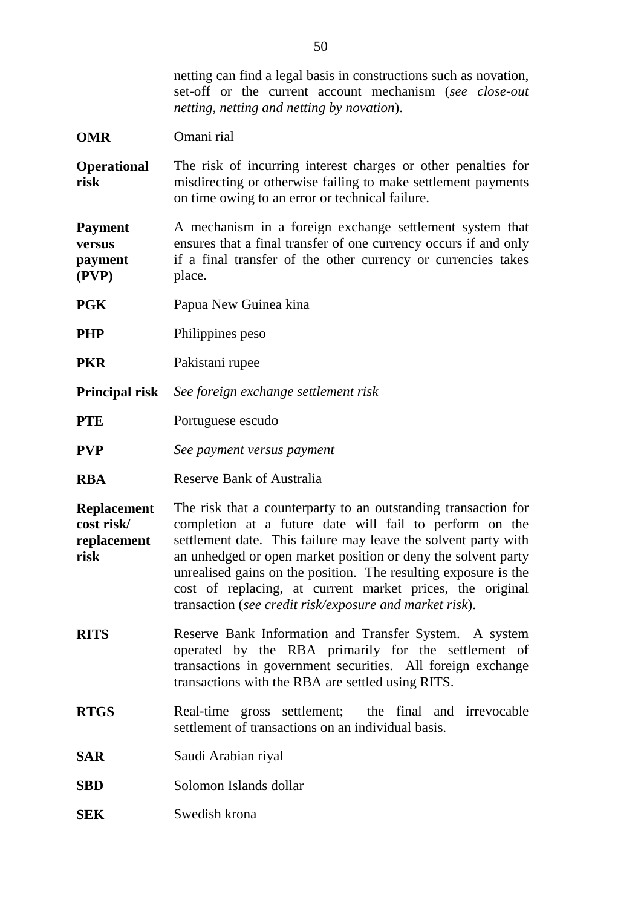netting can find a legal basis in constructions such as novation, set-off or the current account mechanism (*see close-out netting, netting and netting by novation*).

**OMR** Omani rial

**Operational risk** The risk of incurring interest charges or other penalties for misdirecting or otherwise failing to make settlement payments on time owing to an error or technical failure.

**Payment versus payment (PVP)** A mechanism in a foreign exchange settlement system that ensures that a final transfer of one currency occurs if and only if a final transfer of the other currency or currencies takes place.

**PGK** Papua New Guinea kina

**PHP** Philippines peso

**PKR** Pakistani rupee

**Principal risk** *See foreign exchange settlement risk*

**PTE** Portuguese escudo

**PVP** *See payment versus payment*

**RBA** Reserve Bank of Australia

**Replacement cost risk/ replacement risk** The risk that a counterparty to an outstanding transaction for completion at a future date will fail to perform on the settlement date. This failure may leave the solvent party with an unhedged or open market position or deny the solvent party unrealised gains on the position. The resulting exposure is the cost of replacing, at current market prices, the original transaction (*see credit risk/exposure and market risk*).

**RITS** Reserve Bank Information and Transfer System. A system operated by the RBA primarily for the settlement of transactions in government securities. All foreign exchange transactions with the RBA are settled using RITS.

**RTGS** Real-time gross settlement; the final and irrevocable settlement of transactions on an individual basis.

**SAR** Saudi Arabian riyal

**SBD** Solomon Islands dollar

**SEK** Swedish krona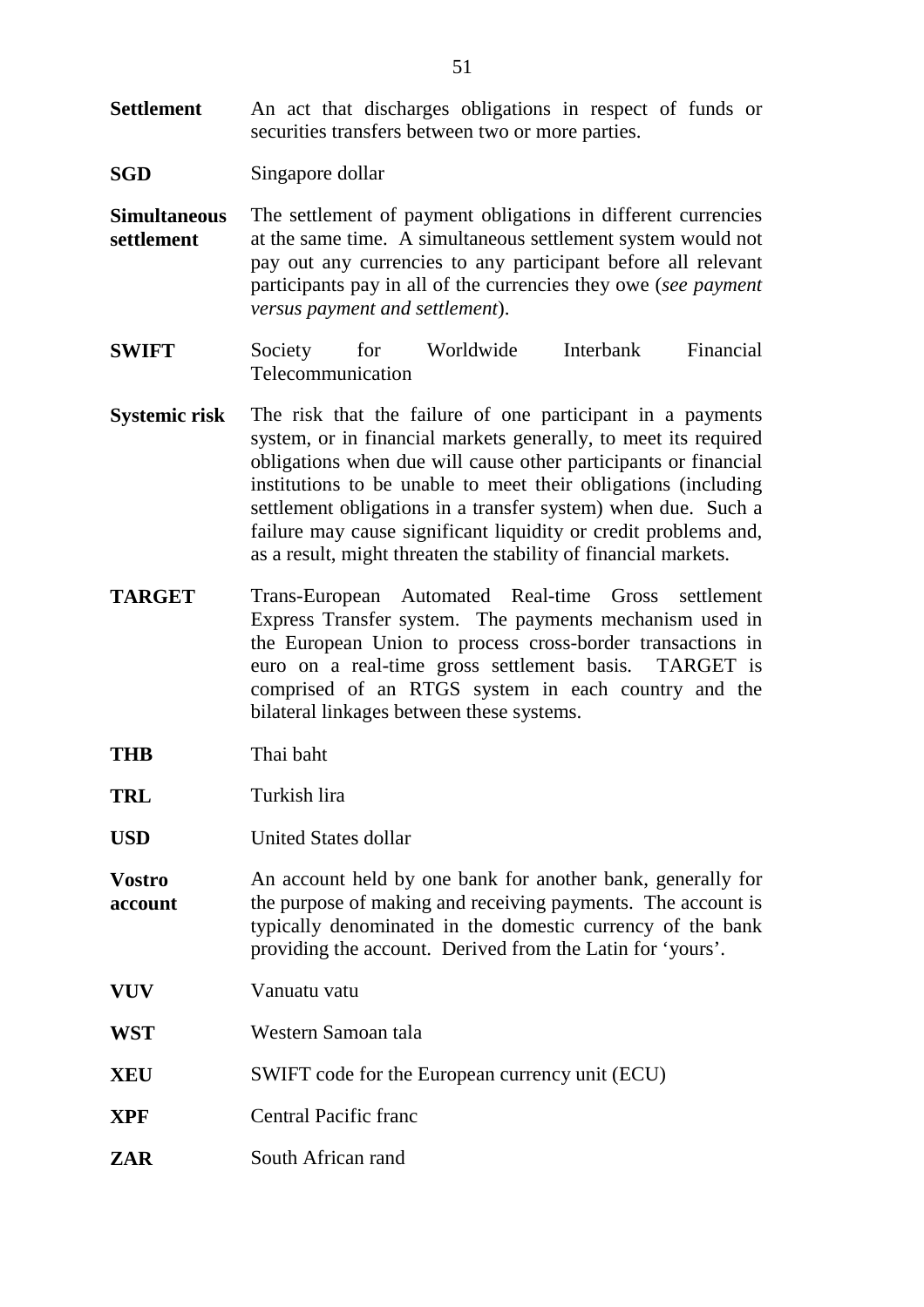**Settlement** An act that discharges obligations in respect of funds or securities transfers between two or more parties.

**SGD** Singapore dollar

**Simultaneous settlement** The settlement of payment obligations in different currencies at the same time. A simultaneous settlement system would not pay out any currencies to any participant before all relevant participants pay in all of the currencies they owe (*see payment versus payment and settlement*).

**SWIFT** Society for Worldwide Interbank Financial Telecommunication

**Systemic risk** The risk that the failure of one participant in a payments system, or in financial markets generally, to meet its required obligations when due will cause other participants or financial institutions to be unable to meet their obligations (including settlement obligations in a transfer system) when due. Such a failure may cause significant liquidity or credit problems and, as a result, might threaten the stability of financial markets.

**TARGET** Trans-European Automated Real-time Gross settlement Express Transfer system. The payments mechanism used in the European Union to process cross-border transactions in euro on a real-time gross settlement basis. TARGET is comprised of an RTGS system in each country and the bilateral linkages between these systems.

**THB** Thai baht

**TRL** Turkish lira

**USD** United States dollar

**Vostro account** An account held by one bank for another bank, generally for the purpose of making and receiving payments. The account is typically denominated in the domestic currency of the bank providing the account. Derived from the Latin for 'yours'.

**VUV** Vanuatu vatu

**WST** Western Samoan tala

**XEU** SWIFT code for the European currency unit (ECU)

**XPF** Central Pacific franc

**ZAR** South African rand